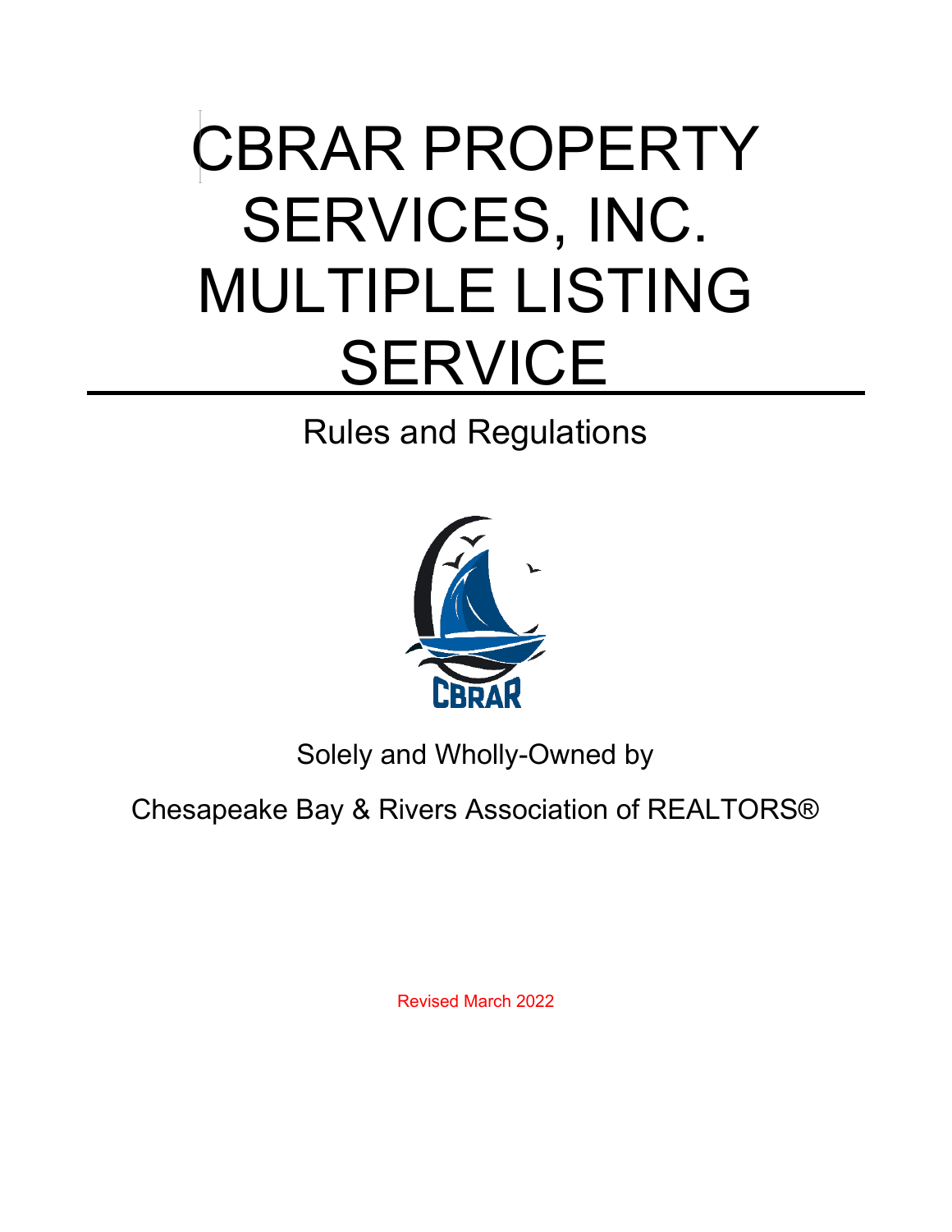# CBRAR PROPERTY SERVICES, INC. MULTIPLE LISTING SERVICE

## Rules and Regulations

Solely and Wholly-Owned by

Chesapeake Bay & Rivers Association of REALTORS®

Revised March 2022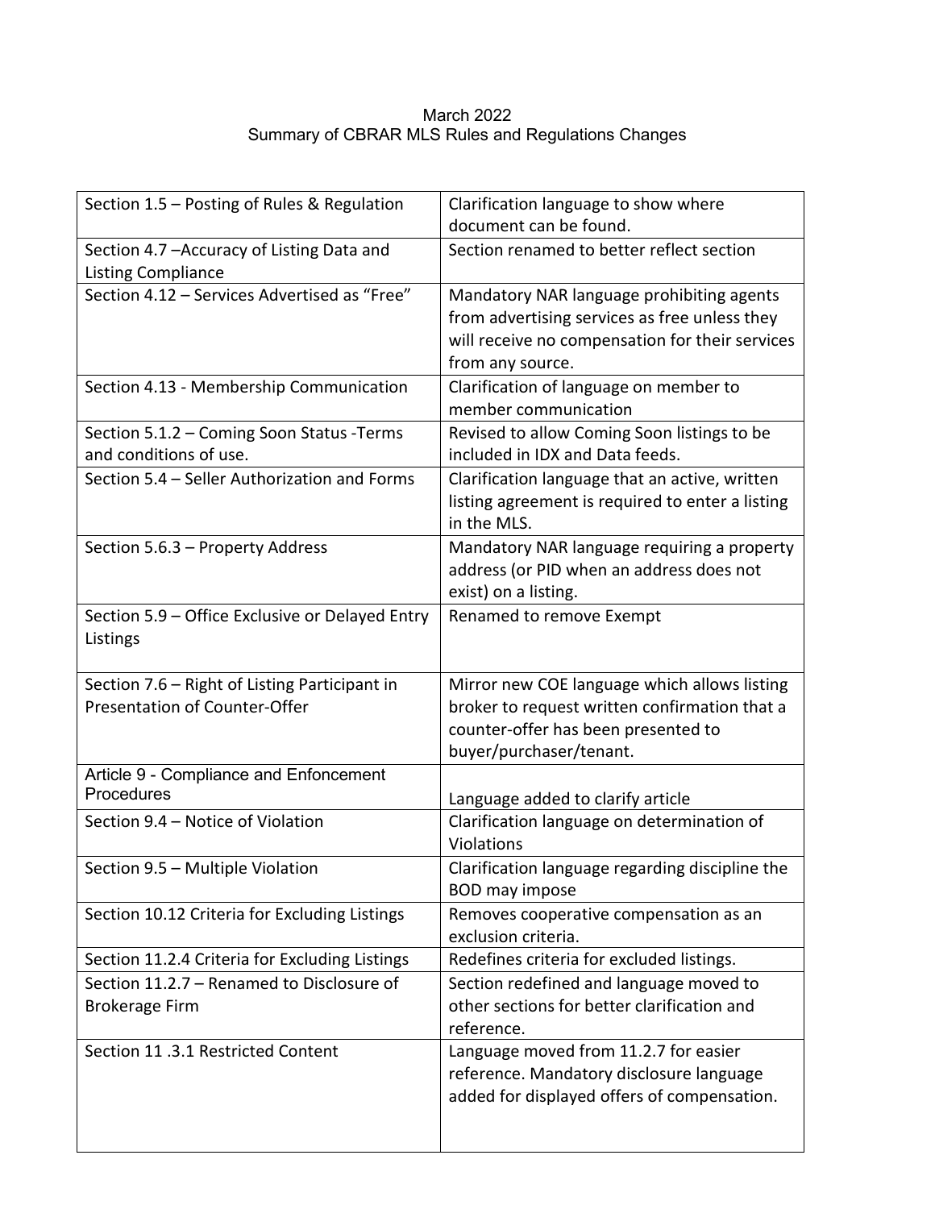March 2022
Summary of CBRAR MLS Rules and Regulations Changes

| Section | Description |
|---|---|
| Section 1.5 – Posting of Rules & Regulation | Clarification language to show where document can be found. |
| Section 4.7 –Accuracy of Listing Data and Listing Compliance | Section renamed to better reflect section |
| Section 4.12 – Services Advertised as "Free" | Mandatory NAR language prohibiting agents from advertising services as free unless they will receive no compensation for their services from any source. |
| Section 4.13 - Membership Communication | Clarification of language on member to member communication |
| Section 5.1.2 – Coming Soon Status -Terms and conditions of use. | Revised to allow Coming Soon listings to be included in IDX and Data feeds. |
| Section 5.4 – Seller Authorization and Forms | Clarification language that an active, written listing agreement is required to enter a listing in the MLS. |
| Section 5.6.3 – Property Address | Mandatory NAR language requiring a property address (or PID when an address does not exist) on a listing. |
| Section 5.9 – Office Exclusive or Delayed Entry Listings | Renamed to remove Exempt |
| Section 7.6 – Right of Listing Participant in Presentation of Counter-Offer | Mirror new COE language which allows listing broker to request written confirmation that a counter-offer has been presented to buyer/purchaser/tenant. |
| Article 9 - Compliance and Enfoncement Procedures | Language added to clarify article |
| Section 9.4 – Notice of Violation | Clarification language on determination of Violations |
| Section 9.5 – Multiple Violation | Clarification language regarding discipline the BOD may impose |
| Section 10.12 Criteria for Excluding Listings | Removes cooperative compensation as an exclusion criteria. |
| Section 11.2.4 Criteria for Excluding Listings | Redefines criteria for excluded listings. |
| Section 11.2.7 – Renamed to Disclosure of Brokerage Firm | Section redefined and language moved to other sections for better clarification and reference. |
| Section 11 .3.1 Restricted Content | Language moved from 11.2.7 for easier reference. Mandatory disclosure language added for displayed offers of compensation. |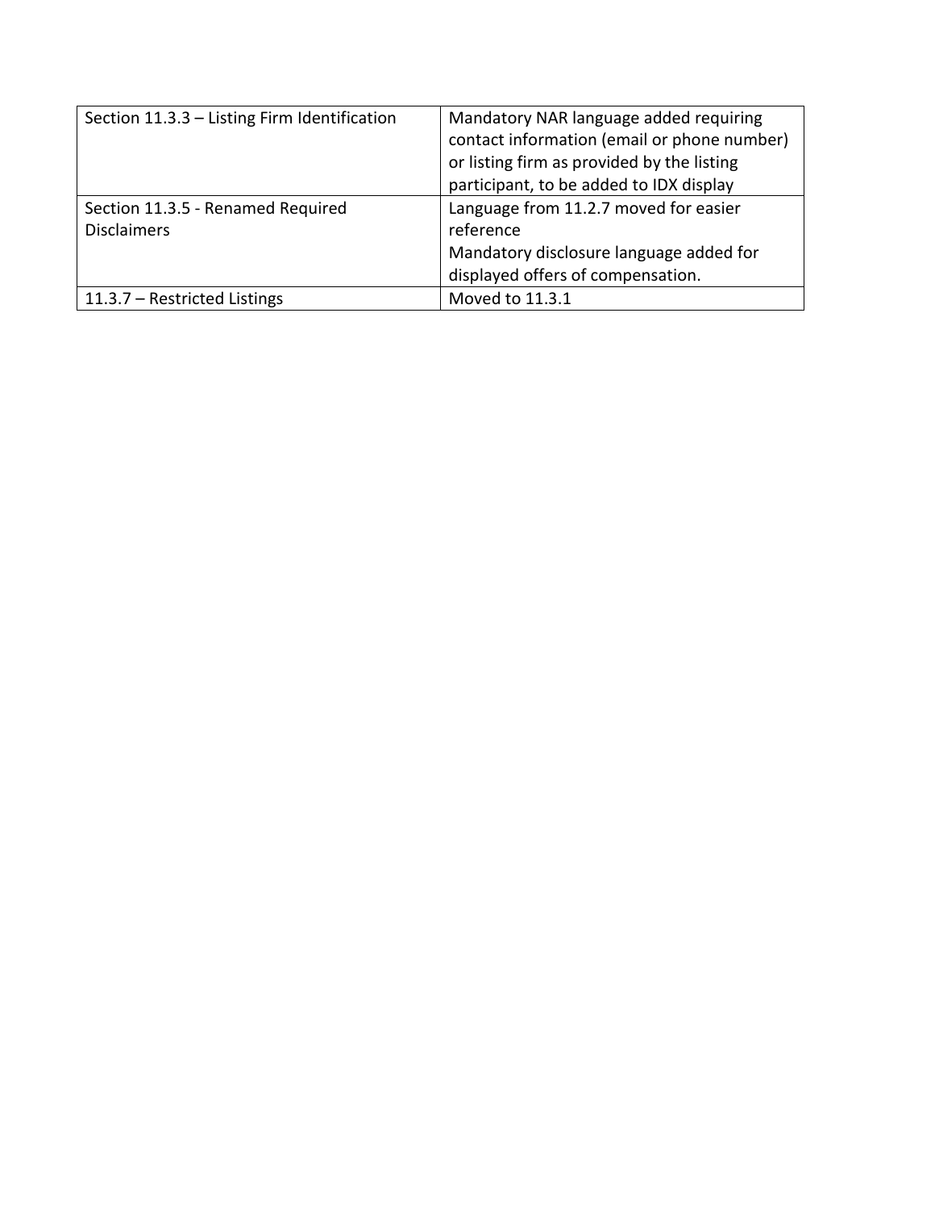| Section 11.3.3 – Listing Firm Identification | Mandatory NAR language added requiring contact information (email or phone number) or listing firm as provided by the listing participant, to be added to IDX display |
|---|---|
| Section 11.3.5 - Renamed Required Disclaimers | Language from 11.2.7 moved for easier reference<br>Mandatory disclosure language added for displayed offers of compensation. |
| 11.3.7 – Restricted Listings | Moved to 11.3.1 |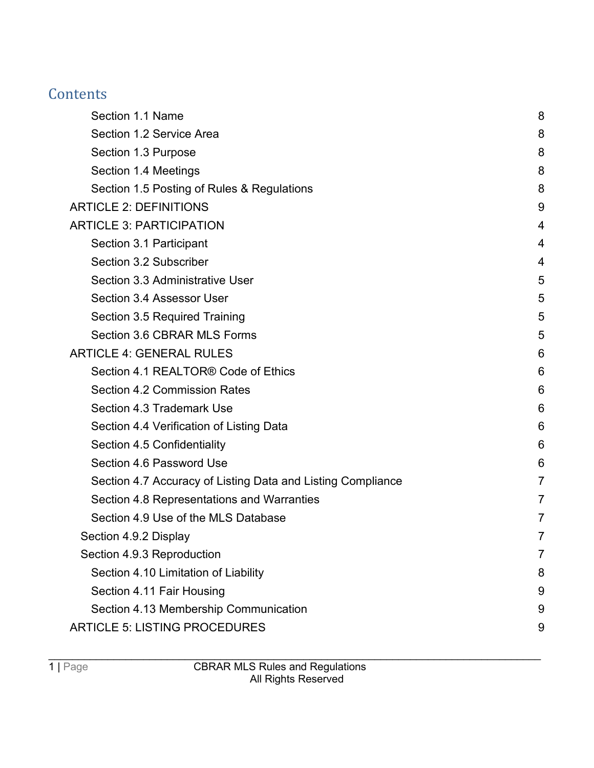# Contents

| | |
|---|---|
| Section 1.1 Name | 8 |
| Section 1.2 Service Area | 8 |
| Section 1.3 Purpose | 8 |
| Section 1.4 Meetings | 8 |
| Section 1.5 Posting of Rules & Regulations | 8 |
| ARTICLE 2: DEFINITIONS | 9 |
| ARTICLE 3: PARTICIPATION | 4 |
| Section 3.1 Participant | 4 |
| Section 3.2 Subscriber | 4 |
| Section 3.3 Administrative User | 5 |
| Section 3.4 Assessor User | 5 |
| Section 3.5 Required Training | 5 |
| Section 3.6 CBRAR MLS Forms | 5 |
| ARTICLE 4: GENERAL RULES | 6 |
| Section 4.1 REALTOR® Code of Ethics | 6 |
| Section 4.2 Commission Rates | 6 |
| Section 4.3 Trademark Use | 6 |
| Section 4.4 Verification of Listing Data | 6 |
| Section 4.5 Confidentiality | 6 |
| Section 4.6 Password Use | 6 |
| Section 4.7 Accuracy of Listing Data and Listing Compliance | 7 |
| Section 4.8 Representations and Warranties | 7 |
| Section 4.9 Use of the MLS Database | 7 |
| Section 4.9.2 Display | 7 |
| Section 4.9.3 Reproduction | 7 |
| Section 4.10 Limitation of Liability | 8 |
| Section 4.11 Fair Housing | 9 |
| Section 4.13 Membership Communication | 9 |
| ARTICLE 5: LISTING PROCEDURES | 9 |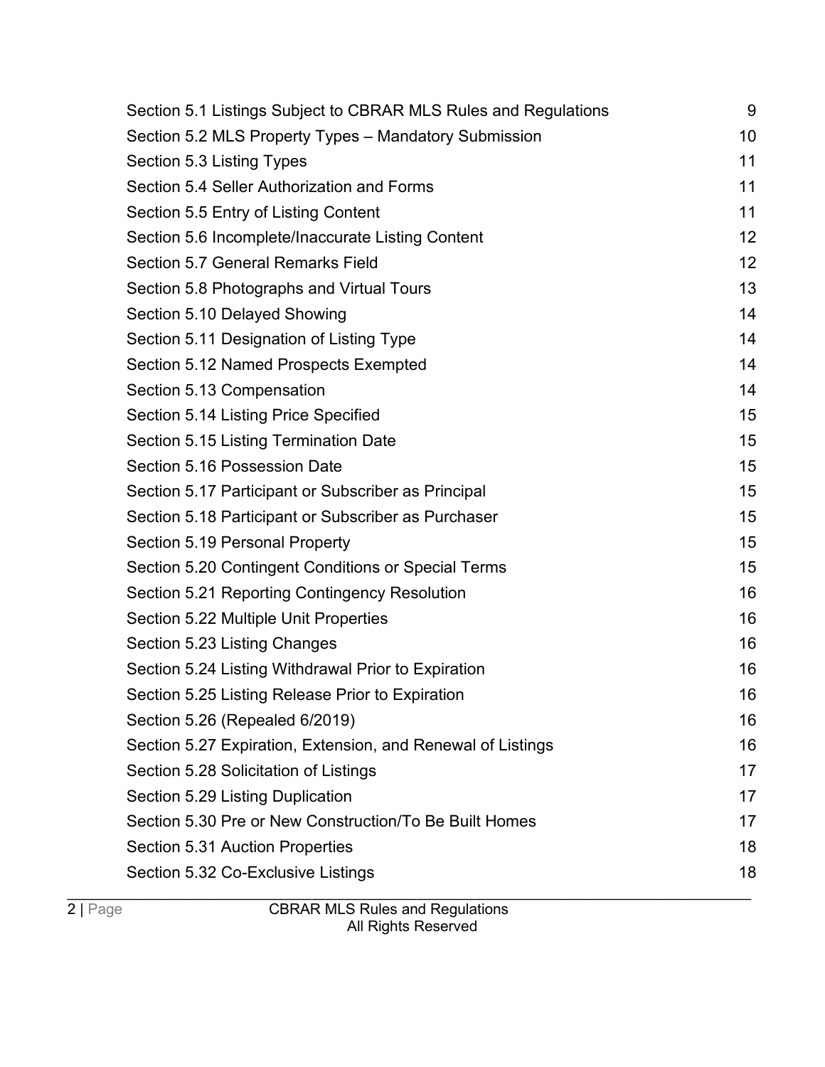| | |
|---|---|
| Section 5.1 Listings Subject to CBRAR MLS Rules and Regulations | 9 |
| Section 5.2 MLS Property Types – Mandatory Submission | 10 |
| Section 5.3 Listing Types | 11 |
| Section 5.4 Seller Authorization and Forms | 11 |
| Section 5.5 Entry of Listing Content | 11 |
| Section 5.6 Incomplete/Inaccurate Listing Content | 12 |
| Section 5.7 General Remarks Field | 12 |
| Section 5.8 Photographs and Virtual Tours | 13 |
| Section 5.10 Delayed Showing | 14 |
| Section 5.11 Designation of Listing Type | 14 |
| Section 5.12 Named Prospects Exempted | 14 |
| Section 5.13 Compensation | 14 |
| Section 5.14 Listing Price Specified | 15 |
| Section 5.15 Listing Termination Date | 15 |
| Section 5.16 Possession Date | 15 |
| Section 5.17 Participant or Subscriber as Principal | 15 |
| Section 5.18 Participant or Subscriber as Purchaser | 15 |
| Section 5.19 Personal Property | 15 |
| Section 5.20 Contingent Conditions or Special Terms | 15 |
| Section 5.21 Reporting Contingency Resolution | 16 |
| Section 5.22 Multiple Unit Properties | 16 |
| Section 5.23 Listing Changes | 16 |
| Section 5.24 Listing Withdrawal Prior to Expiration | 16 |
| Section 5.25 Listing Release Prior to Expiration | 16 |
| Section 5.26 (Repealed 6/2019) | 16 |
| Section 5.27 Expiration, Extension, and Renewal of Listings | 16 |
| Section 5.28 Solicitation of Listings | 17 |
| Section 5.29 Listing Duplication | 17 |
| Section 5.30 Pre or New Construction/To Be Built Homes | 17 |
| Section 5.31 Auction Properties | 18 |
| Section 5.32 Co-Exclusive Listings | 18 |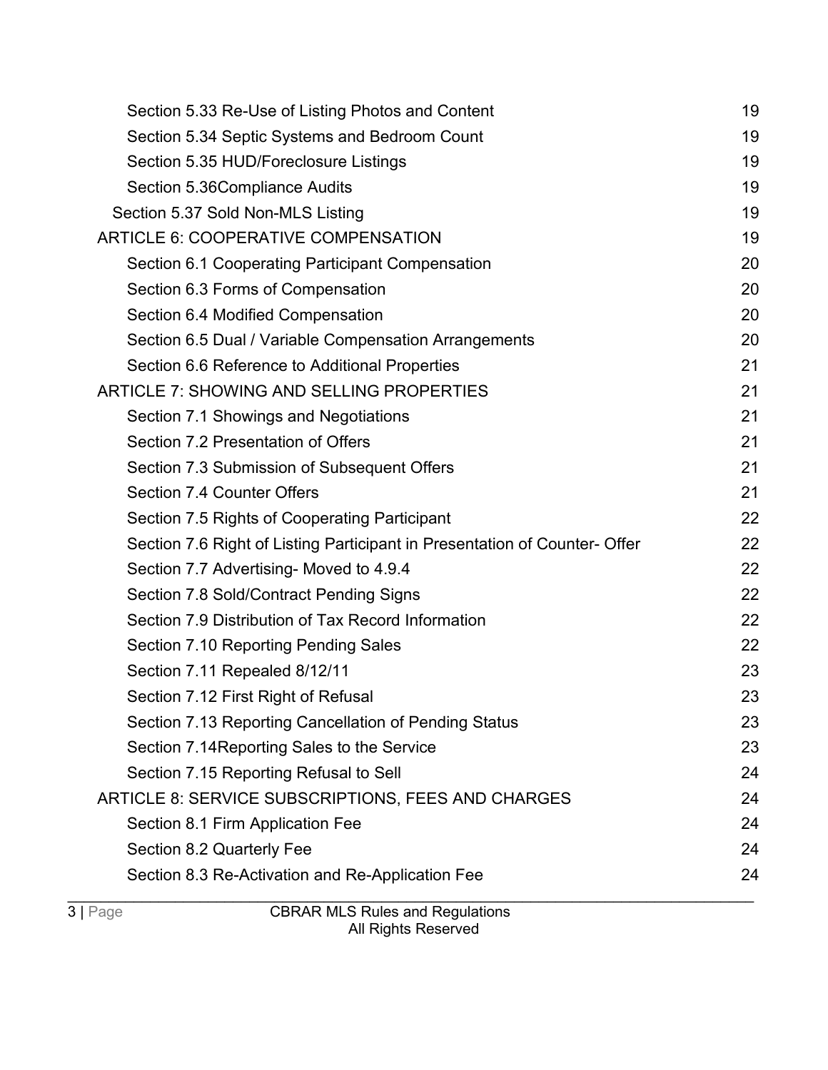| | |
|---|---|
| Section 5.33 Re-Use of Listing Photos and Content | 19 |
| Section 5.34 Septic Systems and Bedroom Count | 19 |
| Section 5.35 HUD/Foreclosure Listings | 19 |
| Section 5.36Compliance Audits | 19 |
| Section 5.37 Sold Non-MLS Listing | 19 |
| ARTICLE 6: COOPERATIVE COMPENSATION | 19 |
| Section 6.1 Cooperating Participant Compensation | 20 |
| Section 6.3 Forms of Compensation | 20 |
| Section 6.4 Modified Compensation | 20 |
| Section 6.5 Dual / Variable Compensation Arrangements | 20 |
| Section 6.6 Reference to Additional Properties | 21 |
| ARTICLE 7: SHOWING AND SELLING PROPERTIES | 21 |
| Section 7.1 Showings and Negotiations | 21 |
| Section 7.2 Presentation of Offers | 21 |
| Section 7.3 Submission of Subsequent Offers | 21 |
| Section 7.4 Counter Offers | 21 |
| Section 7.5 Rights of Cooperating Participant | 22 |
| Section 7.6 Right of Listing Participant in Presentation of Counter- Offer | 22 |
| Section 7.7 Advertising- Moved to 4.9.4 | 22 |
| Section 7.8 Sold/Contract Pending Signs | 22 |
| Section 7.9 Distribution of Tax Record Information | 22 |
| Section 7.10 Reporting Pending Sales | 22 |
| Section 7.11 Repealed 8/12/11 | 23 |
| Section 7.12 First Right of Refusal | 23 |
| Section 7.13 Reporting Cancellation of Pending Status | 23 |
| Section 7.14Reporting Sales to the Service | 23 |
| Section 7.15 Reporting Refusal to Sell | 24 |
| ARTICLE 8: SERVICE SUBSCRIPTIONS, FEES AND CHARGES | 24 |
| Section 8.1 Firm Application Fee | 24 |
| Section 8.2 Quarterly Fee | 24 |
| Section 8.3 Re-Activation and Re-Application Fee | 24 |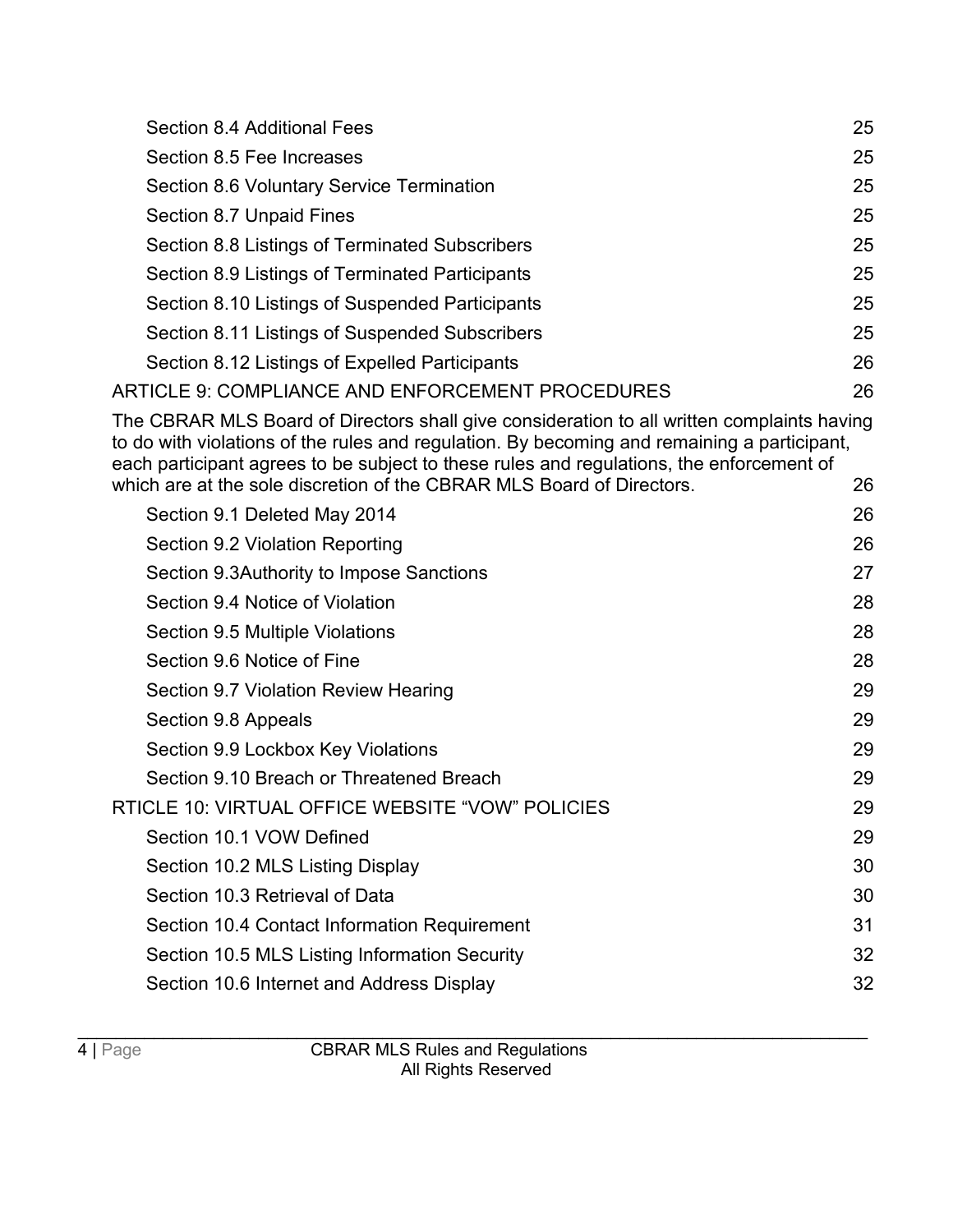Section 8.4 Additional Fees 25

Section 8.5 Fee Increases 25

Section 8.6 Voluntary Service Termination 25

Section 8.7 Unpaid Fines 25

Section 8.8 Listings of Terminated Subscribers 25

Section 8.9 Listings of Terminated Participants 25

Section 8.10 Listings of Suspended Participants 25

Section 8.11 Listings of Suspended Subscribers 25

Section 8.12 Listings of Expelled Participants 26

ARTICLE 9: COMPLIANCE AND ENFORCEMENT PROCEDURES 26

The CBRAR MLS Board of Directors shall give consideration to all written complaints having to do with violations of the rules and regulation. By becoming and remaining a participant, each participant agrees to be subject to these rules and regulations, the enforcement of which are at the sole discretion of the CBRAR MLS Board of Directors. 26

Section 9.1 Deleted May 2014 26

Section 9.2 Violation Reporting 26

Section 9.3Authority to Impose Sanctions 27

Section 9.4 Notice of Violation 28

Section 9.5 Multiple Violations 28

Section 9.6 Notice of Fine 28

Section 9.7 Violation Review Hearing 29

Section 9.8 Appeals 29

Section 9.9 Lockbox Key Violations 29

Section 9.10 Breach or Threatened Breach 29

RTICLE 10: VIRTUAL OFFICE WEBSITE "VOW" POLICIES 29

Section 10.1 VOW Defined 29

Section 10.2 MLS Listing Display 30

Section 10.3 Retrieval of Data 30

Section 10.4 Contact Information Requirement 31

Section 10.5 MLS Listing Information Security 32

Section 10.6 Internet and Address Display 32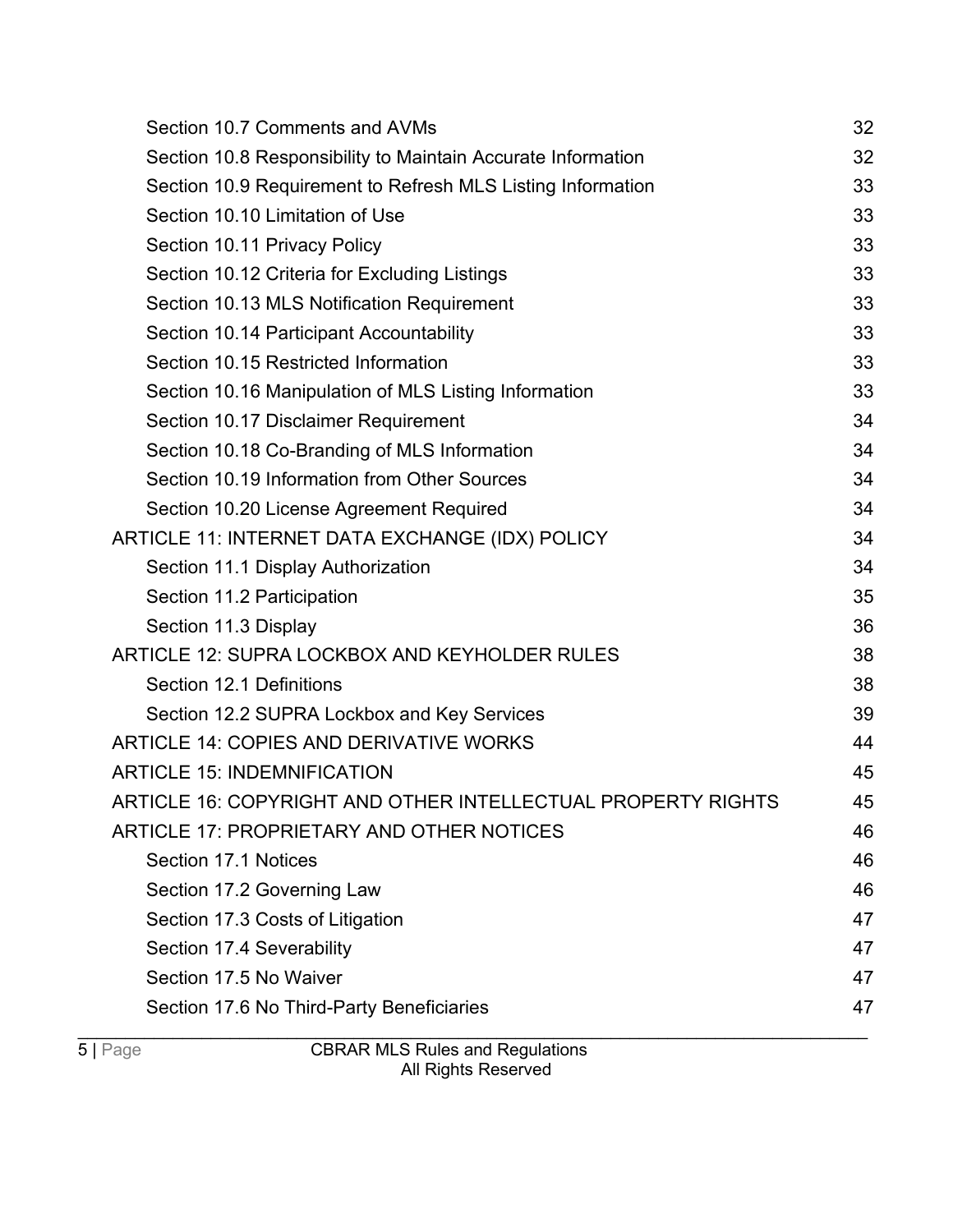| | |
|---|---|
| Section 10.7 Comments and AVMs | 32 |
| Section 10.8 Responsibility to Maintain Accurate Information | 32 |
| Section 10.9 Requirement to Refresh MLS Listing Information | 33 |
| Section 10.10 Limitation of Use | 33 |
| Section 10.11 Privacy Policy | 33 |
| Section 10.12 Criteria for Excluding Listings | 33 |
| Section 10.13 MLS Notification Requirement | 33 |
| Section 10.14 Participant Accountability | 33 |
| Section 10.15 Restricted Information | 33 |
| Section 10.16 Manipulation of MLS Listing Information | 33 |
| Section 10.17 Disclaimer Requirement | 34 |
| Section 10.18 Co-Branding of MLS Information | 34 |
| Section 10.19 Information from Other Sources | 34 |
| Section 10.20 License Agreement Required | 34 |
| ARTICLE 11: INTERNET DATA EXCHANGE (IDX) POLICY | 34 |
| Section 11.1 Display Authorization | 34 |
| Section 11.2 Participation | 35 |
| Section 11.3 Display | 36 |
| ARTICLE 12: SUPRA LOCKBOX AND KEYHOLDER RULES | 38 |
| Section 12.1 Definitions | 38 |
| Section 12.2 SUPRA Lockbox and Key Services | 39 |
| ARTICLE 14: COPIES AND DERIVATIVE WORKS | 44 |
| ARTICLE 15: INDEMNIFICATION | 45 |
| ARTICLE 16: COPYRIGHT AND OTHER INTELLECTUAL PROPERTY RIGHTS | 45 |
| ARTICLE 17: PROPRIETARY AND OTHER NOTICES | 46 |
| Section 17.1 Notices | 46 |
| Section 17.2 Governing Law | 46 |
| Section 17.3 Costs of Litigation | 47 |
| Section 17.4 Severability | 47 |
| Section 17.5 No Waiver | 47 |
| Section 17.6 No Third-Party Beneficiaries | 47 |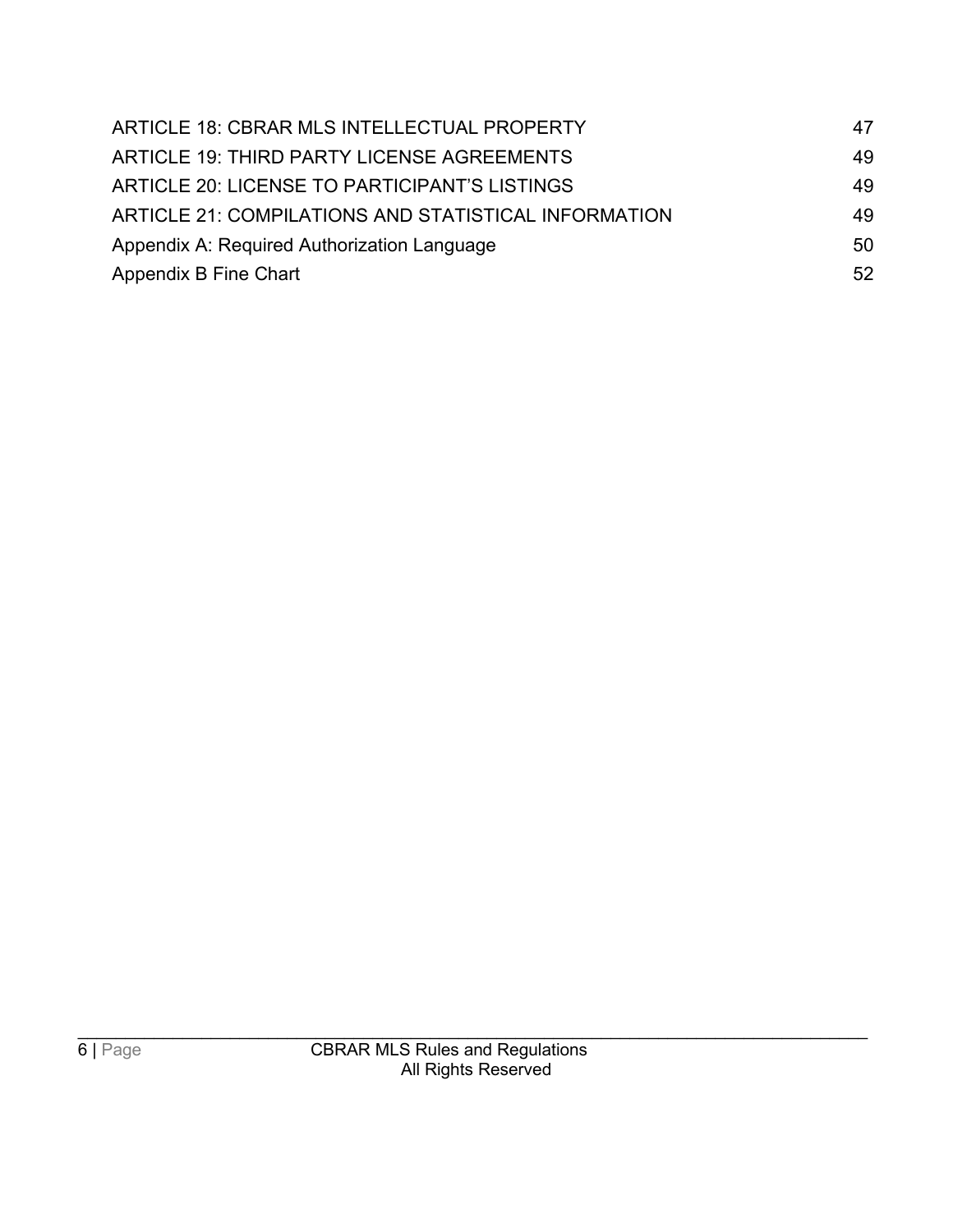| | |
|---|---|
| ARTICLE 18: CBRAR MLS INTELLECTUAL PROPERTY | 47 |
| ARTICLE 19: THIRD PARTY LICENSE AGREEMENTS | 49 |
| ARTICLE 20: LICENSE TO PARTICIPANT'S LISTINGS | 49 |
| ARTICLE 21: COMPILATIONS AND STATISTICAL INFORMATION | 49 |
| Appendix A: Required Authorization Language | 50 |
| Appendix B Fine Chart | 52 |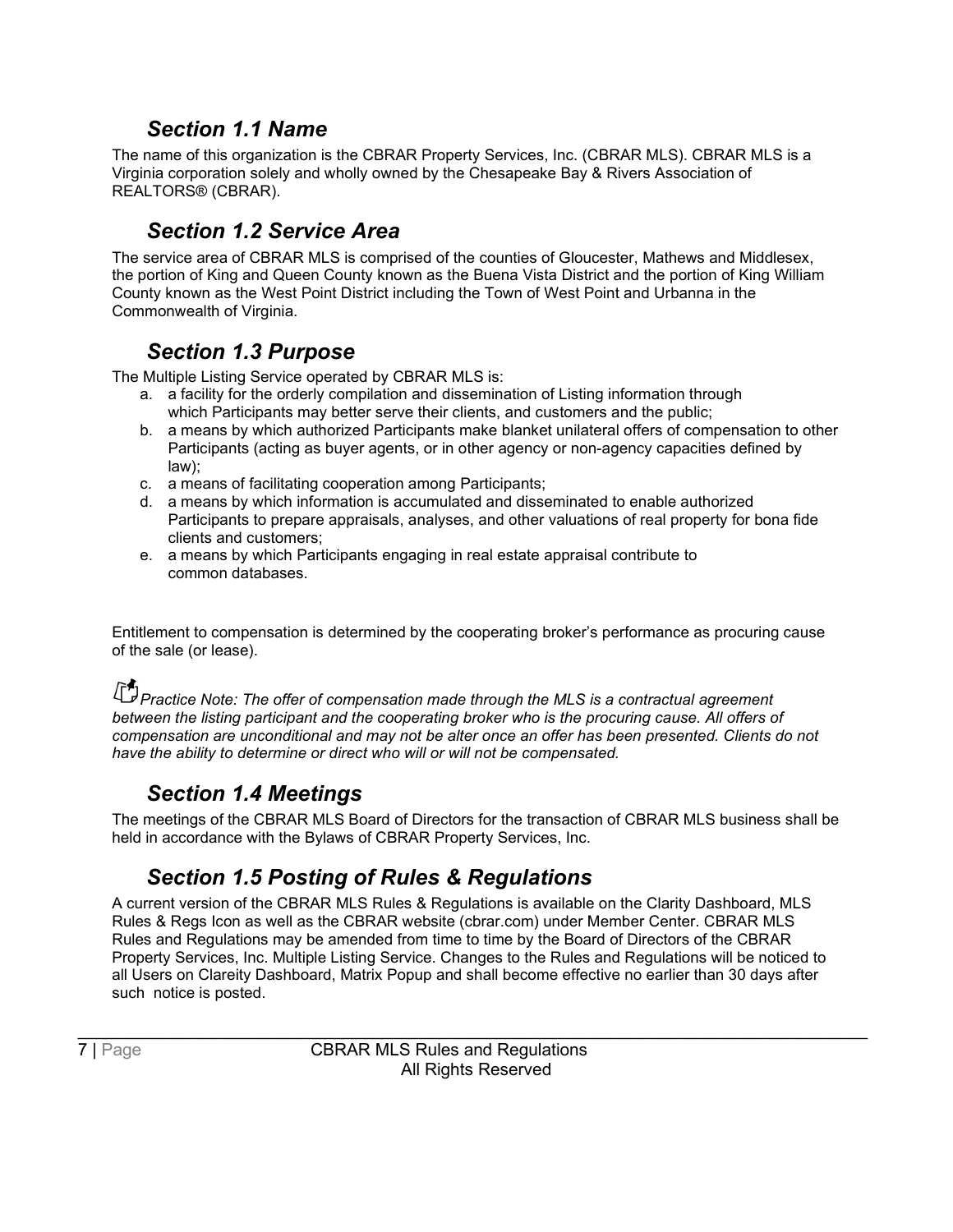## *Section 1.1 Name*

The name of this organization is the CBRAR Property Services, Inc. (CBRAR MLS). CBRAR MLS is a Virginia corporation solely and wholly owned by the Chesapeake Bay & Rivers Association of REALTORS® (CBRAR).

## *Section 1.2 Service Area*

The service area of CBRAR MLS is comprised of the counties of Gloucester, Mathews and Middlesex, the portion of King and Queen County known as the Buena Vista District and the portion of King William County known as the West Point District including the Town of West Point and Urbanna in the Commonwealth of Virginia.

## *Section 1.3 Purpose*

The Multiple Listing Service operated by CBRAR MLS is:

a. a facility for the orderly compilation and dissemination of Listing information through which Participants may better serve their clients, and customers and the public;
b. a means by which authorized Participants make blanket unilateral offers of compensation to other Participants (acting as buyer agents, or in other agency or non-agency capacities defined by law);
c. a means of facilitating cooperation among Participants;
d. a means by which information is accumulated and disseminated to enable authorized Participants to prepare appraisals, analyses, and other valuations of real property for bona fide clients and customers;
e. a means by which Participants engaging in real estate appraisal contribute to common databases.

Entitlement to compensation is determined by the cooperating broker's performance as procuring cause of the sale (or lease).

*Practice Note: The offer of compensation made through the MLS is a contractual agreement between the listing participant and the cooperating broker who is the procuring cause. All offers of compensation are unconditional and may not be alter once an offer has been presented. Clients do not have the ability to determine or direct who will or will not be compensated.*

## *Section 1.4 Meetings*

The meetings of the CBRAR MLS Board of Directors for the transaction of CBRAR MLS business shall be held in accordance with the Bylaws of CBRAR Property Services, Inc.

## *Section 1.5 Posting of Rules & Regulations*

A current version of the CBRAR MLS Rules & Regulations is available on the Clarity Dashboard, MLS Rules & Regs Icon as well as the CBRAR website (cbrar.com) under Member Center. CBRAR MLS Rules and Regulations may be amended from time to time by the Board of Directors of the CBRAR Property Services, Inc. Multiple Listing Service. Changes to the Rules and Regulations will be noticed to all Users on Clareity Dashboard, Matrix Popup and shall become effective no earlier than 30 days after such notice is posted.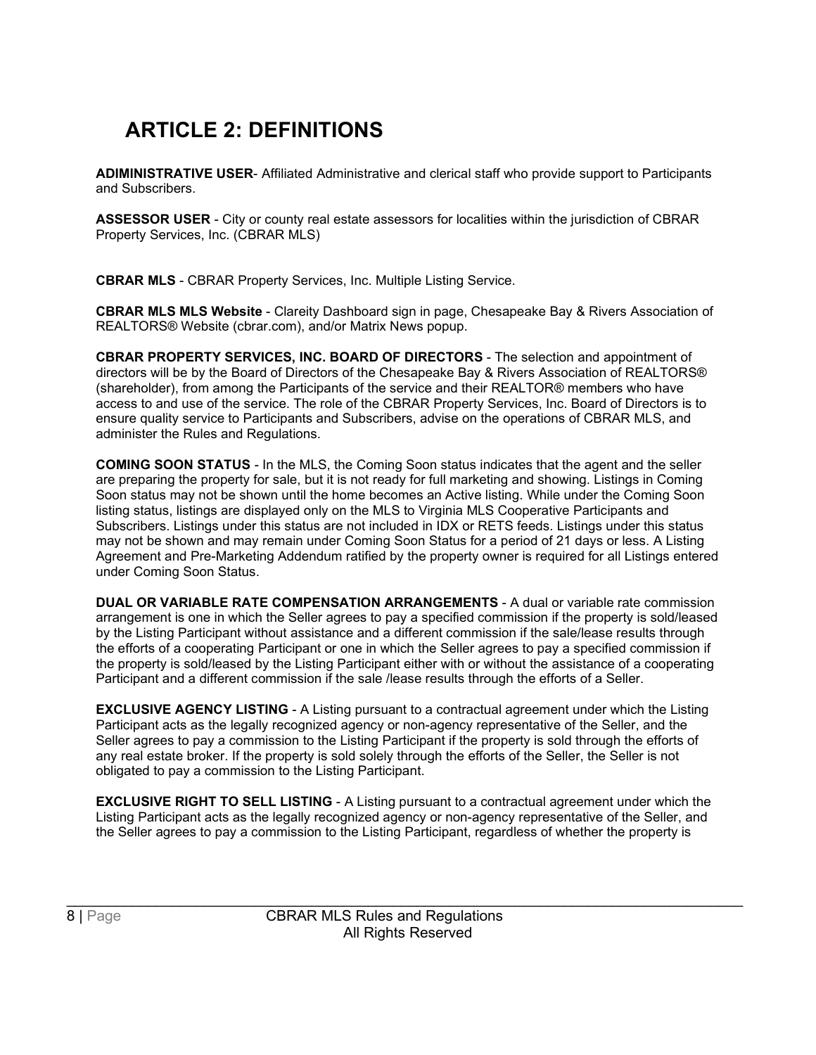# ARTICLE 2: DEFINITIONS

**ADIMINISTRATIVE USER**- Affiliated Administrative and clerical staff who provide support to Participants and Subscribers.

**ASSESSOR USER** - City or county real estate assessors for localities within the jurisdiction of CBRAR Property Services, Inc. (CBRAR MLS)

**CBRAR MLS** - CBRAR Property Services, Inc. Multiple Listing Service.

**CBRAR MLS MLS Website** - Clareity Dashboard sign in page, Chesapeake Bay & Rivers Association of REALTORS® Website (cbrar.com), and/or Matrix News popup.

**CBRAR PROPERTY SERVICES, INC. BOARD OF DIRECTORS** - The selection and appointment of directors will be by the Board of Directors of the Chesapeake Bay & Rivers Association of REALTORS® (shareholder), from among the Participants of the service and their REALTOR® members who have access to and use of the service. The role of the CBRAR Property Services, Inc. Board of Directors is to ensure quality service to Participants and Subscribers, advise on the operations of CBRAR MLS, and administer the Rules and Regulations.

**COMING SOON STATUS** - In the MLS, the Coming Soon status indicates that the agent and the seller are preparing the property for sale, but it is not ready for full marketing and showing. Listings in Coming Soon status may not be shown until the home becomes an Active listing. While under the Coming Soon listing status, listings are displayed only on the MLS to Virginia MLS Cooperative Participants and Subscribers. Listings under this status are not included in IDX or RETS feeds. Listings under this status may not be shown and may remain under Coming Soon Status for a period of 21 days or less. A Listing Agreement and Pre-Marketing Addendum ratified by the property owner is required for all Listings entered under Coming Soon Status.

**DUAL OR VARIABLE RATE COMPENSATION ARRANGEMENTS** - A dual or variable rate commission arrangement is one in which the Seller agrees to pay a specified commission if the property is sold/leased by the Listing Participant without assistance and a different commission if the sale/lease results through the efforts of a cooperating Participant or one in which the Seller agrees to pay a specified commission if the property is sold/leased by the Listing Participant either with or without the assistance of a cooperating Participant and a different commission if the sale /lease results through the efforts of a Seller.

**EXCLUSIVE AGENCY LISTING** - A Listing pursuant to a contractual agreement under which the Listing Participant acts as the legally recognized agency or non-agency representative of the Seller, and the Seller agrees to pay a commission to the Listing Participant if the property is sold through the efforts of any real estate broker. If the property is sold solely through the efforts of the Seller, the Seller is not obligated to pay a commission to the Listing Participant.

**EXCLUSIVE RIGHT TO SELL LISTING** - A Listing pursuant to a contractual agreement under which the Listing Participant acts as the legally recognized agency or non-agency representative of the Seller, and the Seller agrees to pay a commission to the Listing Participant, regardless of whether the property is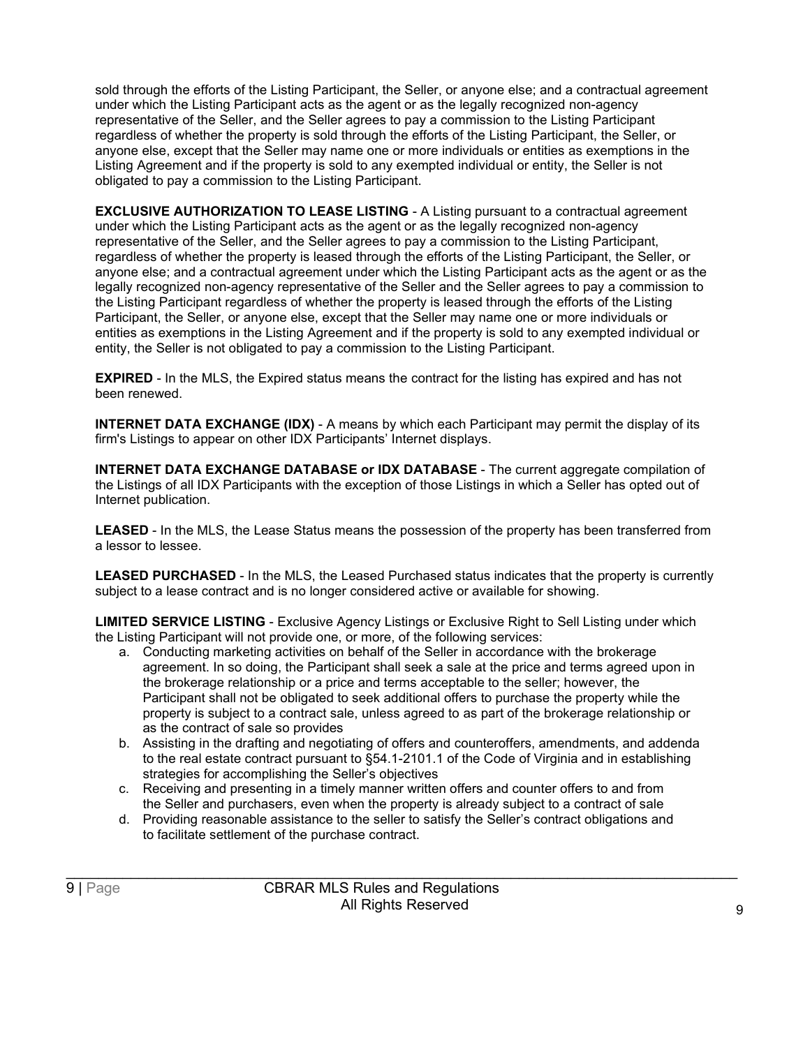sold through the efforts of the Listing Participant, the Seller, or anyone else; and a contractual agreement under which the Listing Participant acts as the agent or as the legally recognized non-agency representative of the Seller, and the Seller agrees to pay a commission to the Listing Participant regardless of whether the property is sold through the efforts of the Listing Participant, the Seller, or anyone else, except that the Seller may name one or more individuals or entities as exemptions in the Listing Agreement and if the property is sold to any exempted individual or entity, the Seller is not obligated to pay a commission to the Listing Participant.

**EXCLUSIVE AUTHORIZATION TO LEASE LISTING** - A Listing pursuant to a contractual agreement under which the Listing Participant acts as the agent or as the legally recognized non-agency representative of the Seller, and the Seller agrees to pay a commission to the Listing Participant, regardless of whether the property is leased through the efforts of the Listing Participant, the Seller, or anyone else; and a contractual agreement under which the Listing Participant acts as the agent or as the legally recognized non-agency representative of the Seller and the Seller agrees to pay a commission to the Listing Participant regardless of whether the property is leased through the efforts of the Listing Participant, the Seller, or anyone else, except that the Seller may name one or more individuals or entities as exemptions in the Listing Agreement and if the property is sold to any exempted individual or entity, the Seller is not obligated to pay a commission to the Listing Participant.

**EXPIRED** - In the MLS, the Expired status means the contract for the listing has expired and has not been renewed.

**INTERNET DATA EXCHANGE (IDX)** - A means by which each Participant may permit the display of its firm's Listings to appear on other IDX Participants' Internet displays.

**INTERNET DATA EXCHANGE DATABASE or IDX DATABASE** - The current aggregate compilation of the Listings of all IDX Participants with the exception of those Listings in which a Seller has opted out of Internet publication.

**LEASED** - In the MLS, the Lease Status means the possession of the property has been transferred from a lessor to lessee.

**LEASED PURCHASED** - In the MLS, the Leased Purchased status indicates that the property is currently subject to a lease contract and is no longer considered active or available for showing.

**LIMITED SERVICE LISTING** - Exclusive Agency Listings or Exclusive Right to Sell Listing under which the Listing Participant will not provide one, or more, of the following services:

a. Conducting marketing activities on behalf of the Seller in accordance with the brokerage agreement. In so doing, the Participant shall seek a sale at the price and terms agreed upon in the brokerage relationship or a price and terms acceptable to the seller; however, the Participant shall not be obligated to seek additional offers to purchase the property while the property is subject to a contract sale, unless agreed to as part of the brokerage relationship or as the contract of sale so provides
b. Assisting in the drafting and negotiating of offers and counteroffers, amendments, and addenda to the real estate contract pursuant to §54.1-2101.1 of the Code of Virginia and in establishing strategies for accomplishing the Seller's objectives
c. Receiving and presenting in a timely manner written offers and counter offers to and from the Seller and purchasers, even when the property is already subject to a contract of sale
d. Providing reasonable assistance to the seller to satisfy the Seller's contract obligations and to facilitate settlement of the purchase contract.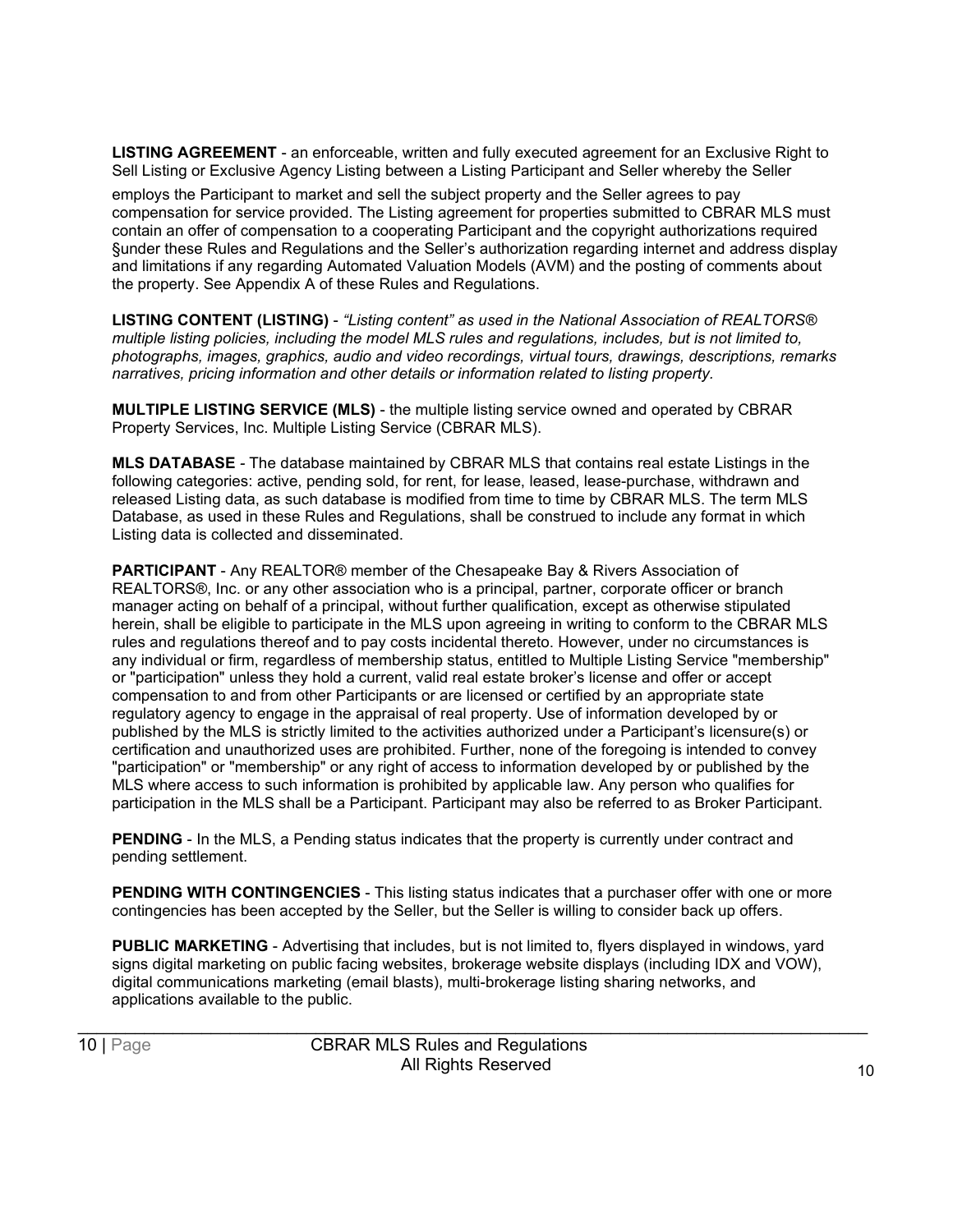**LISTING AGREEMENT** - an enforceable, written and fully executed agreement for an Exclusive Right to Sell Listing or Exclusive Agency Listing between a Listing Participant and Seller whereby the Seller employs the Participant to market and sell the subject property and the Seller agrees to pay compensation for service provided. The Listing agreement for properties submitted to CBRAR MLS must contain an offer of compensation to a cooperating Participant and the copyright authorizations required §under these Rules and Regulations and the Seller's authorization regarding internet and address display and limitations if any regarding Automated Valuation Models (AVM) and the posting of comments about the property. See Appendix A of these Rules and Regulations.

**LISTING CONTENT (LISTING)** - *"Listing content" as used in the National Association of REALTORS® multiple listing policies, including the model MLS rules and regulations, includes, but is not limited to, photographs, images, graphics, audio and video recordings, virtual tours, drawings, descriptions, remarks narratives, pricing information and other details or information related to listing property.*

**MULTIPLE LISTING SERVICE (MLS)** - the multiple listing service owned and operated by CBRAR Property Services, Inc. Multiple Listing Service (CBRAR MLS).

**MLS DATABASE** - The database maintained by CBRAR MLS that contains real estate Listings in the following categories: active, pending sold, for rent, for lease, leased, lease-purchase, withdrawn and released Listing data, as such database is modified from time to time by CBRAR MLS. The term MLS Database, as used in these Rules and Regulations, shall be construed to include any format in which Listing data is collected and disseminated.

**PARTICIPANT** - Any REALTOR® member of the Chesapeake Bay & Rivers Association of REALTORS®, Inc. or any other association who is a principal, partner, corporate officer or branch manager acting on behalf of a principal, without further qualification, except as otherwise stipulated herein, shall be eligible to participate in the MLS upon agreeing in writing to conform to the CBRAR MLS rules and regulations thereof and to pay costs incidental thereto. However, under no circumstances is any individual or firm, regardless of membership status, entitled to Multiple Listing Service "membership" or "participation" unless they hold a current, valid real estate broker's license and offer or accept compensation to and from other Participants or are licensed or certified by an appropriate state regulatory agency to engage in the appraisal of real property. Use of information developed by or published by the MLS is strictly limited to the activities authorized under a Participant's licensure(s) or certification and unauthorized uses are prohibited. Further, none of the foregoing is intended to convey "participation" or "membership" or any right of access to information developed by or published by the MLS where access to such information is prohibited by applicable law. Any person who qualifies for participation in the MLS shall be a Participant. Participant may also be referred to as Broker Participant.

**PENDING** - In the MLS, a Pending status indicates that the property is currently under contract and pending settlement.

**PENDING WITH CONTINGENCIES** - This listing status indicates that a purchaser offer with one or more contingencies has been accepted by the Seller, but the Seller is willing to consider back up offers.

**PUBLIC MARKETING** - Advertising that includes, but is not limited to, flyers displayed in windows, yard signs digital marketing on public facing websites, brokerage website displays (including IDX and VOW), digital communications marketing (email blasts), multi-brokerage listing sharing networks, and applications available to the public.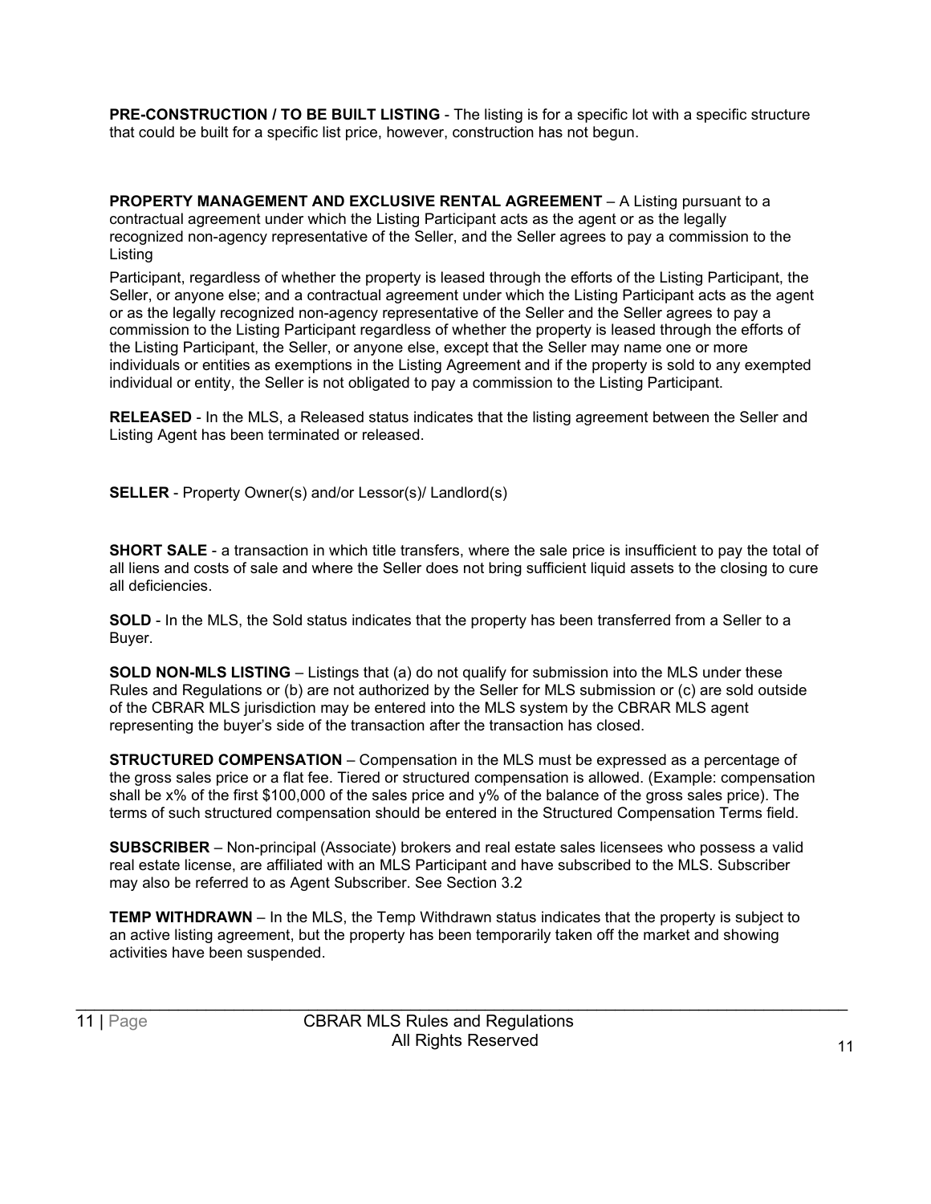**PRE-CONSTRUCTION / TO BE BUILT LISTING** - The listing is for a specific lot with a specific structure that could be built for a specific list price, however, construction has not begun.

**PROPERTY MANAGEMENT AND EXCLUSIVE RENTAL AGREEMENT** – A Listing pursuant to a contractual agreement under which the Listing Participant acts as the agent or as the legally recognized non-agency representative of the Seller, and the Seller agrees to pay a commission to the Listing

Participant, regardless of whether the property is leased through the efforts of the Listing Participant, the Seller, or anyone else; and a contractual agreement under which the Listing Participant acts as the agent or as the legally recognized non-agency representative of the Seller and the Seller agrees to pay a commission to the Listing Participant regardless of whether the property is leased through the efforts of the Listing Participant, the Seller, or anyone else, except that the Seller may name one or more individuals or entities as exemptions in the Listing Agreement and if the property is sold to any exempted individual or entity, the Seller is not obligated to pay a commission to the Listing Participant.

**RELEASED** - In the MLS, a Released status indicates that the listing agreement between the Seller and Listing Agent has been terminated or released.

**SELLER** - Property Owner(s) and/or Lessor(s)/ Landlord(s)

**SHORT SALE** - a transaction in which title transfers, where the sale price is insufficient to pay the total of all liens and costs of sale and where the Seller does not bring sufficient liquid assets to the closing to cure all deficiencies.

**SOLD** - In the MLS, the Sold status indicates that the property has been transferred from a Seller to a Buyer.

**SOLD NON-MLS LISTING** – Listings that (a) do not qualify for submission into the MLS under these Rules and Regulations or (b) are not authorized by the Seller for MLS submission or (c) are sold outside of the CBRAR MLS jurisdiction may be entered into the MLS system by the CBRAR MLS agent representing the buyer's side of the transaction after the transaction has closed.

**STRUCTURED COMPENSATION** – Compensation in the MLS must be expressed as a percentage of the gross sales price or a flat fee. Tiered or structured compensation is allowed. (Example: compensation shall be x% of the first $100,000 of the sales price and y% of the balance of the gross sales price). The terms of such structured compensation should be entered in the Structured Compensation Terms field.

**SUBSCRIBER** – Non-principal (Associate) brokers and real estate sales licensees who possess a valid real estate license, are affiliated with an MLS Participant and have subscribed to the MLS. Subscriber may also be referred to as Agent Subscriber. See Section 3.2

**TEMP WITHDRAWN** – In the MLS, the Temp Withdrawn status indicates that the property is subject to an active listing agreement, but the property has been temporarily taken off the market and showing activities have been suspended.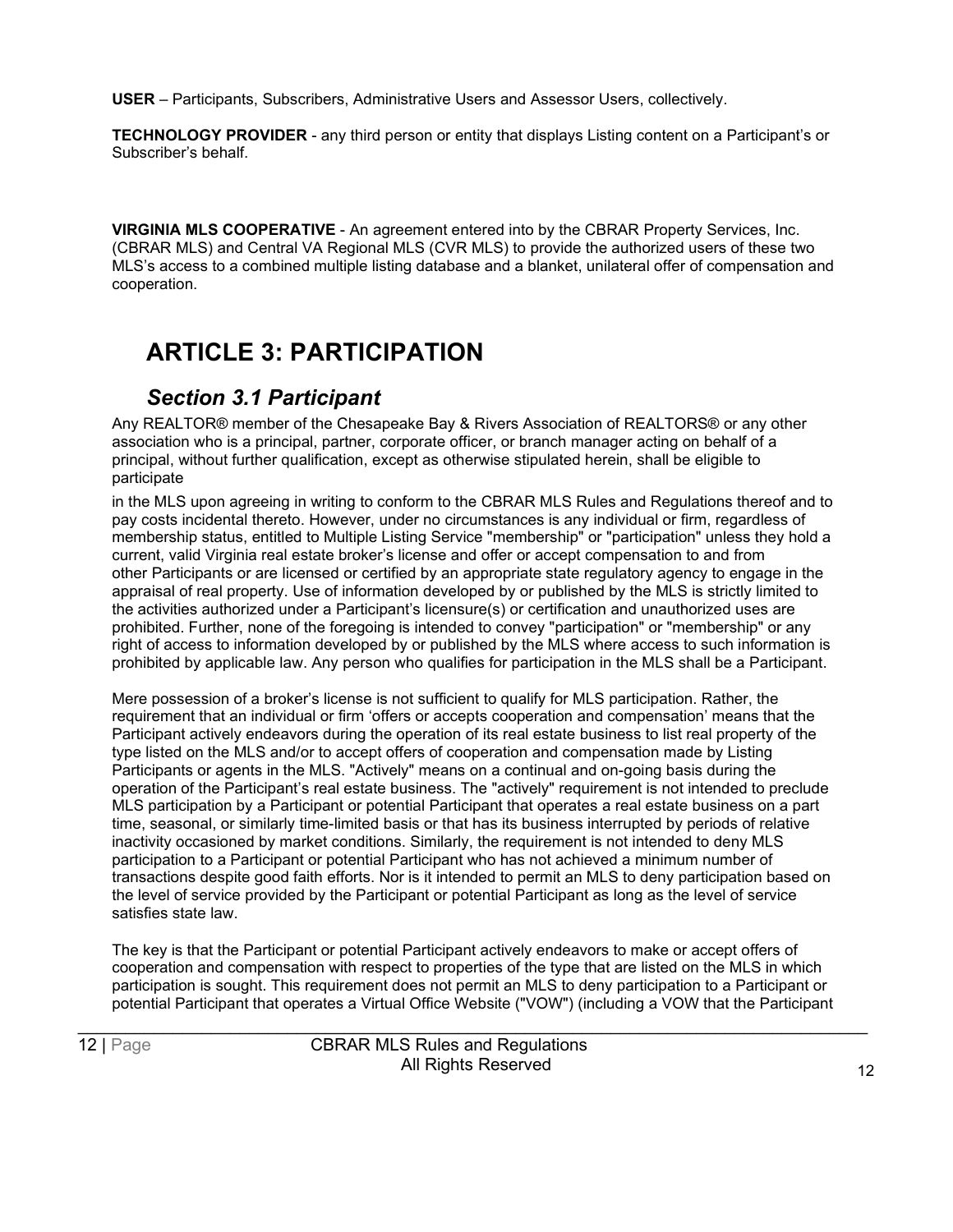**USER** – Participants, Subscribers, Administrative Users and Assessor Users, collectively.

**TECHNOLOGY PROVIDER** - any third person or entity that displays Listing content on a Participant's or Subscriber's behalf.

**VIRGINIA MLS COOPERATIVE** - An agreement entered into by the CBRAR Property Services, Inc. (CBRAR MLS) and Central VA Regional MLS (CVR MLS) to provide the authorized users of these two MLS's access to a combined multiple listing database and a blanket, unilateral offer of compensation and cooperation.

# ARTICLE 3: PARTICIPATION

## *Section 3.1 Participant*

Any REALTOR® member of the Chesapeake Bay & Rivers Association of REALTORS® or any other association who is a principal, partner, corporate officer, or branch manager acting on behalf of a principal, without further qualification, except as otherwise stipulated herein, shall be eligible to participate in the MLS upon agreeing in writing to conform to the CBRAR MLS Rules and Regulations thereof and to pay costs incidental thereto. However, under no circumstances is any individual or firm, regardless of membership status, entitled to Multiple Listing Service "membership" or "participation" unless they hold a current, valid Virginia real estate broker's license and offer or accept compensation to and from other Participants or are licensed or certified by an appropriate state regulatory agency to engage in the appraisal of real property. Use of information developed by or published by the MLS is strictly limited to the activities authorized under a Participant's licensure(s) or certification and unauthorized uses are prohibited. Further, none of the foregoing is intended to convey "participation" or "membership" or any right of access to information developed by or published by the MLS where access to such information is prohibited by applicable law. Any person who qualifies for participation in the MLS shall be a Participant.

Mere possession of a broker's license is not sufficient to qualify for MLS participation. Rather, the requirement that an individual or firm 'offers or accepts cooperation and compensation' means that the Participant actively endeavors during the operation of its real estate business to list real property of the type listed on the MLS and/or to accept offers of cooperation and compensation made by Listing Participants or agents in the MLS. "Actively" means on a continual and on-going basis during the operation of the Participant's real estate business. The "actively" requirement is not intended to preclude MLS participation by a Participant or potential Participant that operates a real estate business on a part time, seasonal, or similarly time-limited basis or that has its business interrupted by periods of relative inactivity occasioned by market conditions. Similarly, the requirement is not intended to deny MLS participation to a Participant or potential Participant who has not achieved a minimum number of transactions despite good faith efforts. Nor is it intended to permit an MLS to deny participation based on the level of service provided by the Participant or potential Participant as long as the level of service satisfies state law.

The key is that the Participant or potential Participant actively endeavors to make or accept offers of cooperation and compensation with respect to properties of the type that are listed on the MLS in which participation is sought. This requirement does not permit an MLS to deny participation to a Participant or potential Participant that operates a Virtual Office Website ("VOW") (including a VOW that the Participant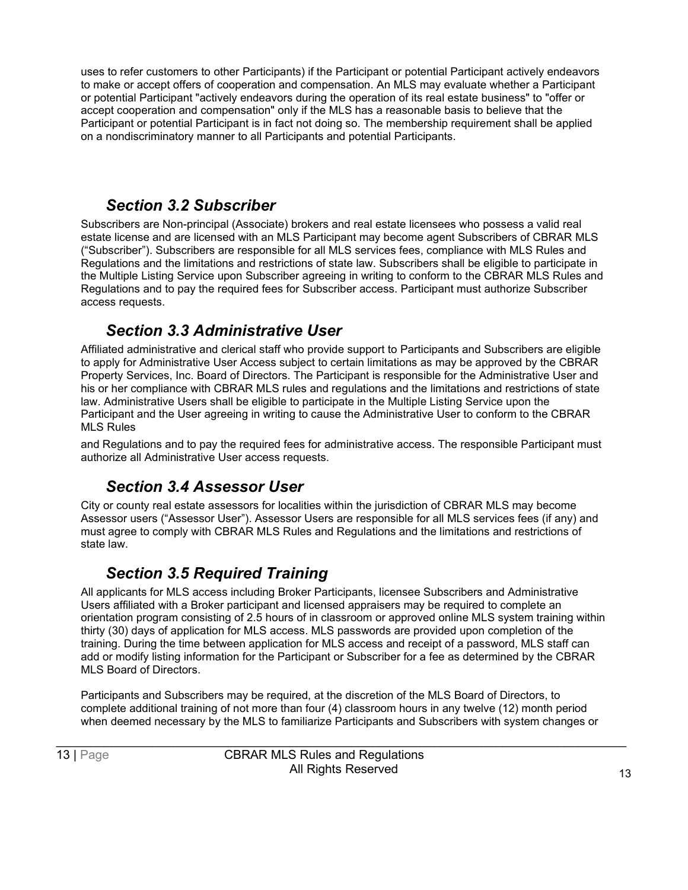uses to refer customers to other Participants) if the Participant or potential Participant actively endeavors to make or accept offers of cooperation and compensation. An MLS may evaluate whether a Participant or potential Participant "actively endeavors during the operation of its real estate business" to "offer or accept cooperation and compensation" only if the MLS has a reasonable basis to believe that the Participant or potential Participant is in fact not doing so. The membership requirement shall be applied on a nondiscriminatory manner to all Participants and potential Participants.

## *Section 3.2 Subscriber*

Subscribers are Non-principal (Associate) brokers and real estate licensees who possess a valid real estate license and are licensed with an MLS Participant may become agent Subscribers of CBRAR MLS ("Subscriber"). Subscribers are responsible for all MLS services fees, compliance with MLS Rules and Regulations and the limitations and restrictions of state law. Subscribers shall be eligible to participate in the Multiple Listing Service upon Subscriber agreeing in writing to conform to the CBRAR MLS Rules and Regulations and to pay the required fees for Subscriber access. Participant must authorize Subscriber access requests.

## *Section 3.3 Administrative User*

Affiliated administrative and clerical staff who provide support to Participants and Subscribers are eligible to apply for Administrative User Access subject to certain limitations as may be approved by the CBRAR Property Services, Inc. Board of Directors. The Participant is responsible for the Administrative User and his or her compliance with CBRAR MLS rules and regulations and the limitations and restrictions of state law. Administrative Users shall be eligible to participate in the Multiple Listing Service upon the Participant and the User agreeing in writing to cause the Administrative User to conform to the CBRAR MLS Rules and Regulations and to pay the required fees for administrative access. The responsible Participant must authorize all Administrative User access requests.

## *Section 3.4 Assessor User*

City or county real estate assessors for localities within the jurisdiction of CBRAR MLS may become Assessor users ("Assessor User"). Assessor Users are responsible for all MLS services fees (if any) and must agree to comply with CBRAR MLS Rules and Regulations and the limitations and restrictions of state law.

## *Section 3.5 Required Training*

All applicants for MLS access including Broker Participants, licensee Subscribers and Administrative Users affiliated with a Broker participant and licensed appraisers may be required to complete an orientation program consisting of 2.5 hours of in classroom or approved online MLS system training within thirty (30) days of application for MLS access. MLS passwords are provided upon completion of the training. During the time between application for MLS access and receipt of a password, MLS staff can add or modify listing information for the Participant or Subscriber for a fee as determined by the CBRAR MLS Board of Directors.

Participants and Subscribers may be required, at the discretion of the MLS Board of Directors, to complete additional training of not more than four (4) classroom hours in any twelve (12) month period when deemed necessary by the MLS to familiarize Participants and Subscribers with system changes or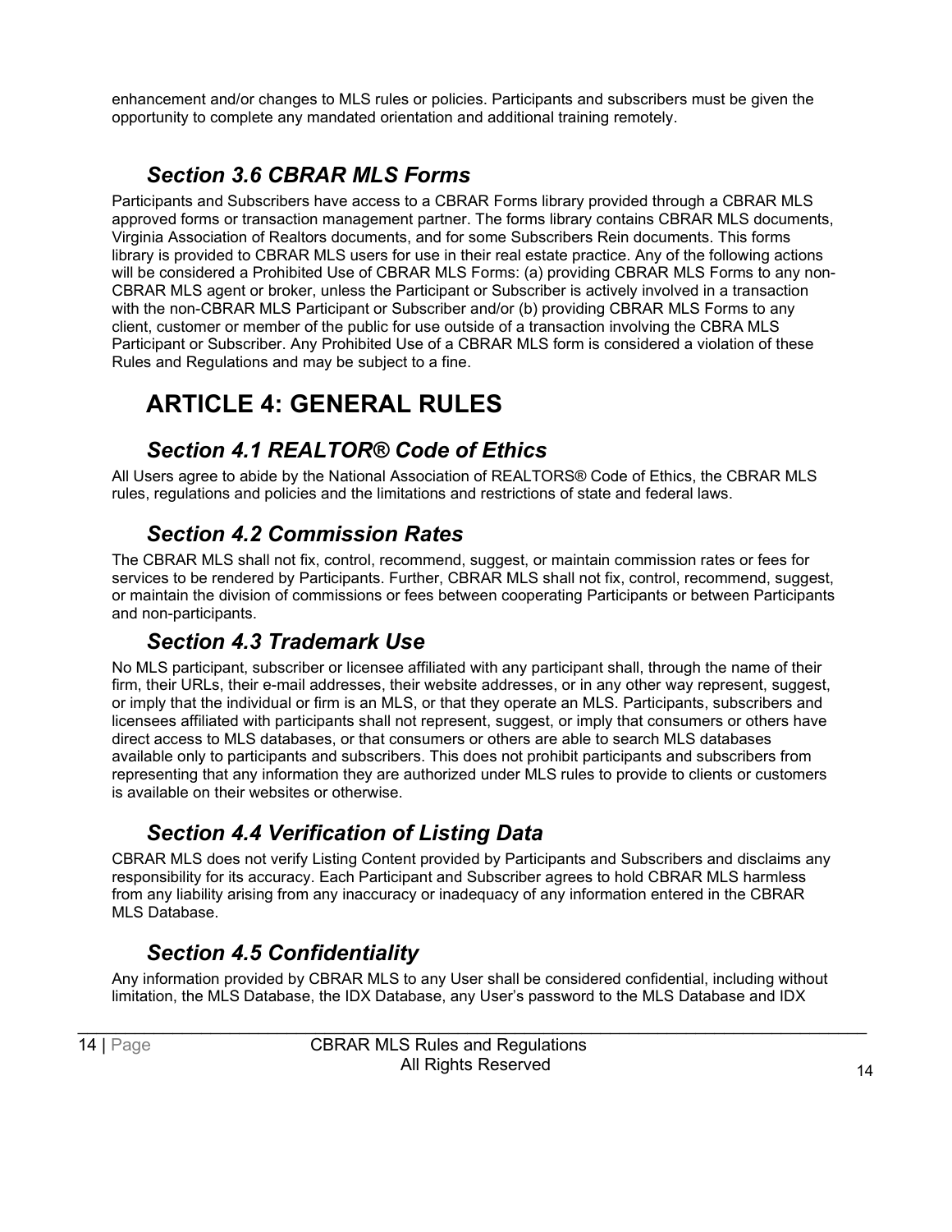enhancement and/or changes to MLS rules or policies. Participants and subscribers must be given the opportunity to complete any mandated orientation and additional training remotely.

### *Section 3.6 CBRAR MLS Forms*

Participants and Subscribers have access to a CBRAR Forms library provided through a CBRAR MLS approved forms or transaction management partner. The forms library contains CBRAR MLS documents, Virginia Association of Realtors documents, and for some Subscribers Rein documents. This forms library is provided to CBRAR MLS users for use in their real estate practice. Any of the following actions will be considered a Prohibited Use of CBRAR MLS Forms: (a) providing CBRAR MLS Forms to any non-CBRAR MLS agent or broker, unless the Participant or Subscriber is actively involved in a transaction with the non-CBRAR MLS Participant or Subscriber and/or (b) providing CBRAR MLS Forms to any client, customer or member of the public for use outside of a transaction involving the CBRA MLS Participant or Subscriber. Any Prohibited Use of a CBRAR MLS form is considered a violation of these Rules and Regulations and may be subject to a fine.

## ARTICLE 4: GENERAL RULES

### *Section 4.1 REALTOR® Code of Ethics*

All Users agree to abide by the National Association of REALTORS® Code of Ethics, the CBRAR MLS rules, regulations and policies and the limitations and restrictions of state and federal laws.

### *Section 4.2 Commission Rates*

The CBRAR MLS shall not fix, control, recommend, suggest, or maintain commission rates or fees for services to be rendered by Participants. Further, CBRAR MLS shall not fix, control, recommend, suggest, or maintain the division of commissions or fees between cooperating Participants or between Participants and non-participants.

### *Section 4.3 Trademark Use*

No MLS participant, subscriber or licensee affiliated with any participant shall, through the name of their firm, their URLs, their e-mail addresses, their website addresses, or in any other way represent, suggest, or imply that the individual or firm is an MLS, or that they operate an MLS. Participants, subscribers and licensees affiliated with participants shall not represent, suggest, or imply that consumers or others have direct access to MLS databases, or that consumers or others are able to search MLS databases available only to participants and subscribers. This does not prohibit participants and subscribers from representing that any information they are authorized under MLS rules to provide to clients or customers is available on their websites or otherwise.

### *Section 4.4 Verification of Listing Data*

CBRAR MLS does not verify Listing Content provided by Participants and Subscribers and disclaims any responsibility for its accuracy. Each Participant and Subscriber agrees to hold CBRAR MLS harmless from any liability arising from any inaccuracy or inadequacy of any information entered in the CBRAR MLS Database.

### *Section 4.5 Confidentiality*

Any information provided by CBRAR MLS to any User shall be considered confidential, including without limitation, the MLS Database, the IDX Database, any User's password to the MLS Database and IDX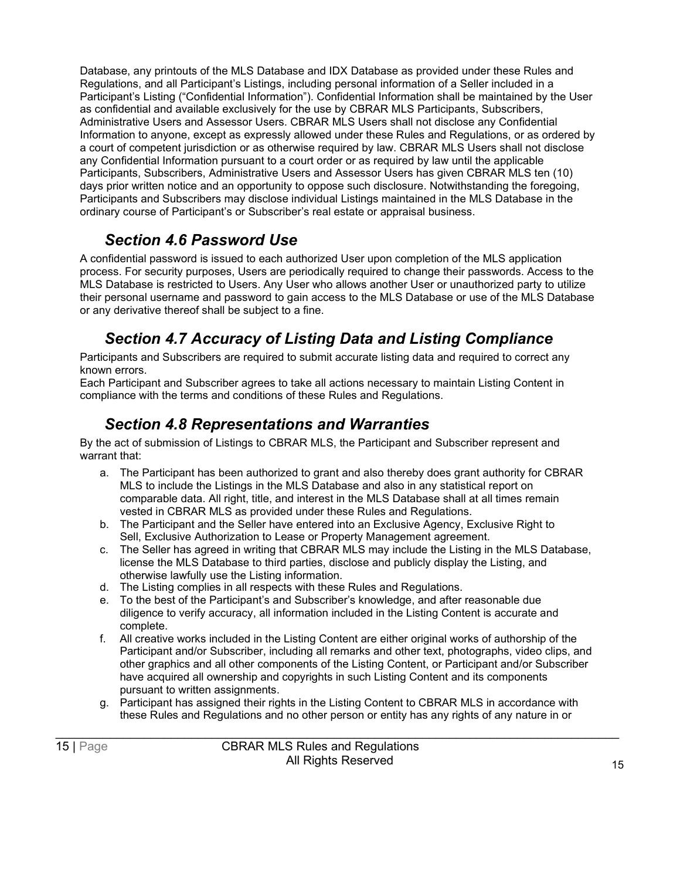Database, any printouts of the MLS Database and IDX Database as provided under these Rules and Regulations, and all Participant's Listings, including personal information of a Seller included in a Participant's Listing ("Confidential Information"). Confidential Information shall be maintained by the User as confidential and available exclusively for the use by CBRAR MLS Participants, Subscribers, Administrative Users and Assessor Users. CBRAR MLS Users shall not disclose any Confidential Information to anyone, except as expressly allowed under these Rules and Regulations, or as ordered by a court of competent jurisdiction or as otherwise required by law. CBRAR MLS Users shall not disclose any Confidential Information pursuant to a court order or as required by law until the applicable Participants, Subscribers, Administrative Users and Assessor Users has given CBRAR MLS ten (10) days prior written notice and an opportunity to oppose such disclosure. Notwithstanding the foregoing, Participants and Subscribers may disclose individual Listings maintained in the MLS Database in the ordinary course of Participant's or Subscriber's real estate or appraisal business.

## *Section 4.6 Password Use*

A confidential password is issued to each authorized User upon completion of the MLS application process. For security purposes, Users are periodically required to change their passwords. Access to the MLS Database is restricted to Users. Any User who allows another User or unauthorized party to utilize their personal username and password to gain access to the MLS Database or use of the MLS Database or any derivative thereof shall be subject to a fine.

## *Section 4.7 Accuracy of Listing Data and Listing Compliance*

Participants and Subscribers are required to submit accurate listing data and required to correct any known errors.

Each Participant and Subscriber agrees to take all actions necessary to maintain Listing Content in compliance with the terms and conditions of these Rules and Regulations.

## *Section 4.8 Representations and Warranties*

By the act of submission of Listings to CBRAR MLS, the Participant and Subscriber represent and warrant that:

a. The Participant has been authorized to grant and also thereby does grant authority for CBRAR MLS to include the Listings in the MLS Database and also in any statistical report on comparable data. All right, title, and interest in the MLS Database shall at all times remain vested in CBRAR MLS as provided under these Rules and Regulations.
b. The Participant and the Seller have entered into an Exclusive Agency, Exclusive Right to Sell, Exclusive Authorization to Lease or Property Management agreement.
c. The Seller has agreed in writing that CBRAR MLS may include the Listing in the MLS Database, license the MLS Database to third parties, disclose and publicly display the Listing, and otherwise lawfully use the Listing information.
d. The Listing complies in all respects with these Rules and Regulations.
e. To the best of the Participant's and Subscriber's knowledge, and after reasonable due diligence to verify accuracy, all information included in the Listing Content is accurate and complete.
f. All creative works included in the Listing Content are either original works of authorship of the Participant and/or Subscriber, including all remarks and other text, photographs, video clips, and other graphics and all other components of the Listing Content, or Participant and/or Subscriber have acquired all ownership and copyrights in such Listing Content and its components pursuant to written assignments.
g. Participant has assigned their rights in the Listing Content to CBRAR MLS in accordance with these Rules and Regulations and no other person or entity has any rights of any nature in or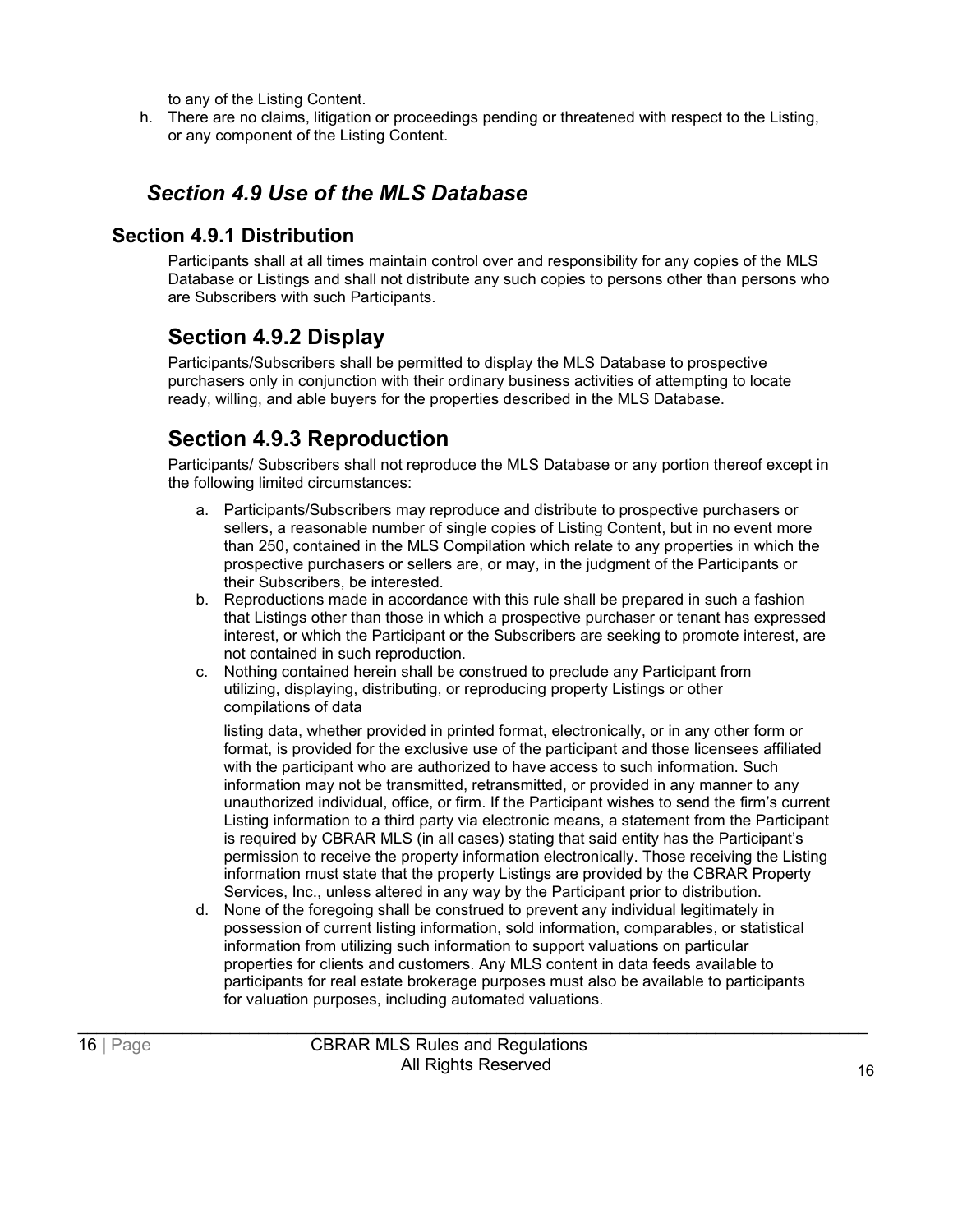to any of the Listing Content.

h. There are no claims, litigation or proceedings pending or threatened with respect to the Listing, or any component of the Listing Content.

## *Section 4.9 Use of the MLS Database*

### Section 4.9.1 Distribution

Participants shall at all times maintain control over and responsibility for any copies of the MLS Database or Listings and shall not distribute any such copies to persons other than persons who are Subscribers with such Participants.

### Section 4.9.2 Display

Participants/Subscribers shall be permitted to display the MLS Database to prospective purchasers only in conjunction with their ordinary business activities of attempting to locate ready, willing, and able buyers for the properties described in the MLS Database.

### Section 4.9.3 Reproduction

Participants/ Subscribers shall not reproduce the MLS Database or any portion thereof except in the following limited circumstances:

a. Participants/Subscribers may reproduce and distribute to prospective purchasers or sellers, a reasonable number of single copies of Listing Content, but in no event more than 250, contained in the MLS Compilation which relate to any properties in which the prospective purchasers or sellers are, or may, in the judgment of the Participants or their Subscribers, be interested.

b. Reproductions made in accordance with this rule shall be prepared in such a fashion that Listings other than those in which a prospective purchaser or tenant has expressed interest, or which the Participant or the Subscribers are seeking to promote interest, are not contained in such reproduction.

c. Nothing contained herein shall be construed to preclude any Participant from utilizing, displaying, distributing, or reproducing property Listings or other compilations of data

   listing data, whether provided in printed format, electronically, or in any other form or format, is provided for the exclusive use of the participant and those licensees affiliated with the participant who are authorized to have access to such information. Such information may not be transmitted, retransmitted, or provided in any manner to any unauthorized individual, office, or firm. If the Participant wishes to send the firm's current Listing information to a third party via electronic means, a statement from the Participant is required by CBRAR MLS (in all cases) stating that said entity has the Participant's permission to receive the property information electronically. Those receiving the Listing information must state that the property Listings are provided by the CBRAR Property Services, Inc., unless altered in any way by the Participant prior to distribution.

d. None of the foregoing shall be construed to prevent any individual legitimately in possession of current listing information, sold information, comparables, or statistical information from utilizing such information to support valuations on particular properties for clients and customers. Any MLS content in data feeds available to participants for real estate brokerage purposes must also be available to participants for valuation purposes, including automated valuations.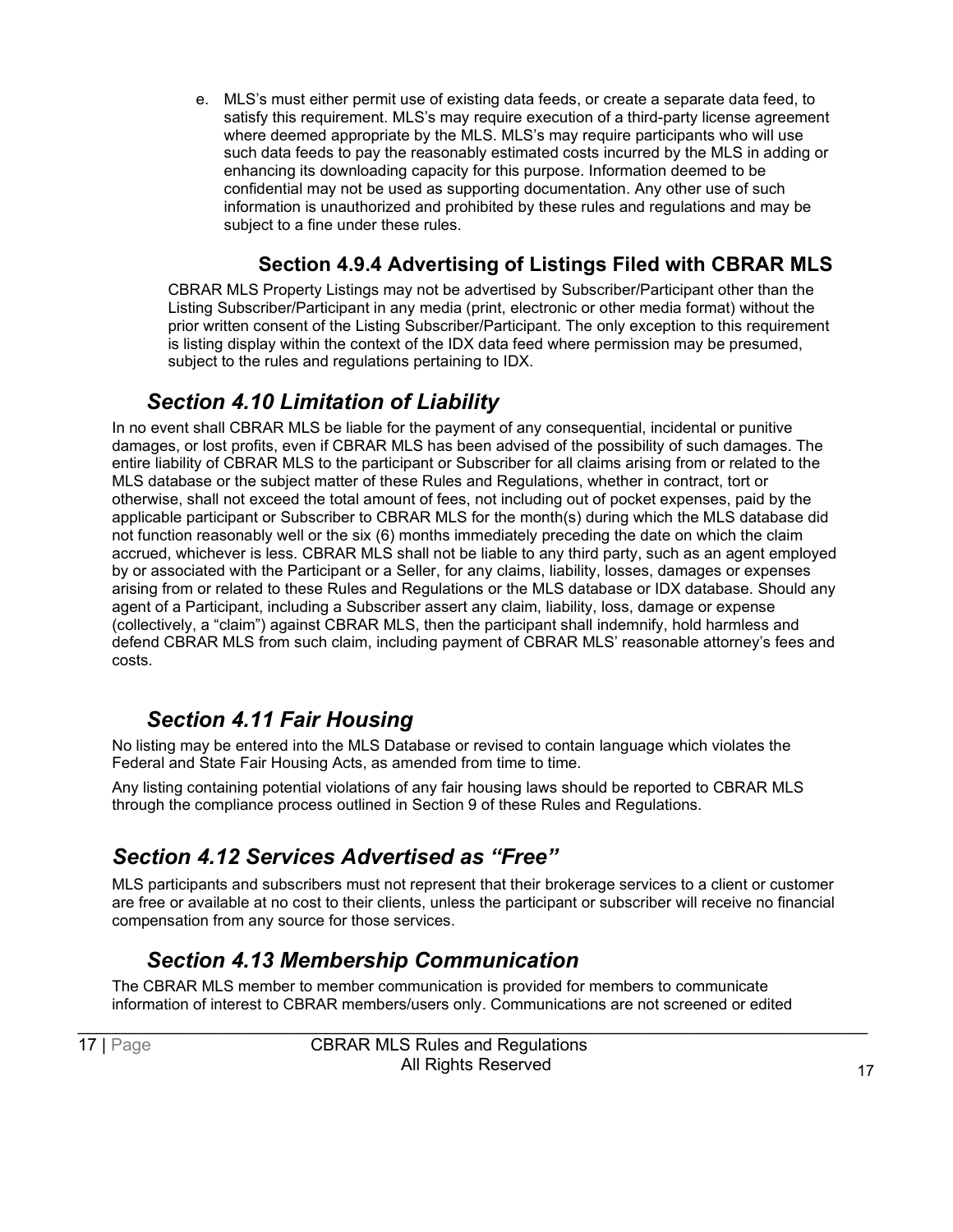e. MLS's must either permit use of existing data feeds, or create a separate data feed, to satisfy this requirement. MLS's may require execution of a third-party license agreement where deemed appropriate by the MLS. MLS's may require participants who will use such data feeds to pay the reasonably estimated costs incurred by the MLS in adding or enhancing its downloading capacity for this purpose. Information deemed to be confidential may not be used as supporting documentation. Any other use of such information is unauthorized and prohibited by these rules and regulations and may be subject to a fine under these rules.

### Section 4.9.4 Advertising of Listings Filed with CBRAR MLS

CBRAR MLS Property Listings may not be advertised by Subscriber/Participant other than the Listing Subscriber/Participant in any media (print, electronic or other media format) without the prior written consent of the Listing Subscriber/Participant. The only exception to this requirement is listing display within the context of the IDX data feed where permission may be presumed, subject to the rules and regulations pertaining to IDX.

## *Section 4.10 Limitation of Liability*

In no event shall CBRAR MLS be liable for the payment of any consequential, incidental or punitive damages, or lost profits, even if CBRAR MLS has been advised of the possibility of such damages. The entire liability of CBRAR MLS to the participant or Subscriber for all claims arising from or related to the MLS database or the subject matter of these Rules and Regulations, whether in contract, tort or otherwise, shall not exceed the total amount of fees, not including out of pocket expenses, paid by the applicable participant or Subscriber to CBRAR MLS for the month(s) during which the MLS database did not function reasonably well or the six (6) months immediately preceding the date on which the claim accrued, whichever is less. CBRAR MLS shall not be liable to any third party, such as an agent employed by or associated with the Participant or a Seller, for any claims, liability, losses, damages or expenses arising from or related to these Rules and Regulations or the MLS database or IDX database. Should any agent of a Participant, including a Subscriber assert any claim, liability, loss, damage or expense (collectively, a "claim") against CBRAR MLS, then the participant shall indemnify, hold harmless and defend CBRAR MLS from such claim, including payment of CBRAR MLS' reasonable attorney's fees and costs.

## *Section 4.11 Fair Housing*

No listing may be entered into the MLS Database or revised to contain language which violates the Federal and State Fair Housing Acts, as amended from time to time.

Any listing containing potential violations of any fair housing laws should be reported to CBRAR MLS through the compliance process outlined in Section 9 of these Rules and Regulations.

## *Section 4.12 Services Advertised as "Free"*

MLS participants and subscribers must not represent that their brokerage services to a client or customer are free or available at no cost to their clients, unless the participant or subscriber will receive no financial compensation from any source for those services.

## *Section 4.13 Membership Communication*

The CBRAR MLS member to member communication is provided for members to communicate information of interest to CBRAR members/users only. Communications are not screened or edited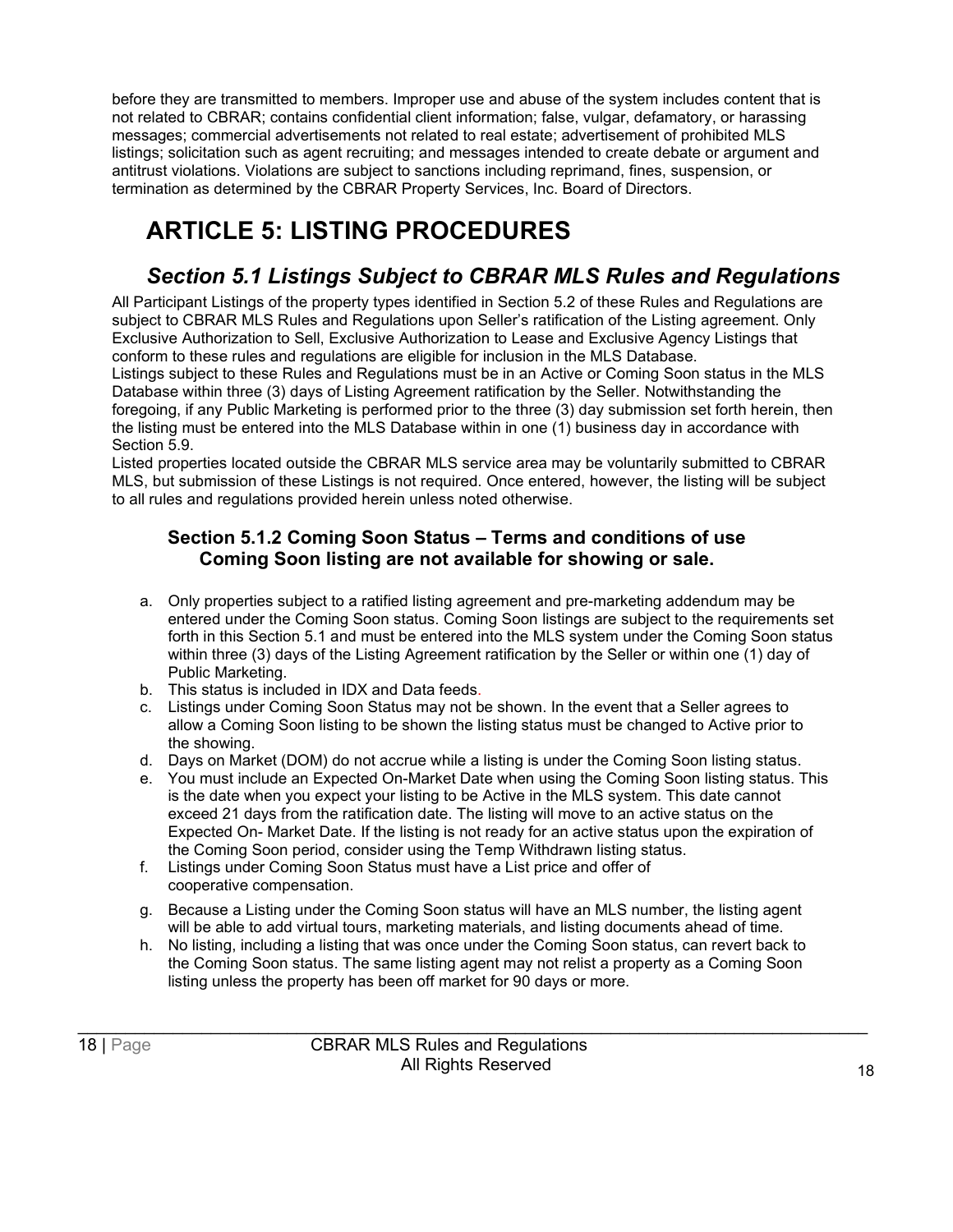before they are transmitted to members. Improper use and abuse of the system includes content that is not related to CBRAR; contains confidential client information; false, vulgar, defamatory, or harassing messages; commercial advertisements not related to real estate; advertisement of prohibited MLS listings; solicitation such as agent recruiting; and messages intended to create debate or argument and antitrust violations. Violations are subject to sanctions including reprimand, fines, suspension, or termination as determined by the CBRAR Property Services, Inc. Board of Directors.

# ARTICLE 5: LISTING PROCEDURES

## *Section 5.1 Listings Subject to CBRAR MLS Rules and Regulations*

All Participant Listings of the property types identified in Section 5.2 of these Rules and Regulations are subject to CBRAR MLS Rules and Regulations upon Seller's ratification of the Listing agreement. Only Exclusive Authorization to Sell, Exclusive Authorization to Lease and Exclusive Agency Listings that conform to these rules and regulations are eligible for inclusion in the MLS Database.

Listings subject to these Rules and Regulations must be in an Active or Coming Soon status in the MLS Database within three (3) days of Listing Agreement ratification by the Seller. Notwithstanding the foregoing, if any Public Marketing is performed prior to the three (3) day submission set forth herein, then the listing must be entered into the MLS Database within in one (1) business day in accordance with Section 5.9.

Listed properties located outside the CBRAR MLS service area may be voluntarily submitted to CBRAR MLS, but submission of these Listings is not required. Once entered, however, the listing will be subject to all rules and regulations provided herein unless noted otherwise.

### Section 5.1.2 Coming Soon Status – Terms and conditions of use Coming Soon listing are not available for showing or sale.

a. Only properties subject to a ratified listing agreement and pre-marketing addendum may be entered under the Coming Soon status. Coming Soon listings are subject to the requirements set forth in this Section 5.1 and must be entered into the MLS system under the Coming Soon status within three (3) days of the Listing Agreement ratification by the Seller or within one (1) day of Public Marketing.
b. This status is included in IDX and Data feeds.
c. Listings under Coming Soon Status may not be shown. In the event that a Seller agrees to allow a Coming Soon listing to be shown the listing status must be changed to Active prior to the showing.
d. Days on Market (DOM) do not accrue while a listing is under the Coming Soon listing status.
e. You must include an Expected On-Market Date when using the Coming Soon listing status. This is the date when you expect your listing to be Active in the MLS system. This date cannot exceed 21 days from the ratification date. The listing will move to an active status on the Expected On- Market Date. If the listing is not ready for an active status upon the expiration of the Coming Soon period, consider using the Temp Withdrawn listing status.
f. Listings under Coming Soon Status must have a List price and offer of cooperative compensation.
g. Because a Listing under the Coming Soon status will have an MLS number, the listing agent will be able to add virtual tours, marketing materials, and listing documents ahead of time.
h. No listing, including a listing that was once under the Coming Soon status, can revert back to the Coming Soon status. The same listing agent may not relist a property as a Coming Soon listing unless the property has been off market for 90 days or more.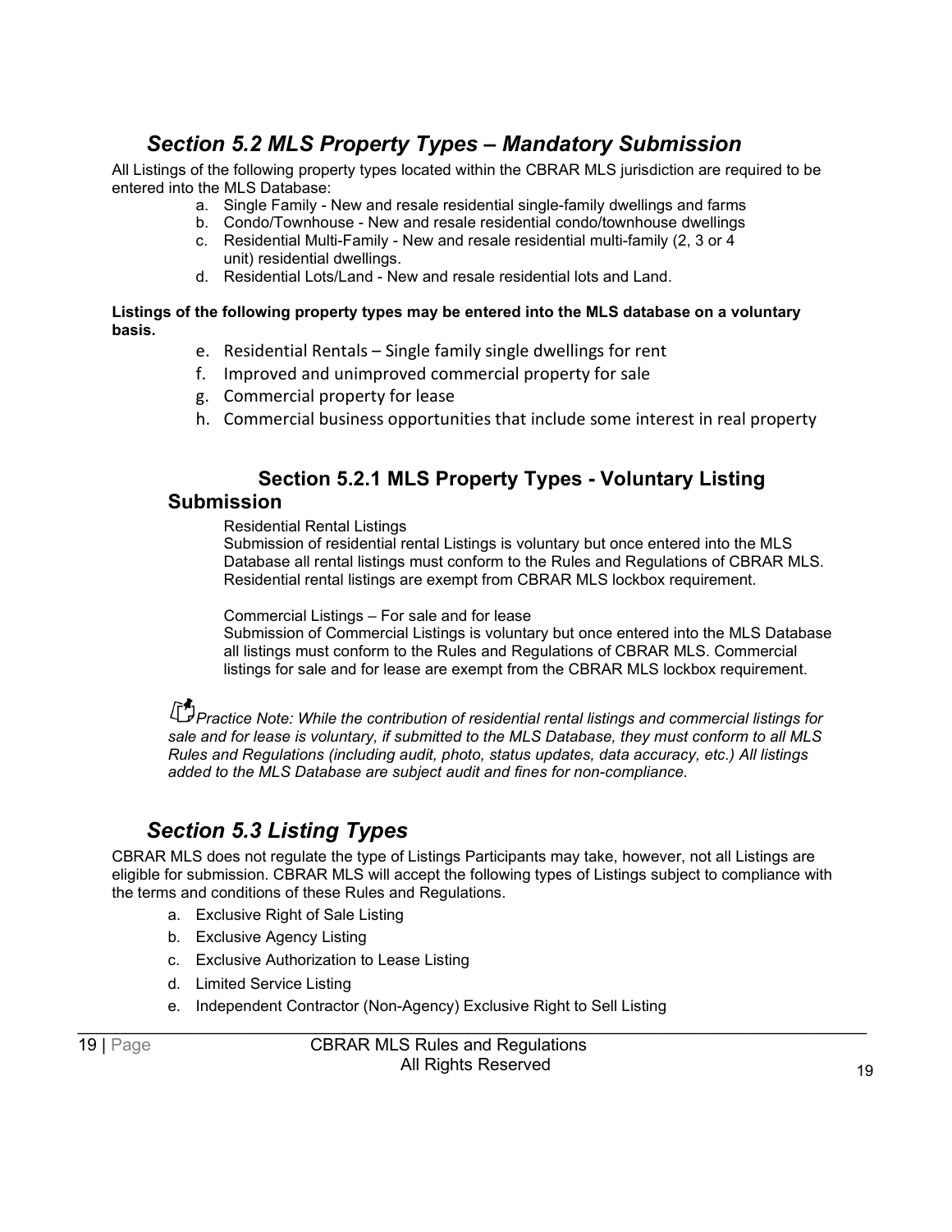## *Section 5.2 MLS Property Types – Mandatory Submission*

All Listings of the following property types located within the CBRAR MLS jurisdiction are required to be entered into the MLS Database:

a. Single Family - New and resale residential single-family dwellings and farms
b. Condo/Townhouse - New and resale residential condo/townhouse dwellings
c. Residential Multi-Family - New and resale residential multi-family (2, 3 or 4 unit) residential dwellings.
d. Residential Lots/Land - New and resale residential lots and Land.

**Listings of the following property types may be entered into the MLS database on a voluntary basis.**

e. Residential Rentals – Single family single dwellings for rent
f. Improved and unimproved commercial property for sale
g. Commercial property for lease
h. Commercial business opportunities that include some interest in real property

### Section 5.2.1 MLS Property Types - Voluntary Listing Submission

Residential Rental Listings
Submission of residential rental Listings is voluntary but once entered into the MLS Database all rental listings must conform to the Rules and Regulations of CBRAR MLS. Residential rental listings are exempt from CBRAR MLS lockbox requirement.

Commercial Listings – For sale and for lease
Submission of Commercial Listings is voluntary but once entered into the MLS Database all listings must conform to the Rules and Regulations of CBRAR MLS. Commercial listings for sale and for lease are exempt from the CBRAR MLS lockbox requirement.

*Practice Note: While the contribution of residential rental listings and commercial listings for sale and for lease is voluntary, if submitted to the MLS Database, they must conform to all MLS Rules and Regulations (including audit, photo, status updates, data accuracy, etc.) All listings added to the MLS Database are subject audit and fines for non-compliance.*

## *Section 5.3 Listing Types*

CBRAR MLS does not regulate the type of Listings Participants may take, however, not all Listings are eligible for submission. CBRAR MLS will accept the following types of Listings subject to compliance with the terms and conditions of these Rules and Regulations.

a. Exclusive Right of Sale Listing
b. Exclusive Agency Listing
c. Exclusive Authorization to Lease Listing
d. Limited Service Listing
e. Independent Contractor (Non-Agency) Exclusive Right to Sell Listing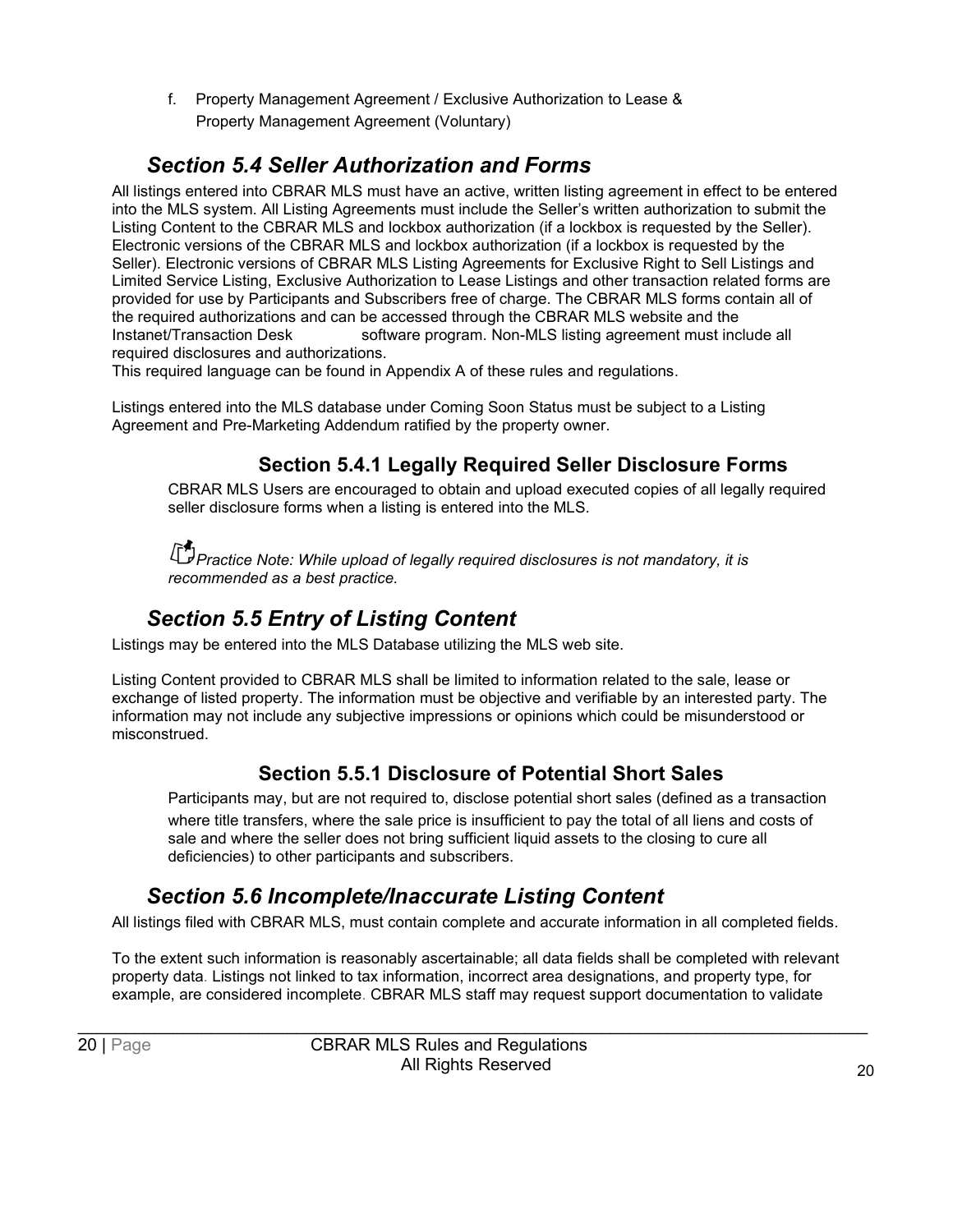f. Property Management Agreement / Exclusive Authorization to Lease & Property Management Agreement (Voluntary)

## *Section 5.4 Seller Authorization and Forms*

All listings entered into CBRAR MLS must have an active, written listing agreement in effect to be entered into the MLS system. All Listing Agreements must include the Seller's written authorization to submit the Listing Content to the CBRAR MLS and lockbox authorization (if a lockbox is requested by the Seller). Electronic versions of the CBRAR MLS and lockbox authorization (if a lockbox is requested by the Seller). Electronic versions of CBRAR MLS Listing Agreements for Exclusive Right to Sell Listings and Limited Service Listing, Exclusive Authorization to Lease Listings and other transaction related forms are provided for use by Participants and Subscribers free of charge. The CBRAR MLS forms contain all of the required authorizations and can be accessed through the CBRAR MLS website and the Instanet/Transaction Desk software program. Non-MLS listing agreement must include all required disclosures and authorizations.
This required language can be found in Appendix A of these rules and regulations.

Listings entered into the MLS database under Coming Soon Status must be subject to a Listing Agreement and Pre-Marketing Addendum ratified by the property owner.

### Section 5.4.1 Legally Required Seller Disclosure Forms

CBRAR MLS Users are encouraged to obtain and upload executed copies of all legally required seller disclosure forms when a listing is entered into the MLS.

*Practice Note: While upload of legally required disclosures is not mandatory, it is recommended as a best practice.*

## *Section 5.5 Entry of Listing Content*

Listings may be entered into the MLS Database utilizing the MLS web site.

Listing Content provided to CBRAR MLS shall be limited to information related to the sale, lease or exchange of listed property. The information must be objective and verifiable by an interested party. The information may not include any subjective impressions or opinions which could be misunderstood or misconstrued.

### Section 5.5.1 Disclosure of Potential Short Sales

Participants may, but are not required to, disclose potential short sales (defined as a transaction where title transfers, where the sale price is insufficient to pay the total of all liens and costs of sale and where the seller does not bring sufficient liquid assets to the closing to cure all deficiencies) to other participants and subscribers.

## *Section 5.6 Incomplete/Inaccurate Listing Content*

All listings filed with CBRAR MLS, must contain complete and accurate information in all completed fields.

To the extent such information is reasonably ascertainable; all data fields shall be completed with relevant property data. Listings not linked to tax information, incorrect area designations, and property type, for example, are considered incomplete. CBRAR MLS staff may request support documentation to validate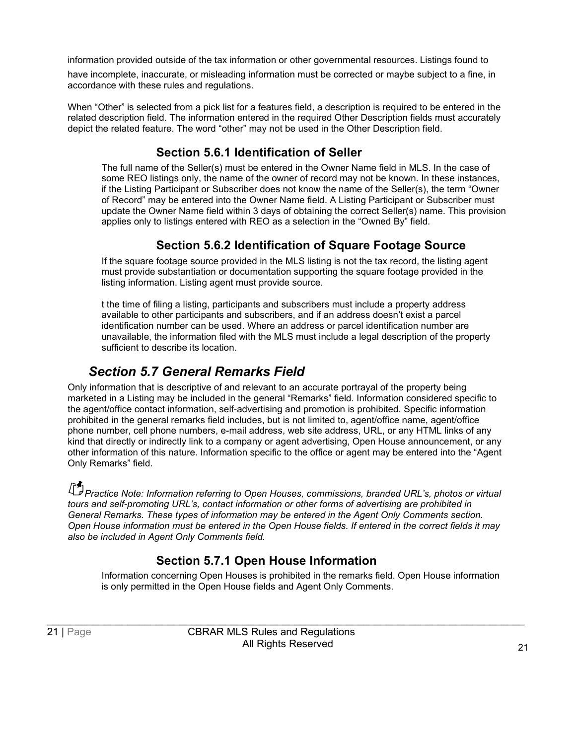information provided outside of the tax information or other governmental resources. Listings found to have incomplete, inaccurate, or misleading information must be corrected or maybe subject to a fine, in accordance with these rules and regulations.

When "Other" is selected from a pick list for a features field, a description is required to be entered in the related description field. The information entered in the required Other Description fields must accurately depict the related feature. The word "other" may not be used in the Other Description field.

### Section 5.6.1 Identification of Seller

The full name of the Seller(s) must be entered in the Owner Name field in MLS. In the case of some REO listings only, the name of the owner of record may not be known. In these instances, if the Listing Participant or Subscriber does not know the name of the Seller(s), the term "Owner of Record" may be entered into the Owner Name field. A Listing Participant or Subscriber must update the Owner Name field within 3 days of obtaining the correct Seller(s) name. This provision applies only to listings entered with REO as a selection in the "Owned By" field.

### Section 5.6.2 Identification of Square Footage Source

If the square footage source provided in the MLS listing is not the tax record, the listing agent must provide substantiation or documentation supporting the square footage provided in the listing information. Listing agent must provide source.

t the time of filing a listing, participants and subscribers must include a property address available to other participants and subscribers, and if an address doesn't exist a parcel identification number can be used. Where an address or parcel identification number are unavailable, the information filed with the MLS must include a legal description of the property sufficient to describe its location.

## *Section 5.7 General Remarks Field*

Only information that is descriptive of and relevant to an accurate portrayal of the property being marketed in a Listing may be included in the general "Remarks" field. Information considered specific to the agent/office contact information, self-advertising and promotion is prohibited. Specific information prohibited in the general remarks field includes, but is not limited to, agent/office name, agent/office phone number, cell phone numbers, e-mail address, web site address, URL, or any HTML links of any kind that directly or indirectly link to a company or agent advertising, Open House announcement, or any other information of this nature. Information specific to the office or agent may be entered into the "Agent Only Remarks" field.

*Practice Note: Information referring to Open Houses, commissions, branded URL's, photos or virtual tours and self-promoting URL's, contact information or other forms of advertising are prohibited in General Remarks. These types of information may be entered in the Agent Only Comments section. Open House information must be entered in the Open House fields. If entered in the correct fields it may also be included in Agent Only Comments field.*

### Section 5.7.1 Open House Information

Information concerning Open Houses is prohibited in the remarks field. Open House information is only permitted in the Open House fields and Agent Only Comments.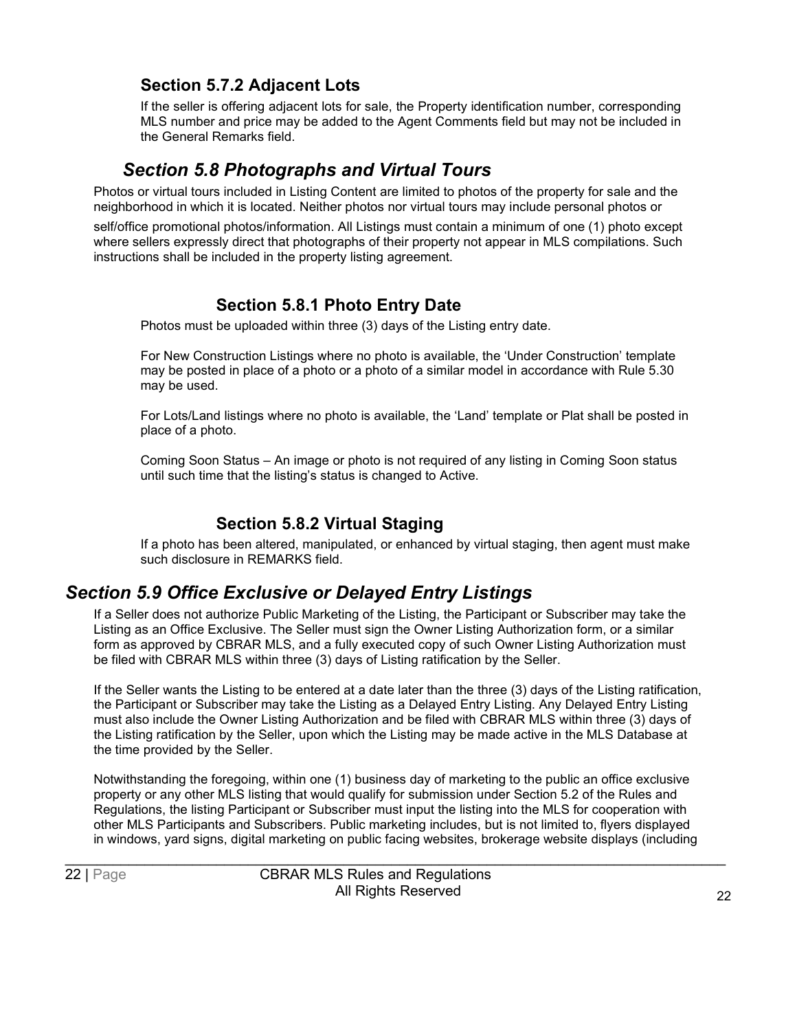### Section 5.7.2 Adjacent Lots

If the seller is offering adjacent lots for sale, the Property identification number, corresponding MLS number and price may be added to the Agent Comments field but may not be included in the General Remarks field.

## *Section 5.8 Photographs and Virtual Tours*

Photos or virtual tours included in Listing Content are limited to photos of the property for sale and the neighborhood in which it is located. Neither photos nor virtual tours may include personal photos or self/office promotional photos/information. All Listings must contain a minimum of one (1) photo except where sellers expressly direct that photographs of their property not appear in MLS compilations. Such instructions shall be included in the property listing agreement.

### Section 5.8.1 Photo Entry Date

Photos must be uploaded within three (3) days of the Listing entry date.

For New Construction Listings where no photo is available, the 'Under Construction' template may be posted in place of a photo or a photo of a similar model in accordance with Rule 5.30 may be used.

For Lots/Land listings where no photo is available, the 'Land' template or Plat shall be posted in place of a photo.

Coming Soon Status – An image or photo is not required of any listing in Coming Soon status until such time that the listing's status is changed to Active.

### Section 5.8.2 Virtual Staging

If a photo has been altered, manipulated, or enhanced by virtual staging, then agent must make such disclosure in REMARKS field.

## *Section 5.9 Office Exclusive or Delayed Entry Listings*

If a Seller does not authorize Public Marketing of the Listing, the Participant or Subscriber may take the Listing as an Office Exclusive. The Seller must sign the Owner Listing Authorization form, or a similar form as approved by CBRAR MLS, and a fully executed copy of such Owner Listing Authorization must be filed with CBRAR MLS within three (3) days of Listing ratification by the Seller.

If the Seller wants the Listing to be entered at a date later than the three (3) days of the Listing ratification, the Participant or Subscriber may take the Listing as a Delayed Entry Listing. Any Delayed Entry Listing must also include the Owner Listing Authorization and be filed with CBRAR MLS within three (3) days of the Listing ratification by the Seller, upon which the Listing may be made active in the MLS Database at the time provided by the Seller.

Notwithstanding the foregoing, within one (1) business day of marketing to the public an office exclusive property or any other MLS listing that would qualify for submission under Section 5.2 of the Rules and Regulations, the listing Participant or Subscriber must input the listing into the MLS for cooperation with other MLS Participants and Subscribers. Public marketing includes, but is not limited to, flyers displayed in windows, yard signs, digital marketing on public facing websites, brokerage website displays (including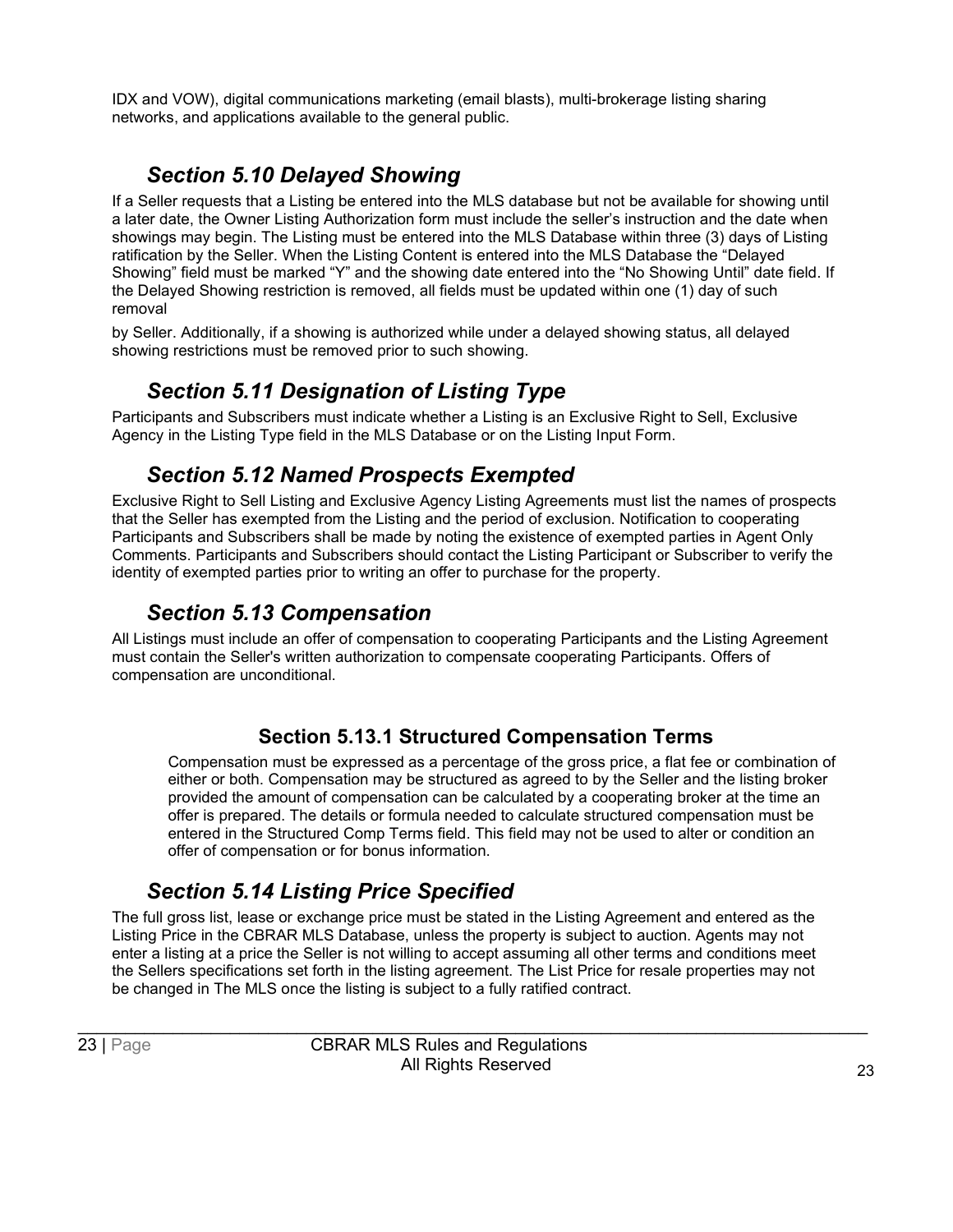IDX and VOW), digital communications marketing (email blasts), multi-brokerage listing sharing networks, and applications available to the general public.

## *Section 5.10 Delayed Showing*

If a Seller requests that a Listing be entered into the MLS database but not be available for showing until a later date, the Owner Listing Authorization form must include the seller's instruction and the date when showings may begin. The Listing must be entered into the MLS Database within three (3) days of Listing ratification by the Seller. When the Listing Content is entered into the MLS Database the "Delayed Showing" field must be marked "Y" and the showing date entered into the "No Showing Until" date field. If the Delayed Showing restriction is removed, all fields must be updated within one (1) day of such removal

by Seller. Additionally, if a showing is authorized while under a delayed showing status, all delayed showing restrictions must be removed prior to such showing.

## *Section 5.11 Designation of Listing Type*

Participants and Subscribers must indicate whether a Listing is an Exclusive Right to Sell, Exclusive Agency in the Listing Type field in the MLS Database or on the Listing Input Form.

## *Section 5.12 Named Prospects Exempted*

Exclusive Right to Sell Listing and Exclusive Agency Listing Agreements must list the names of prospects that the Seller has exempted from the Listing and the period of exclusion. Notification to cooperating Participants and Subscribers shall be made by noting the existence of exempted parties in Agent Only Comments. Participants and Subscribers should contact the Listing Participant or Subscriber to verify the identity of exempted parties prior to writing an offer to purchase for the property.

## *Section 5.13 Compensation*

All Listings must include an offer of compensation to cooperating Participants and the Listing Agreement must contain the Seller's written authorization to compensate cooperating Participants. Offers of compensation are unconditional.

### Section 5.13.1 Structured Compensation Terms

Compensation must be expressed as a percentage of the gross price, a flat fee or combination of either or both. Compensation may be structured as agreed to by the Seller and the listing broker provided the amount of compensation can be calculated by a cooperating broker at the time an offer is prepared. The details or formula needed to calculate structured compensation must be entered in the Structured Comp Terms field. This field may not be used to alter or condition an offer of compensation or for bonus information.

## *Section 5.14 Listing Price Specified*

The full gross list, lease or exchange price must be stated in the Listing Agreement and entered as the Listing Price in the CBRAR MLS Database, unless the property is subject to auction. Agents may not enter a listing at a price the Seller is not willing to accept assuming all other terms and conditions meet the Sellers specifications set forth in the listing agreement. The List Price for resale properties may not be changed in The MLS once the listing is subject to a fully ratified contract.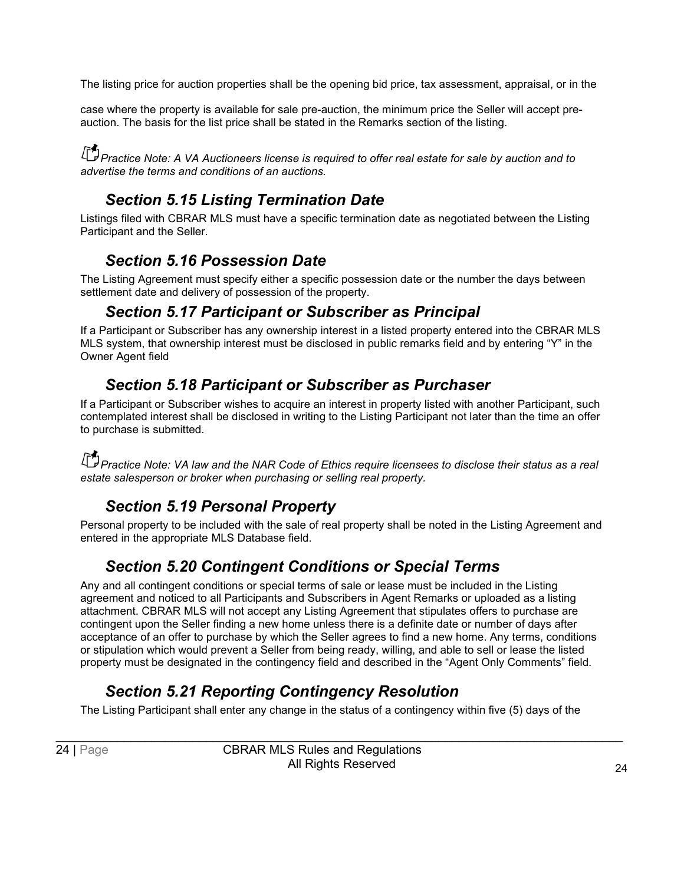The listing price for auction properties shall be the opening bid price, tax assessment, appraisal, or in the

case where the property is available for sale pre-auction, the minimum price the Seller will accept pre-auction. The basis for the list price shall be stated in the Remarks section of the listing.

*Practice Note: A VA Auctioneers license is required to offer real estate for sale by auction and to advertise the terms and conditions of an auctions.*

## *Section 5.15 Listing Termination Date*

Listings filed with CBRAR MLS must have a specific termination date as negotiated between the Listing Participant and the Seller.

## *Section 5.16 Possession Date*

The Listing Agreement must specify either a specific possession date or the number the days between settlement date and delivery of possession of the property.

## *Section 5.17 Participant or Subscriber as Principal*

If a Participant or Subscriber has any ownership interest in a listed property entered into the CBRAR MLS MLS system, that ownership interest must be disclosed in public remarks field and by entering "Y" in the Owner Agent field

## *Section 5.18 Participant or Subscriber as Purchaser*

If a Participant or Subscriber wishes to acquire an interest in property listed with another Participant, such contemplated interest shall be disclosed in writing to the Listing Participant not later than the time an offer to purchase is submitted.

*Practice Note: VA law and the NAR Code of Ethics require licensees to disclose their status as a real estate salesperson or broker when purchasing or selling real property.*

## *Section 5.19 Personal Property*

Personal property to be included with the sale of real property shall be noted in the Listing Agreement and entered in the appropriate MLS Database field.

## *Section 5.20 Contingent Conditions or Special Terms*

Any and all contingent conditions or special terms of sale or lease must be included in the Listing agreement and noticed to all Participants and Subscribers in Agent Remarks or uploaded as a listing attachment. CBRAR MLS will not accept any Listing Agreement that stipulates offers to purchase are contingent upon the Seller finding a new home unless there is a definite date or number of days after acceptance of an offer to purchase by which the Seller agrees to find a new home. Any terms, conditions or stipulation which would prevent a Seller from being ready, willing, and able to sell or lease the listed property must be designated in the contingency field and described in the "Agent Only Comments" field.

## *Section 5.21 Reporting Contingency Resolution*

The Listing Participant shall enter any change in the status of a contingency within five (5) days of the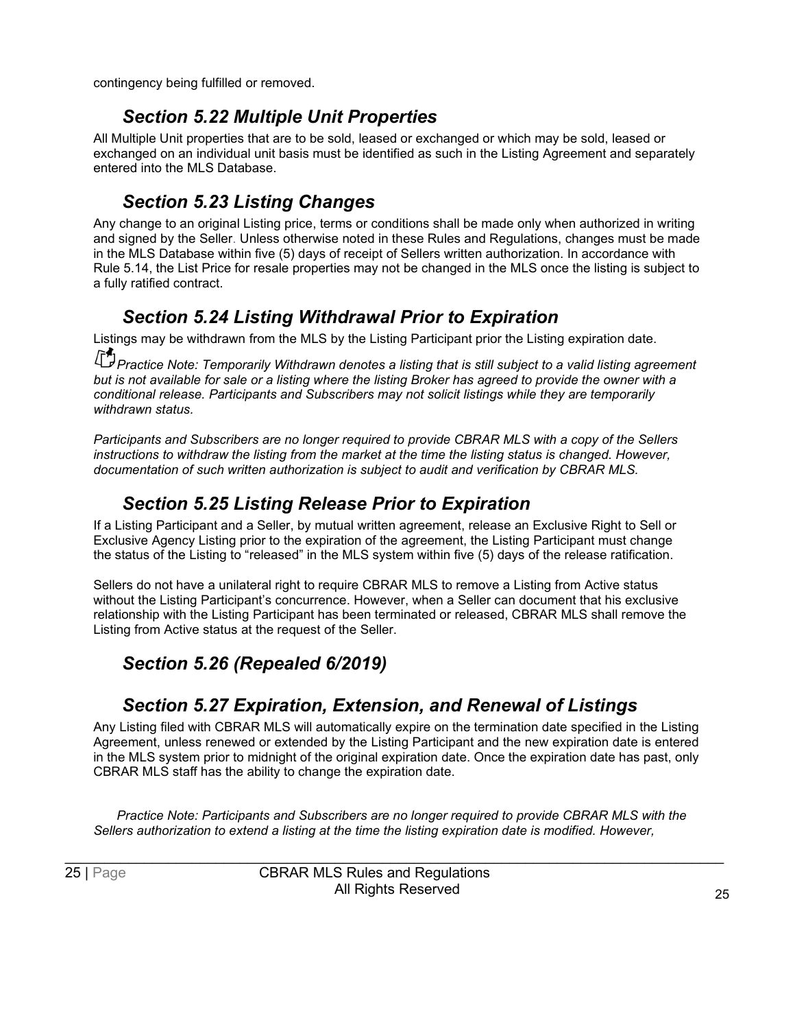contingency being fulfilled or removed.

## *Section 5.22 Multiple Unit Properties*

All Multiple Unit properties that are to be sold, leased or exchanged or which may be sold, leased or exchanged on an individual unit basis must be identified as such in the Listing Agreement and separately entered into the MLS Database.

## *Section 5.23 Listing Changes*

Any change to an original Listing price, terms or conditions shall be made only when authorized in writing and signed by the Seller. Unless otherwise noted in these Rules and Regulations, changes must be made in the MLS Database within five (5) days of receipt of Sellers written authorization. In accordance with Rule 5.14, the List Price for resale properties may not be changed in the MLS once the listing is subject to a fully ratified contract.

## *Section 5.24 Listing Withdrawal Prior to Expiration*

Listings may be withdrawn from the MLS by the Listing Participant prior the Listing expiration date.

*Practice Note: Temporarily Withdrawn denotes a listing that is still subject to a valid listing agreement but is not available for sale or a listing where the listing Broker has agreed to provide the owner with a conditional release. Participants and Subscribers may not solicit listings while they are temporarily withdrawn status.*

*Participants and Subscribers are no longer required to provide CBRAR MLS with a copy of the Sellers instructions to withdraw the listing from the market at the time the listing status is changed. However, documentation of such written authorization is subject to audit and verification by CBRAR MLS.*

## *Section 5.25 Listing Release Prior to Expiration*

If a Listing Participant and a Seller, by mutual written agreement, release an Exclusive Right to Sell or Exclusive Agency Listing prior to the expiration of the agreement, the Listing Participant must change the status of the Listing to "released" in the MLS system within five (5) days of the release ratification.

Sellers do not have a unilateral right to require CBRAR MLS to remove a Listing from Active status without the Listing Participant's concurrence. However, when a Seller can document that his exclusive relationship with the Listing Participant has been terminated or released, CBRAR MLS shall remove the Listing from Active status at the request of the Seller.

## *Section 5.26 (Repealed 6/2019)*

## *Section 5.27 Expiration, Extension, and Renewal of Listings*

Any Listing filed with CBRAR MLS will automatically expire on the termination date specified in the Listing Agreement, unless renewed or extended by the Listing Participant and the new expiration date is entered in the MLS system prior to midnight of the original expiration date. Once the expiration date has past, only CBRAR MLS staff has the ability to change the expiration date.

*Practice Note: Participants and Subscribers are no longer required to provide CBRAR MLS with the Sellers authorization to extend a listing at the time the listing expiration date is modified. However,*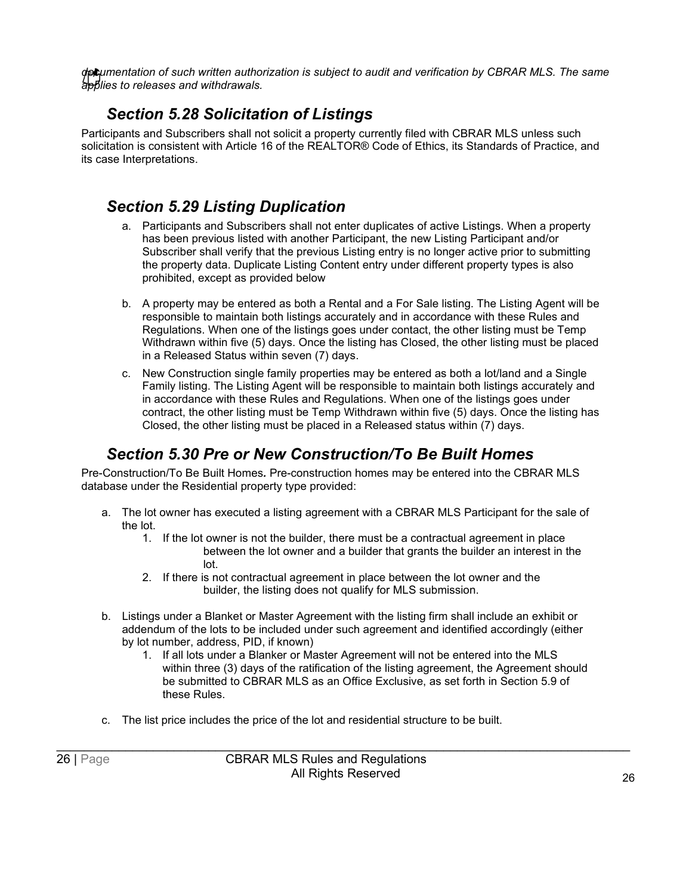*documentation of such written authorization is subject to audit and verification by CBRAR MLS. The same applies to releases and withdrawals.*

## *Section 5.28 Solicitation of Listings*

Participants and Subscribers shall not solicit a property currently filed with CBRAR MLS unless such solicitation is consistent with Article 16 of the REALTOR® Code of Ethics, its Standards of Practice, and its case Interpretations.

## *Section 5.29 Listing Duplication*

a. Participants and Subscribers shall not enter duplicates of active Listings. When a property has been previous listed with another Participant, the new Listing Participant and/or Subscriber shall verify that the previous Listing entry is no longer active prior to submitting the property data. Duplicate Listing Content entry under different property types is also prohibited, except as provided below

b. A property may be entered as both a Rental and a For Sale listing. The Listing Agent will be responsible to maintain both listings accurately and in accordance with these Rules and Regulations. When one of the listings goes under contact, the other listing must be Temp Withdrawn within five (5) days. Once the listing has Closed, the other listing must be placed in a Released Status within seven (7) days.

c. New Construction single family properties may be entered as both a lot/land and a Single Family listing. The Listing Agent will be responsible to maintain both listings accurately and in accordance with these Rules and Regulations. When one of the listings goes under contract, the other listing must be Temp Withdrawn within five (5) days. Once the listing has Closed, the other listing must be placed in a Released status within (7) days.

## *Section 5.30 Pre or New Construction/To Be Built Homes*

Pre-Construction/To Be Built Homes**.** Pre-construction homes may be entered into the CBRAR MLS database under the Residential property type provided:

a. The lot owner has executed a listing agreement with a CBRAR MLS Participant for the sale of the lot.
    1. If the lot owner is not the builder, there must be a contractual agreement in place between the lot owner and a builder that grants the builder an interest in the lot.
    2. If there is not contractual agreement in place between the lot owner and the builder, the listing does not qualify for MLS submission.

b. Listings under a Blanket or Master Agreement with the listing firm shall include an exhibit or addendum of the lots to be included under such agreement and identified accordingly (either by lot number, address, PID, if known)
    1. If all lots under a Blanker or Master Agreement will not be entered into the MLS within three (3) days of the ratification of the listing agreement, the Agreement should be submitted to CBRAR MLS as an Office Exclusive, as set forth in Section 5.9 of these Rules.

c. The list price includes the price of the lot and residential structure to be built.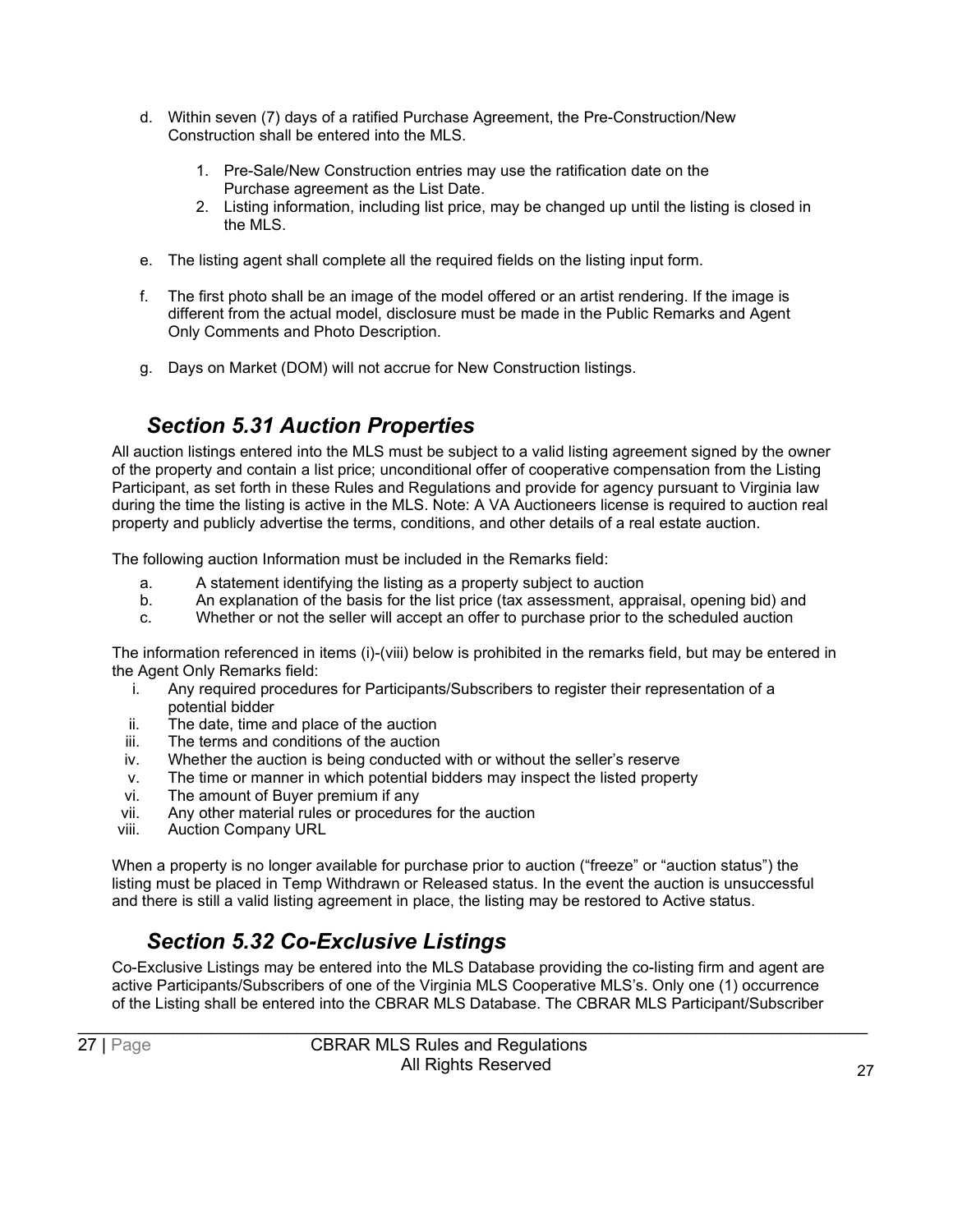d. Within seven (7) days of a ratified Purchase Agreement, the Pre-Construction/New Construction shall be entered into the MLS.

   1. Pre-Sale/New Construction entries may use the ratification date on the Purchase agreement as the List Date.
   2. Listing information, including list price, may be changed up until the listing is closed in the MLS.

e. The listing agent shall complete all the required fields on the listing input form.

f. The first photo shall be an image of the model offered or an artist rendering. If the image is different from the actual model, disclosure must be made in the Public Remarks and Agent Only Comments and Photo Description.

g. Days on Market (DOM) will not accrue for New Construction listings.

## *Section 5.31 Auction Properties*

All auction listings entered into the MLS must be subject to a valid listing agreement signed by the owner of the property and contain a list price; unconditional offer of cooperative compensation from the Listing Participant, as set forth in these Rules and Regulations and provide for agency pursuant to Virginia law during the time the listing is active in the MLS. Note: A VA Auctioneers license is required to auction real property and publicly advertise the terms, conditions, and other details of a real estate auction.

The following auction Information must be included in the Remarks field:

a. A statement identifying the listing as a property subject to auction
b. An explanation of the basis for the list price (tax assessment, appraisal, opening bid) and
c. Whether or not the seller will accept an offer to purchase prior to the scheduled auction

The information referenced in items (i)-(viii) below is prohibited in the remarks field, but may be entered in the Agent Only Remarks field:

i. Any required procedures for Participants/Subscribers to register their representation of a potential bidder
ii. The date, time and place of the auction
iii. The terms and conditions of the auction
iv. Whether the auction is being conducted with or without the seller's reserve
v. The time or manner in which potential bidders may inspect the listed property
vi. The amount of Buyer premium if any
vii. Any other material rules or procedures for the auction
viii. Auction Company URL

When a property is no longer available for purchase prior to auction ("freeze" or "auction status") the listing must be placed in Temp Withdrawn or Released status. In the event the auction is unsuccessful and there is still a valid listing agreement in place, the listing may be restored to Active status.

## *Section 5.32 Co-Exclusive Listings*

Co-Exclusive Listings may be entered into the MLS Database providing the co-listing firm and agent are active Participants/Subscribers of one of the Virginia MLS Cooperative MLS's. Only one (1) occurrence of the Listing shall be entered into the CBRAR MLS Database. The CBRAR MLS Participant/Subscriber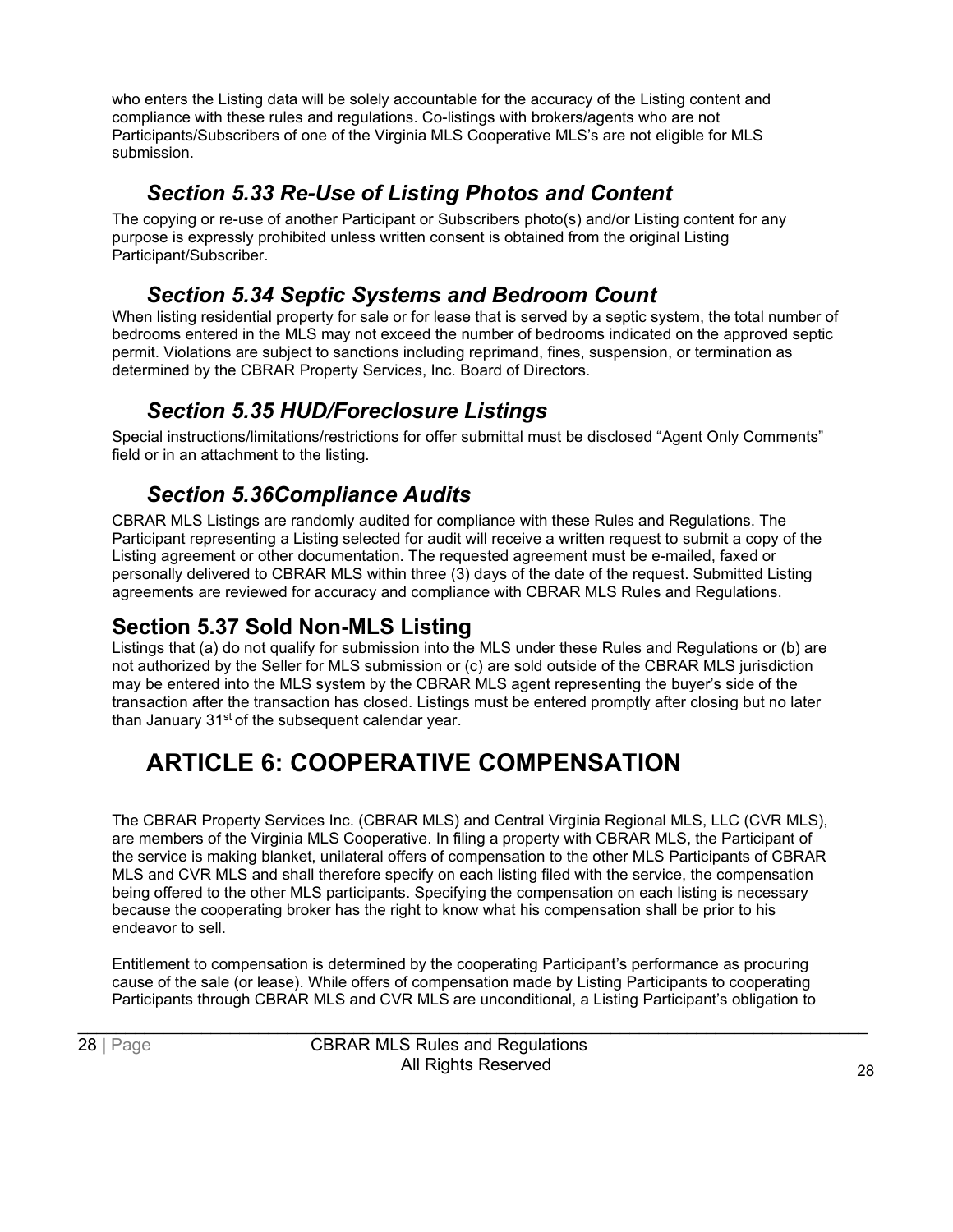who enters the Listing data will be solely accountable for the accuracy of the Listing content and compliance with these rules and regulations. Co-listings with brokers/agents who are not Participants/Subscribers of one of the Virginia MLS Cooperative MLS's are not eligible for MLS submission.

### *Section 5.33 Re-Use of Listing Photos and Content*

The copying or re-use of another Participant or Subscribers photo(s) and/or Listing content for any purpose is expressly prohibited unless written consent is obtained from the original Listing Participant/Subscriber.

### *Section 5.34 Septic Systems and Bedroom Count*

When listing residential property for sale or for lease that is served by a septic system, the total number of bedrooms entered in the MLS may not exceed the number of bedrooms indicated on the approved septic permit. Violations are subject to sanctions including reprimand, fines, suspension, or termination as determined by the CBRAR Property Services, Inc. Board of Directors.

### *Section 5.35 HUD/Foreclosure Listings*

Special instructions/limitations/restrictions for offer submittal must be disclosed "Agent Only Comments" field or in an attachment to the listing.

### *Section 5.36Compliance Audits*

CBRAR MLS Listings are randomly audited for compliance with these Rules and Regulations. The Participant representing a Listing selected for audit will receive a written request to submit a copy of the Listing agreement or other documentation. The requested agreement must be e-mailed, faxed or personally delivered to CBRAR MLS within three (3) days of the date of the request. Submitted Listing agreements are reviewed for accuracy and compliance with CBRAR MLS Rules and Regulations.

### Section 5.37 Sold Non-MLS Listing

Listings that (a) do not qualify for submission into the MLS under these Rules and Regulations or (b) are not authorized by the Seller for MLS submission or (c) are sold outside of the CBRAR MLS jurisdiction may be entered into the MLS system by the CBRAR MLS agent representing the buyer's side of the transaction after the transaction has closed. Listings must be entered promptly after closing but no later than January 31st of the subsequent calendar year.

# ARTICLE 6: COOPERATIVE COMPENSATION

The CBRAR Property Services Inc. (CBRAR MLS) and Central Virginia Regional MLS, LLC (CVR MLS), are members of the Virginia MLS Cooperative. In filing a property with CBRAR MLS, the Participant of the service is making blanket, unilateral offers of compensation to the other MLS Participants of CBRAR MLS and CVR MLS and shall therefore specify on each listing filed with the service, the compensation being offered to the other MLS participants. Specifying the compensation on each listing is necessary because the cooperating broker has the right to know what his compensation shall be prior to his endeavor to sell.

Entitlement to compensation is determined by the cooperating Participant's performance as procuring cause of the sale (or lease). While offers of compensation made by Listing Participants to cooperating Participants through CBRAR MLS and CVR MLS are unconditional, a Listing Participant's obligation to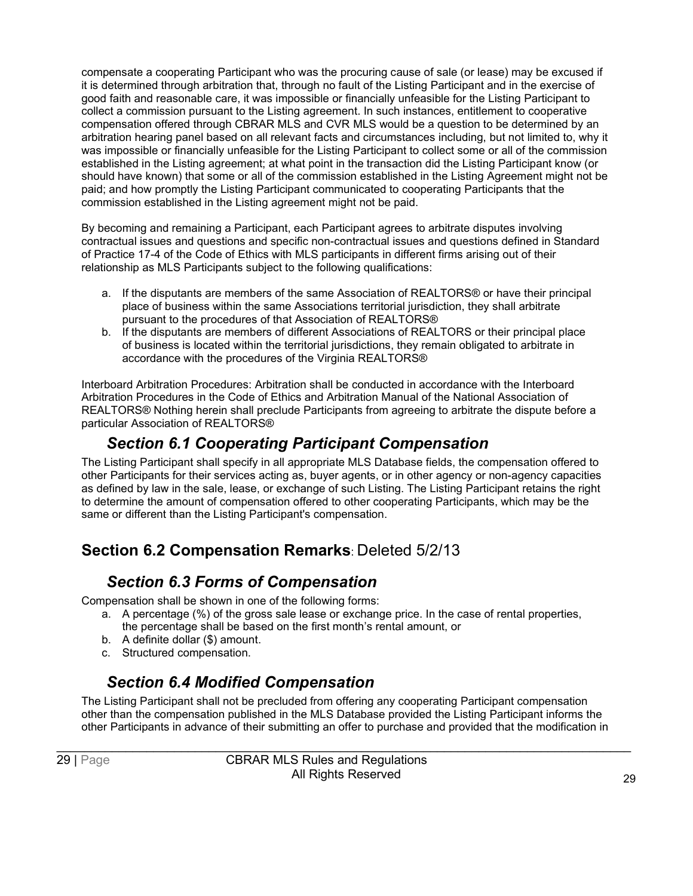compensate a cooperating Participant who was the procuring cause of sale (or lease) may be excused if it is determined through arbitration that, through no fault of the Listing Participant and in the exercise of good faith and reasonable care, it was impossible or financially unfeasible for the Listing Participant to collect a commission pursuant to the Listing agreement. In such instances, entitlement to cooperative compensation offered through CBRAR MLS and CVR MLS would be a question to be determined by an arbitration hearing panel based on all relevant facts and circumstances including, but not limited to, why it was impossible or financially unfeasible for the Listing Participant to collect some or all of the commission established in the Listing agreement; at what point in the transaction did the Listing Participant know (or should have known) that some or all of the commission established in the Listing Agreement might not be paid; and how promptly the Listing Participant communicated to cooperating Participants that the commission established in the Listing agreement might not be paid.

By becoming and remaining a Participant, each Participant agrees to arbitrate disputes involving contractual issues and questions and specific non-contractual issues and questions defined in Standard of Practice 17-4 of the Code of Ethics with MLS participants in different firms arising out of their relationship as MLS Participants subject to the following qualifications:

a. If the disputants are members of the same Association of REALTORS® or have their principal place of business within the same Associations territorial jurisdiction, they shall arbitrate pursuant to the procedures of that Association of REALTORS®
b. If the disputants are members of different Associations of REALTORS or their principal place of business is located within the territorial jurisdictions, they remain obligated to arbitrate in accordance with the procedures of the Virginia REALTORS®

Interboard Arbitration Procedures: Arbitration shall be conducted in accordance with the Interboard Arbitration Procedures in the Code of Ethics and Arbitration Manual of the National Association of REALTORS® Nothing herein shall preclude Participants from agreeing to arbitrate the dispute before a particular Association of REALTORS®

## *Section 6.1 Cooperating Participant Compensation*

The Listing Participant shall specify in all appropriate MLS Database fields, the compensation offered to other Participants for their services acting as, buyer agents, or in other agency or non-agency capacities as defined by law in the sale, lease, or exchange of such Listing. The Listing Participant retains the right to determine the amount of compensation offered to other cooperating Participants, which may be the same or different than the Listing Participant's compensation.

## **Section 6.2 Compensation Remarks**: Deleted 5/2/13

## *Section 6.3 Forms of Compensation*

Compensation shall be shown in one of the following forms:

a. A percentage (%) of the gross sale lease or exchange price. In the case of rental properties, the percentage shall be based on the first month's rental amount, or
b. A definite dollar ($) amount.
c. Structured compensation.

## *Section 6.4 Modified Compensation*

The Listing Participant shall not be precluded from offering any cooperating Participant compensation other than the compensation published in the MLS Database provided the Listing Participant informs the other Participants in advance of their submitting an offer to purchase and provided that the modification in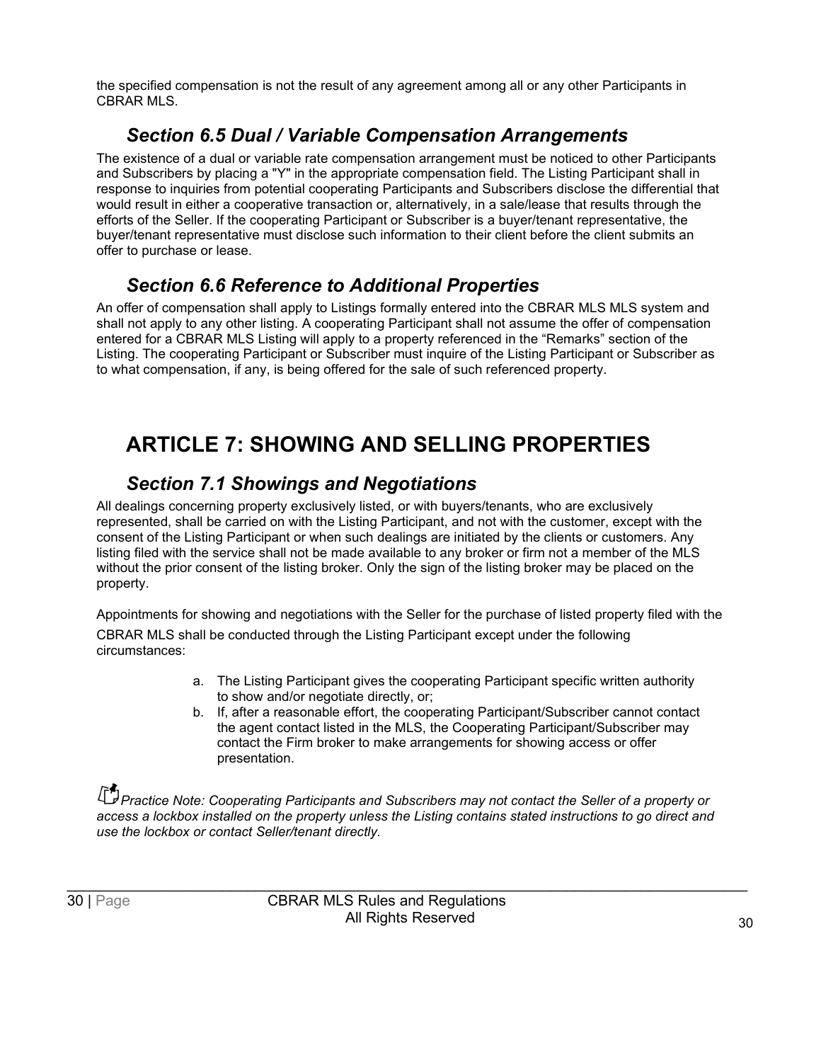the specified compensation is not the result of any agreement among all or any other Participants in CBRAR MLS.

### *Section 6.5 Dual / Variable Compensation Arrangements*

The existence of a dual or variable rate compensation arrangement must be noticed to other Participants and Subscribers by placing a "Y" in the appropriate compensation field. The Listing Participant shall in response to inquiries from potential cooperating Participants and Subscribers disclose the differential that would result in either a cooperative transaction or, alternatively, in a sale/lease that results through the efforts of the Seller. If the cooperating Participant or Subscriber is a buyer/tenant representative, the buyer/tenant representative must disclose such information to their client before the client submits an offer to purchase or lease.

### *Section 6.6 Reference to Additional Properties*

An offer of compensation shall apply to Listings formally entered into the CBRAR MLS MLS system and shall not apply to any other listing. A cooperating Participant shall not assume the offer of compensation entered for a CBRAR MLS Listing will apply to a property referenced in the "Remarks" section of the Listing. The cooperating Participant or Subscriber must inquire of the Listing Participant or Subscriber as to what compensation, if any, is being offered for the sale of such referenced property.

## ARTICLE 7: SHOWING AND SELLING PROPERTIES

### *Section 7.1 Showings and Negotiations*

All dealings concerning property exclusively listed, or with buyers/tenants, who are exclusively represented, shall be carried on with the Listing Participant, and not with the customer, except with the consent of the Listing Participant or when such dealings are initiated by the clients or customers. Any listing filed with the service shall not be made available to any broker or firm not a member of the MLS without the prior consent of the listing broker. Only the sign of the listing broker may be placed on the property.

Appointments for showing and negotiations with the Seller for the purchase of listed property filed with the CBRAR MLS shall be conducted through the Listing Participant except under the following circumstances:

a. The Listing Participant gives the cooperating Participant specific written authority to show and/or negotiate directly, or;
b. If, after a reasonable effort, the cooperating Participant/Subscriber cannot contact the agent contact listed in the MLS, the Cooperating Participant/Subscriber may contact the Firm broker to make arrangements for showing access or offer presentation.

*Practice Note: Cooperating Participants and Subscribers may not contact the Seller of a property or access a lockbox installed on the property unless the Listing contains stated instructions to go direct and use the lockbox or contact Seller/tenant directly.*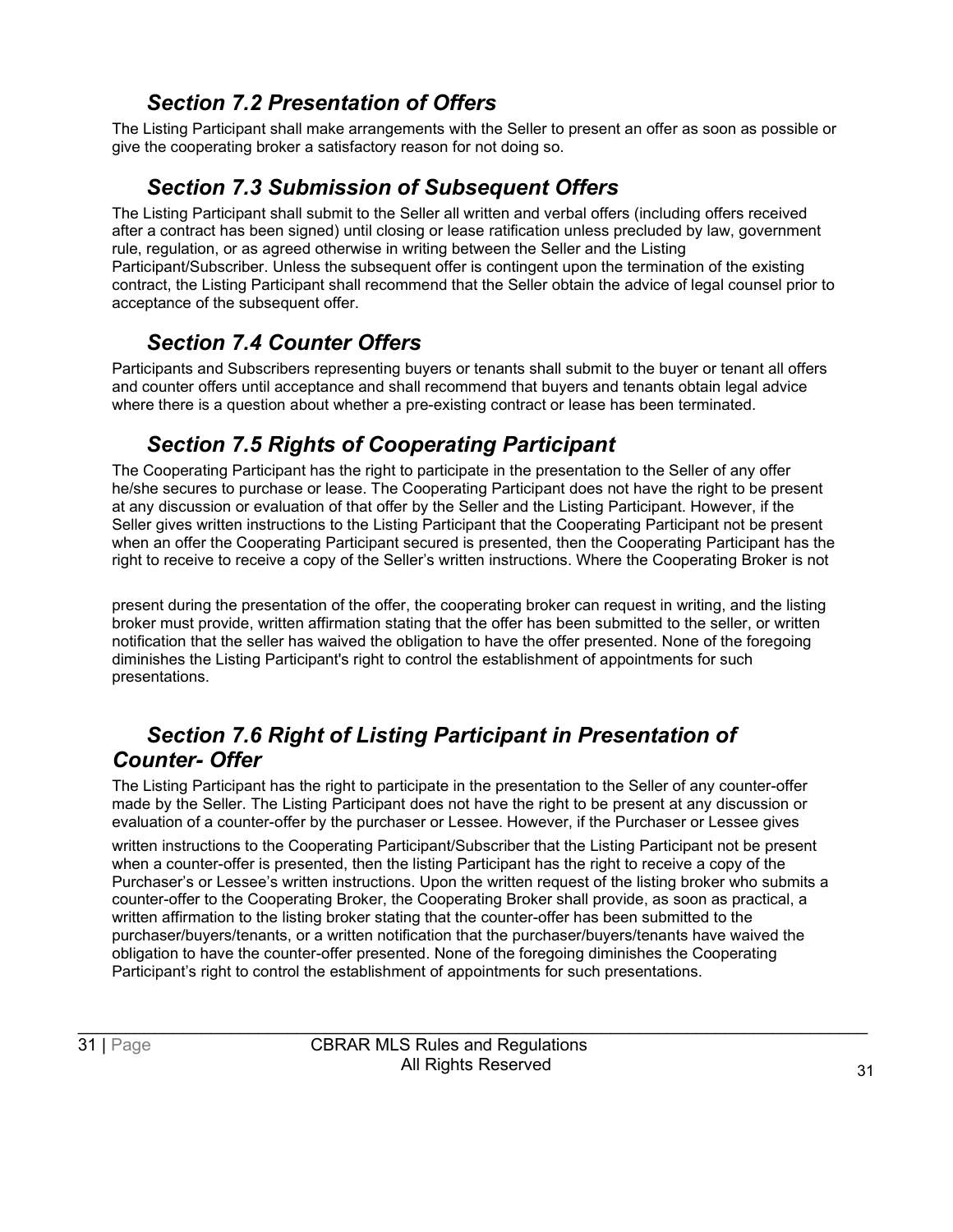### *Section 7.2 Presentation of Offers*

The Listing Participant shall make arrangements with the Seller to present an offer as soon as possible or give the cooperating broker a satisfactory reason for not doing so.

### *Section 7.3 Submission of Subsequent Offers*

The Listing Participant shall submit to the Seller all written and verbal offers (including offers received after a contract has been signed) until closing or lease ratification unless precluded by law, government rule, regulation, or as agreed otherwise in writing between the Seller and the Listing Participant/Subscriber. Unless the subsequent offer is contingent upon the termination of the existing contract, the Listing Participant shall recommend that the Seller obtain the advice of legal counsel prior to acceptance of the subsequent offer.

### *Section 7.4 Counter Offers*

Participants and Subscribers representing buyers or tenants shall submit to the buyer or tenant all offers and counter offers until acceptance and shall recommend that buyers and tenants obtain legal advice where there is a question about whether a pre-existing contract or lease has been terminated.

### *Section 7.5 Rights of Cooperating Participant*

The Cooperating Participant has the right to participate in the presentation to the Seller of any offer he/she secures to purchase or lease. The Cooperating Participant does not have the right to be present at any discussion or evaluation of that offer by the Seller and the Listing Participant. However, if the Seller gives written instructions to the Listing Participant that the Cooperating Participant not be present when an offer the Cooperating Participant secured is presented, then the Cooperating Participant has the right to receive to receive a copy of the Seller's written instructions. Where the Cooperating Broker is not present during the presentation of the offer, the cooperating broker can request in writing, and the listing broker must provide, written affirmation stating that the offer has been submitted to the seller, or written notification that the seller has waived the obligation to have the offer presented. None of the foregoing diminishes the Listing Participant's right to control the establishment of appointments for such presentations.

### *Section 7.6 Right of Listing Participant in Presentation of Counter- Offer*

The Listing Participant has the right to participate in the presentation to the Seller of any counter-offer made by the Seller. The Listing Participant does not have the right to be present at any discussion or evaluation of a counter-offer by the purchaser or Lessee. However, if the Purchaser or Lessee gives written instructions to the Cooperating Participant/Subscriber that the Listing Participant not be present when a counter-offer is presented, then the listing Participant has the right to receive a copy of the Purchaser's or Lessee's written instructions. Upon the written request of the listing broker who submits a counter-offer to the Cooperating Broker, the Cooperating Broker shall provide, as soon as practical, a written affirmation to the listing broker stating that the counter-offer has been submitted to the purchaser/buyers/tenants, or a written notification that the purchaser/buyers/tenants have waived the obligation to have the counter-offer presented. None of the foregoing diminishes the Cooperating Participant's right to control the establishment of appointments for such presentations.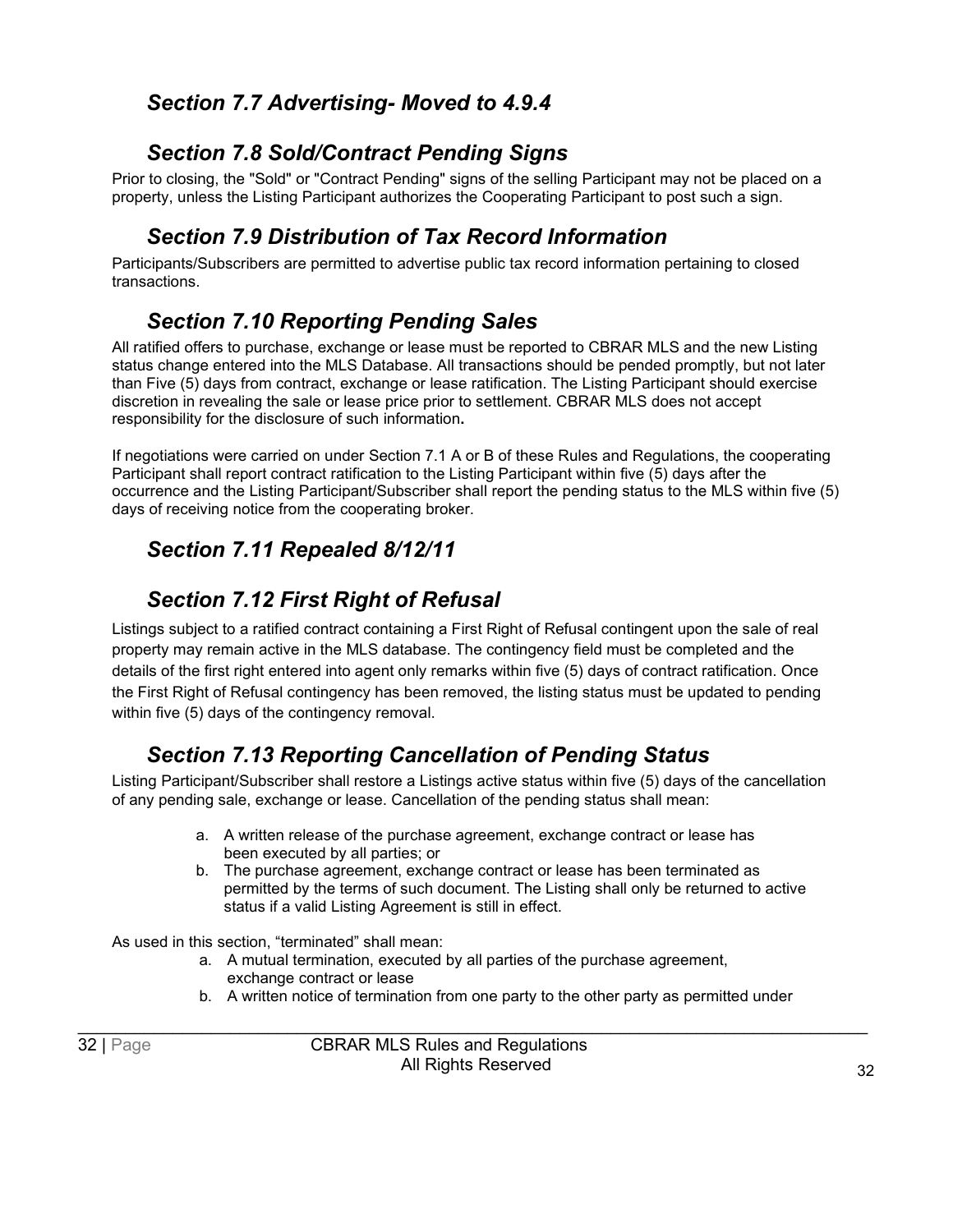## *Section 7.7 Advertising- Moved to 4.9.4*

## *Section 7.8 Sold/Contract Pending Signs*

Prior to closing, the "Sold" or "Contract Pending" signs of the selling Participant may not be placed on a property, unless the Listing Participant authorizes the Cooperating Participant to post such a sign.

## *Section 7.9 Distribution of Tax Record Information*

Participants/Subscribers are permitted to advertise public tax record information pertaining to closed transactions.

## *Section 7.10 Reporting Pending Sales*

All ratified offers to purchase, exchange or lease must be reported to CBRAR MLS and the new Listing status change entered into the MLS Database. All transactions should be pended promptly, but not later than Five (5) days from contract, exchange or lease ratification. The Listing Participant should exercise discretion in revealing the sale or lease price prior to settlement. CBRAR MLS does not accept responsibility for the disclosure of such information**.**

If negotiations were carried on under Section 7.1 A or B of these Rules and Regulations, the cooperating Participant shall report contract ratification to the Listing Participant within five (5) days after the occurrence and the Listing Participant/Subscriber shall report the pending status to the MLS within five (5) days of receiving notice from the cooperating broker.

## *Section 7.11 Repealed 8/12/11*

## *Section 7.12 First Right of Refusal*

Listings subject to a ratified contract containing a First Right of Refusal contingent upon the sale of real property may remain active in the MLS database. The contingency field must be completed and the details of the first right entered into agent only remarks within five (5) days of contract ratification. Once the First Right of Refusal contingency has been removed, the listing status must be updated to pending within five (5) days of the contingency removal.

## *Section 7.13 Reporting Cancellation of Pending Status*

Listing Participant/Subscriber shall restore a Listings active status within five (5) days of the cancellation of any pending sale, exchange or lease. Cancellation of the pending status shall mean:

a. A written release of the purchase agreement, exchange contract or lease has been executed by all parties; or
b. The purchase agreement, exchange contract or lease has been terminated as permitted by the terms of such document. The Listing shall only be returned to active status if a valid Listing Agreement is still in effect.

As used in this section, "terminated" shall mean:

a. A mutual termination, executed by all parties of the purchase agreement, exchange contract or lease
b. A written notice of termination from one party to the other party as permitted under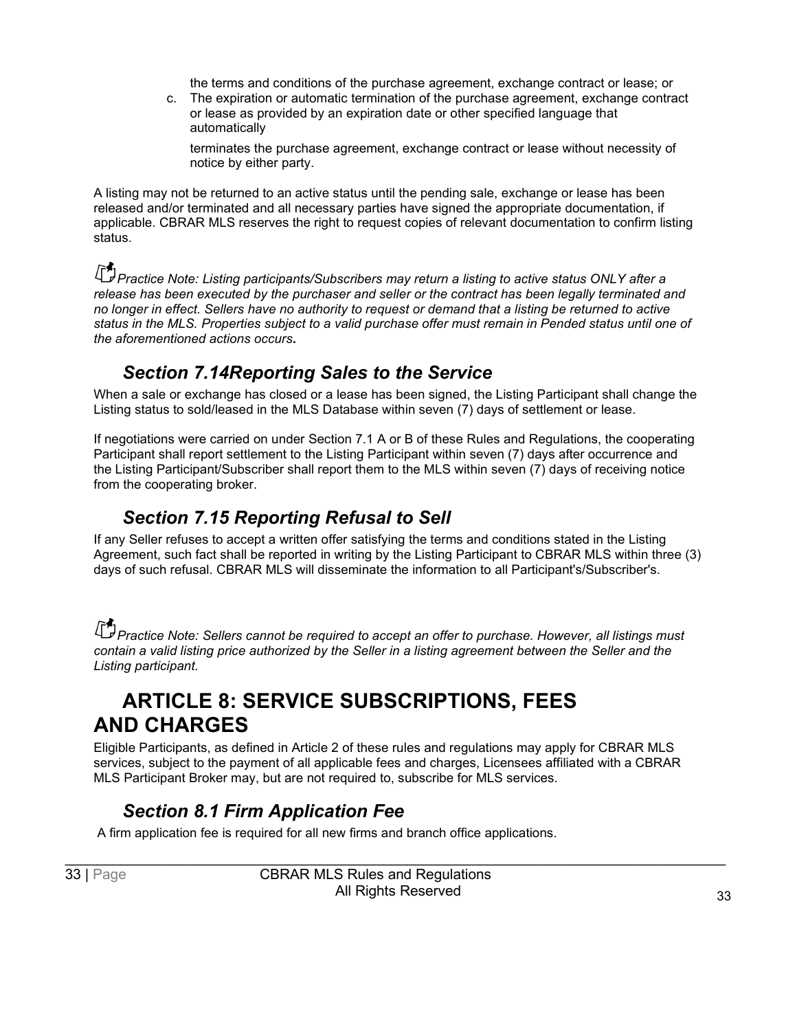the terms and conditions of the purchase agreement, exchange contract or lease; or

c. The expiration or automatic termination of the purchase agreement, exchange contract or lease as provided by an expiration date or other specified language that automatically

   terminates the purchase agreement, exchange contract or lease without necessity of notice by either party.

A listing may not be returned to an active status until the pending sale, exchange or lease has been released and/or terminated and all necessary parties have signed the appropriate documentation, if applicable. CBRAR MLS reserves the right to request copies of relevant documentation to confirm listing status.

*Practice Note: Listing participants/Subscribers may return a listing to active status ONLY after a release has been executed by the purchaser and seller or the contract has been legally terminated and no longer in effect. Sellers have no authority to request or demand that a listing be returned to active status in the MLS. Properties subject to a valid purchase offer must remain in Pended status until one of the aforementioned actions occurs***.**

### *Section 7.14Reporting Sales to the Service*

When a sale or exchange has closed or a lease has been signed, the Listing Participant shall change the Listing status to sold/leased in the MLS Database within seven (7) days of settlement or lease.

If negotiations were carried on under Section 7.1 A or B of these Rules and Regulations, the cooperating Participant shall report settlement to the Listing Participant within seven (7) days after occurrence and the Listing Participant/Subscriber shall report them to the MLS within seven (7) days of receiving notice from the cooperating broker.

### *Section 7.15 Reporting Refusal to Sell*

If any Seller refuses to accept a written offer satisfying the terms and conditions stated in the Listing Agreement, such fact shall be reported in writing by the Listing Participant to CBRAR MLS within three (3) days of such refusal. CBRAR MLS will disseminate the information to all Participant's/Subscriber's.

*Practice Note: Sellers cannot be required to accept an offer to purchase. However, all listings must contain a valid listing price authorized by the Seller in a listing agreement between the Seller and the Listing participant.*

## ARTICLE 8: SERVICE SUBSCRIPTIONS, FEES AND CHARGES

Eligible Participants, as defined in Article 2 of these rules and regulations may apply for CBRAR MLS services, subject to the payment of all applicable fees and charges, Licensees affiliated with a CBRAR MLS Participant Broker may, but are not required to, subscribe for MLS services.

### *Section 8.1 Firm Application Fee*

A firm application fee is required for all new firms and branch office applications.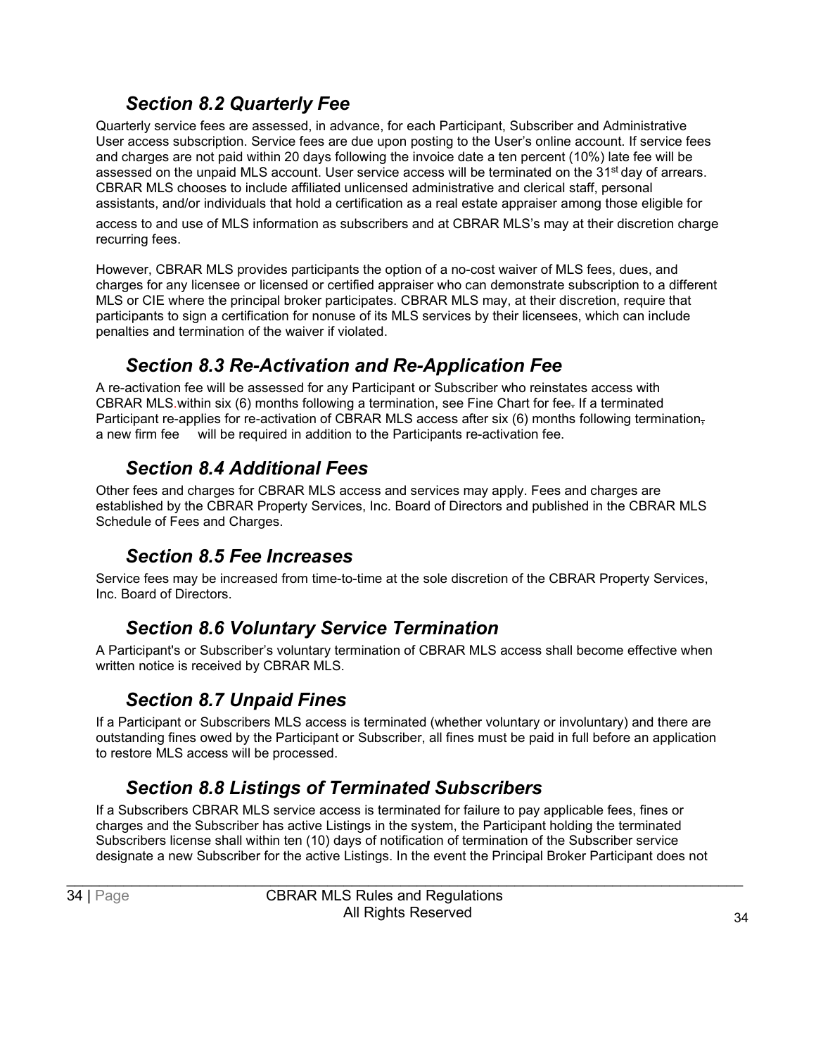## *Section 8.2 Quarterly Fee*

Quarterly service fees are assessed, in advance, for each Participant, Subscriber and Administrative User access subscription. Service fees are due upon posting to the User's online account. If service fees and charges are not paid within 20 days following the invoice date a ten percent (10%) late fee will be assessed on the unpaid MLS account. User service access will be terminated on the 31st day of arrears. CBRAR MLS chooses to include affiliated unlicensed administrative and clerical staff, personal assistants, and/or individuals that hold a certification as a real estate appraiser among those eligible for access to and use of MLS information as subscribers and at CBRAR MLS's may at their discretion charge recurring fees.

However, CBRAR MLS provides participants the option of a no-cost waiver of MLS fees, dues, and charges for any licensee or licensed or certified appraiser who can demonstrate subscription to a different MLS or CIE where the principal broker participates. CBRAR MLS may, at their discretion, require that participants to sign a certification for nonuse of its MLS services by their licensees, which can include penalties and termination of the waiver if violated.

## *Section 8.3 Re-Activation and Re-Application Fee*

A re-activation fee will be assessed for any Participant or Subscriber who reinstates access with CBRAR MLS.within six (6) months following a termination, see Fine Chart for fee. If a terminated Participant re-applies for re-activation of CBRAR MLS access after six (6) months following termination, a new firm fee will be required in addition to the Participants re-activation fee.

## *Section 8.4 Additional Fees*

Other fees and charges for CBRAR MLS access and services may apply. Fees and charges are established by the CBRAR Property Services, Inc. Board of Directors and published in the CBRAR MLS Schedule of Fees and Charges.

## *Section 8.5 Fee Increases*

Service fees may be increased from time-to-time at the sole discretion of the CBRAR Property Services, Inc. Board of Directors.

## *Section 8.6 Voluntary Service Termination*

A Participant's or Subscriber's voluntary termination of CBRAR MLS access shall become effective when written notice is received by CBRAR MLS.

## *Section 8.7 Unpaid Fines*

If a Participant or Subscribers MLS access is terminated (whether voluntary or involuntary) and there are outstanding fines owed by the Participant or Subscriber, all fines must be paid in full before an application to restore MLS access will be processed.

## *Section 8.8 Listings of Terminated Subscribers*

If a Subscribers CBRAR MLS service access is terminated for failure to pay applicable fees, fines or charges and the Subscriber has active Listings in the system, the Participant holding the terminated Subscribers license shall within ten (10) days of notification of termination of the Subscriber service designate a new Subscriber for the active Listings. In the event the Principal Broker Participant does not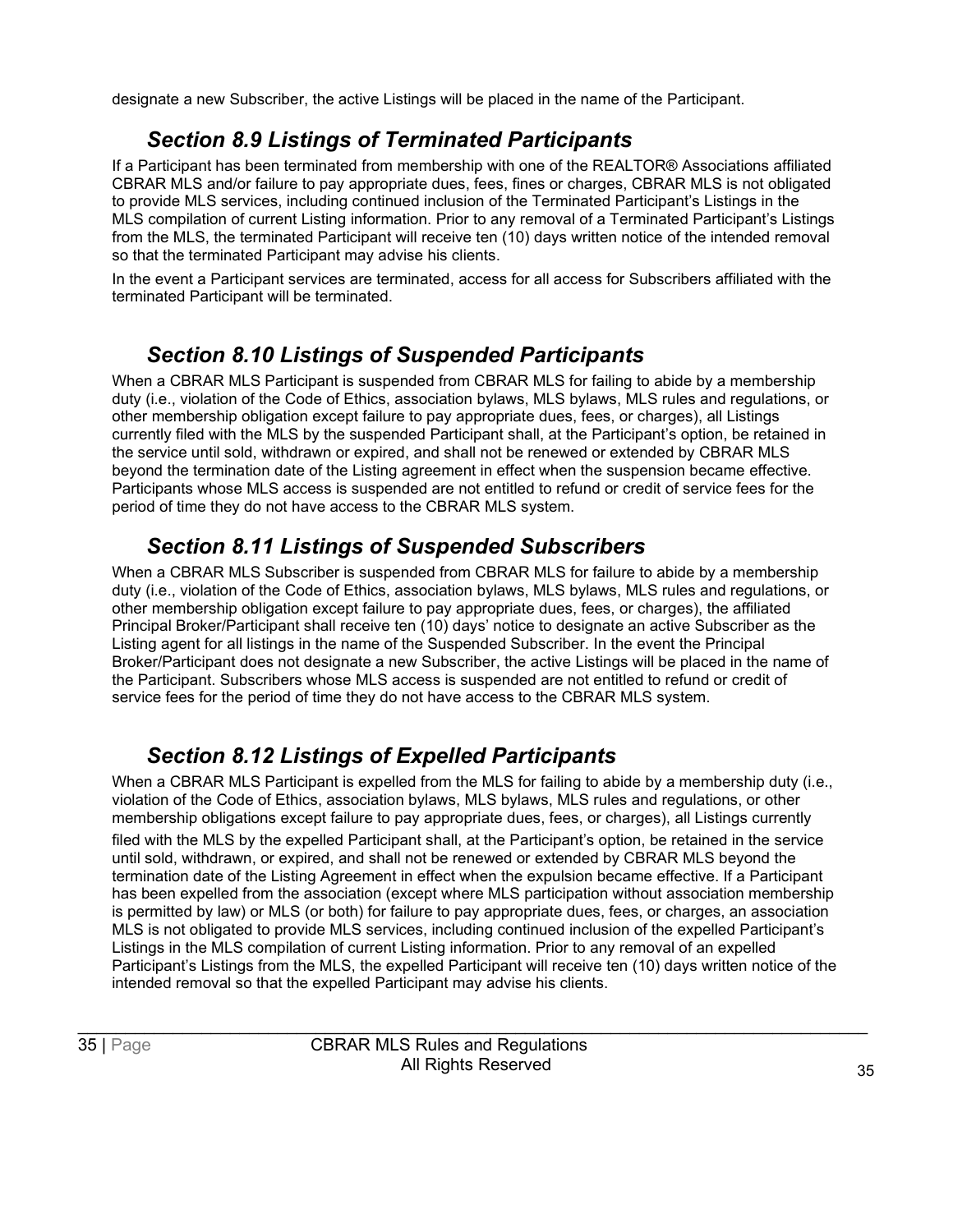designate a new Subscriber, the active Listings will be placed in the name of the Participant.

### *Section 8.9 Listings of Terminated Participants*

If a Participant has been terminated from membership with one of the REALTOR® Associations affiliated CBRAR MLS and/or failure to pay appropriate dues, fees, fines or charges, CBRAR MLS is not obligated to provide MLS services, including continued inclusion of the Terminated Participant's Listings in the MLS compilation of current Listing information. Prior to any removal of a Terminated Participant's Listings from the MLS, the terminated Participant will receive ten (10) days written notice of the intended removal so that the terminated Participant may advise his clients.

In the event a Participant services are terminated, access for all access for Subscribers affiliated with the terminated Participant will be terminated.

### *Section 8.10 Listings of Suspended Participants*

When a CBRAR MLS Participant is suspended from CBRAR MLS for failing to abide by a membership duty (i.e., violation of the Code of Ethics, association bylaws, MLS bylaws, MLS rules and regulations, or other membership obligation except failure to pay appropriate dues, fees, or charges), all Listings currently filed with the MLS by the suspended Participant shall, at the Participant's option, be retained in the service until sold, withdrawn or expired, and shall not be renewed or extended by CBRAR MLS beyond the termination date of the Listing agreement in effect when the suspension became effective. Participants whose MLS access is suspended are not entitled to refund or credit of service fees for the period of time they do not have access to the CBRAR MLS system.

### *Section 8.11 Listings of Suspended Subscribers*

When a CBRAR MLS Subscriber is suspended from CBRAR MLS for failure to abide by a membership duty (i.e., violation of the Code of Ethics, association bylaws, MLS bylaws, MLS rules and regulations, or other membership obligation except failure to pay appropriate dues, fees, or charges), the affiliated Principal Broker/Participant shall receive ten (10) days' notice to designate an active Subscriber as the Listing agent for all listings in the name of the Suspended Subscriber. In the event the Principal Broker/Participant does not designate a new Subscriber, the active Listings will be placed in the name of the Participant. Subscribers whose MLS access is suspended are not entitled to refund or credit of service fees for the period of time they do not have access to the CBRAR MLS system.

### *Section 8.12 Listings of Expelled Participants*

When a CBRAR MLS Participant is expelled from the MLS for failing to abide by a membership duty (i.e., violation of the Code of Ethics, association bylaws, MLS bylaws, MLS rules and regulations, or other membership obligations except failure to pay appropriate dues, fees, or charges), all Listings currently filed with the MLS by the expelled Participant shall, at the Participant's option, be retained in the service until sold, withdrawn, or expired, and shall not be renewed or extended by CBRAR MLS beyond the termination date of the Listing Agreement in effect when the expulsion became effective. If a Participant has been expelled from the association (except where MLS participation without association membership is permitted by law) or MLS (or both) for failure to pay appropriate dues, fees, or charges, an association MLS is not obligated to provide MLS services, including continued inclusion of the expelled Participant's Listings in the MLS compilation of current Listing information. Prior to any removal of an expelled Participant's Listings from the MLS, the expelled Participant will receive ten (10) days written notice of the intended removal so that the expelled Participant may advise his clients.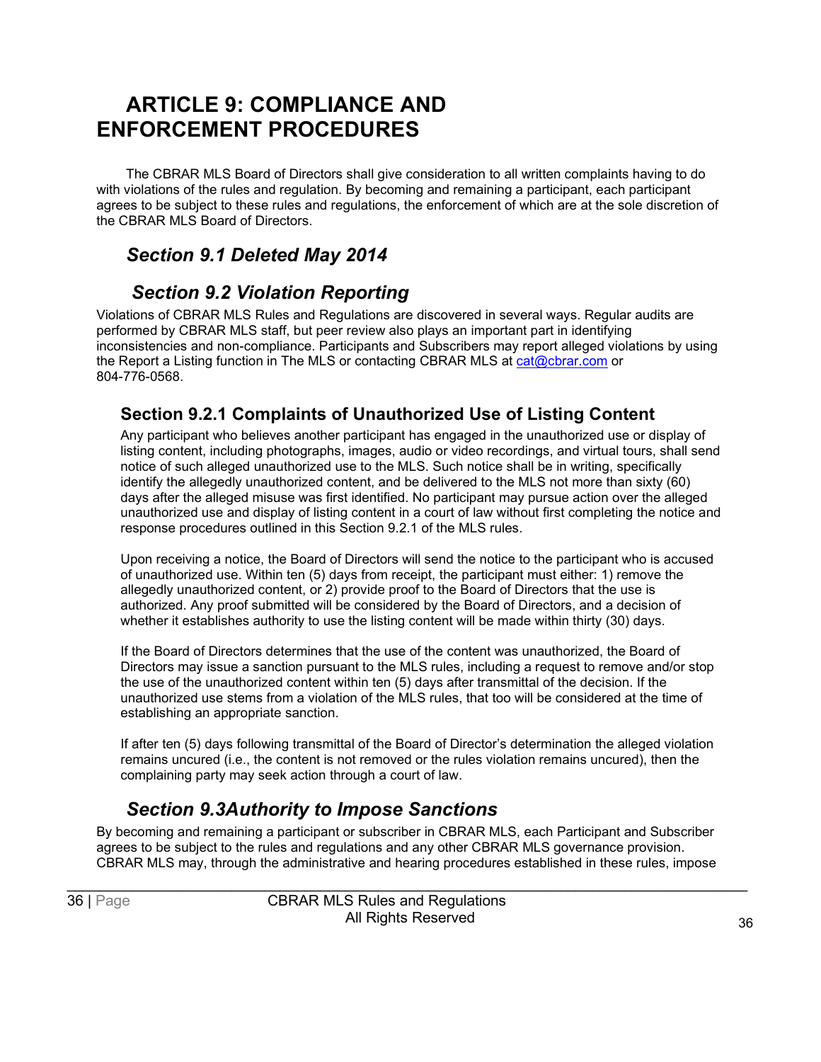# ARTICLE 9: COMPLIANCE AND ENFORCEMENT PROCEDURES

The CBRAR MLS Board of Directors shall give consideration to all written complaints having to do with violations of the rules and regulation. By becoming and remaining a participant, each participant agrees to be subject to these rules and regulations, the enforcement of which are at the sole discretion of the CBRAR MLS Board of Directors.

## *Section 9.1 Deleted May 2014*

## *Section 9.2 Violation Reporting*

Violations of CBRAR MLS Rules and Regulations are discovered in several ways. Regular audits are performed by CBRAR MLS staff, but peer review also plays an important part in identifying inconsistencies and non-compliance. Participants and Subscribers may report alleged violations by using the Report a Listing function in The MLS or contacting CBRAR MLS at cat@cbrar.com or 804-776-0568.

### Section 9.2.1 Complaints of Unauthorized Use of Listing Content

Any participant who believes another participant has engaged in the unauthorized use or display of listing content, including photographs, images, audio or video recordings, and virtual tours, shall send notice of such alleged unauthorized use to the MLS. Such notice shall be in writing, specifically identify the allegedly unauthorized content, and be delivered to the MLS not more than sixty (60) days after the alleged misuse was first identified. No participant may pursue action over the alleged unauthorized use and display of listing content in a court of law without first completing the notice and response procedures outlined in this Section 9.2.1 of the MLS rules.

Upon receiving a notice, the Board of Directors will send the notice to the participant who is accused of unauthorized use. Within ten (5) days from receipt, the participant must either: 1) remove the allegedly unauthorized content, or 2) provide proof to the Board of Directors that the use is authorized. Any proof submitted will be considered by the Board of Directors, and a decision of whether it establishes authority to use the listing content will be made within thirty (30) days.

If the Board of Directors determines that the use of the content was unauthorized, the Board of Directors may issue a sanction pursuant to the MLS rules, including a request to remove and/or stop the use of the unauthorized content within ten (5) days after transmittal of the decision. If the unauthorized use stems from a violation of the MLS rules, that too will be considered at the time of establishing an appropriate sanction.

If after ten (5) days following transmittal of the Board of Director's determination the alleged violation remains uncured (i.e., the content is not removed or the rules violation remains uncured), then the complaining party may seek action through a court of law.

## *Section 9.3Authority to Impose Sanctions*

By becoming and remaining a participant or subscriber in CBRAR MLS, each Participant and Subscriber agrees to be subject to the rules and regulations and any other CBRAR MLS governance provision. CBRAR MLS may, through the administrative and hearing procedures established in these rules, impose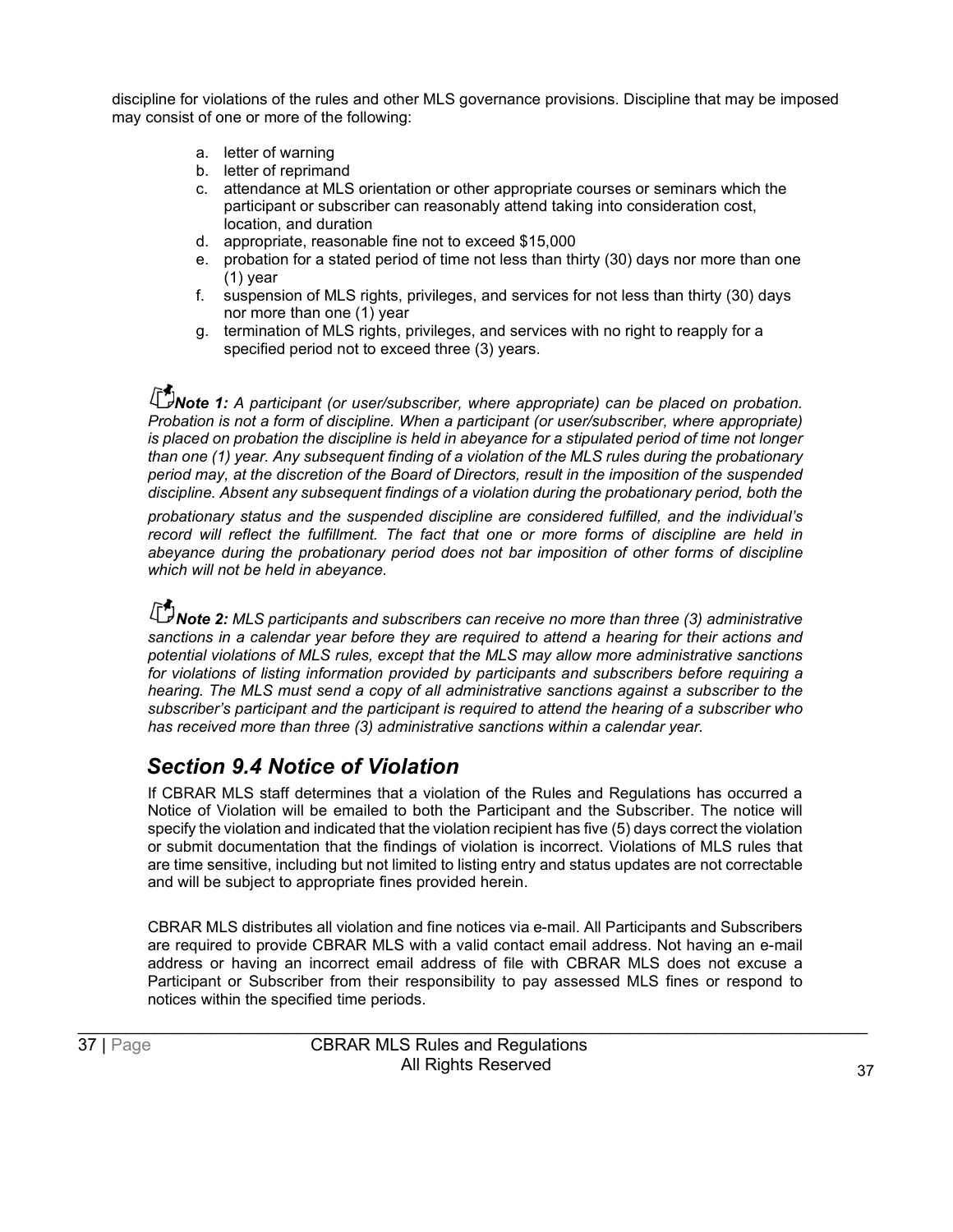discipline for violations of the rules and other MLS governance provisions. Discipline that may be imposed may consist of one or more of the following:

a. letter of warning
b. letter of reprimand
c. attendance at MLS orientation or other appropriate courses or seminars which the participant or subscriber can reasonably attend taking into consideration cost, location, and duration
d. appropriate, reasonable fine not to exceed $15,000
e. probation for a stated period of time not less than thirty (30) days nor more than one (1) year
f. suspension of MLS rights, privileges, and services for not less than thirty (30) days nor more than one (1) year
g. termination of MLS rights, privileges, and services with no right to reapply for a specified period not to exceed three (3) years.

***Note 1:*** *A participant (or user/subscriber, where appropriate) can be placed on probation. Probation is not a form of discipline. When a participant (or user/subscriber, where appropriate) is placed on probation the discipline is held in abeyance for a stipulated period of time not longer than one (1) year. Any subsequent finding of a violation of the MLS rules during the probationary period may, at the discretion of the Board of Directors, result in the imposition of the suspended discipline. Absent any subsequent findings of a violation during the probationary period, both the probationary status and the suspended discipline are considered fulfilled, and the individual's record will reflect the fulfillment. The fact that one or more forms of discipline are held in abeyance during the probationary period does not bar imposition of other forms of discipline which will not be held in abeyance.*

***Note 2:*** *MLS participants and subscribers can receive no more than three (3) administrative sanctions in a calendar year before they are required to attend a hearing for their actions and potential violations of MLS rules, except that the MLS may allow more administrative sanctions for violations of listing information provided by participants and subscribers before requiring a hearing. The MLS must send a copy of all administrative sanctions against a subscriber to the subscriber's participant and the participant is required to attend the hearing of a subscriber who has received more than three (3) administrative sanctions within a calendar year.*

## *Section 9.4 Notice of Violation*

If CBRAR MLS staff determines that a violation of the Rules and Regulations has occurred a Notice of Violation will be emailed to both the Participant and the Subscriber. The notice will specify the violation and indicated that the violation recipient has five (5) days correct the violation or submit documentation that the findings of violation is incorrect. Violations of MLS rules that are time sensitive, including but not limited to listing entry and status updates are not correctable and will be subject to appropriate fines provided herein.

CBRAR MLS distributes all violation and fine notices via e-mail. All Participants and Subscribers are required to provide CBRAR MLS with a valid contact email address. Not having an e-mail address or having an incorrect email address of file with CBRAR MLS does not excuse a Participant or Subscriber from their responsibility to pay assessed MLS fines or respond to notices within the specified time periods.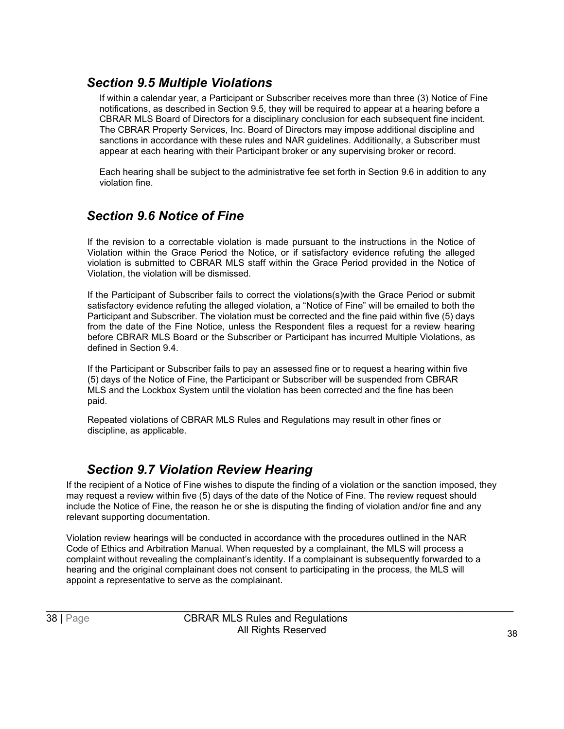## *Section 9.5 Multiple Violations*

If within a calendar year, a Participant or Subscriber receives more than three (3) Notice of Fine notifications, as described in Section 9.5, they will be required to appear at a hearing before a CBRAR MLS Board of Directors for a disciplinary conclusion for each subsequent fine incident. The CBRAR Property Services, Inc. Board of Directors may impose additional discipline and sanctions in accordance with these rules and NAR guidelines. Additionally, a Subscriber must appear at each hearing with their Participant broker or any supervising broker or record.

Each hearing shall be subject to the administrative fee set forth in Section 9.6 in addition to any violation fine.

## *Section 9.6 Notice of Fine*

If the revision to a correctable violation is made pursuant to the instructions in the Notice of Violation within the Grace Period the Notice, or if satisfactory evidence refuting the alleged violation is submitted to CBRAR MLS staff within the Grace Period provided in the Notice of Violation, the violation will be dismissed.

If the Participant of Subscriber fails to correct the violations(s)with the Grace Period or submit satisfactory evidence refuting the alleged violation, a "Notice of Fine" will be emailed to both the Participant and Subscriber. The violation must be corrected and the fine paid within five (5) days from the date of the Fine Notice, unless the Respondent files a request for a review hearing before CBRAR MLS Board or the Subscriber or Participant has incurred Multiple Violations, as defined in Section 9.4.

If the Participant or Subscriber fails to pay an assessed fine or to request a hearing within five (5) days of the Notice of Fine, the Participant or Subscriber will be suspended from CBRAR MLS and the Lockbox System until the violation has been corrected and the fine has been paid.

Repeated violations of CBRAR MLS Rules and Regulations may result in other fines or discipline, as applicable.

## *Section 9.7 Violation Review Hearing*

If the recipient of a Notice of Fine wishes to dispute the finding of a violation or the sanction imposed, they may request a review within five (5) days of the date of the Notice of Fine. The review request should include the Notice of Fine, the reason he or she is disputing the finding of violation and/or fine and any relevant supporting documentation.

Violation review hearings will be conducted in accordance with the procedures outlined in the NAR Code of Ethics and Arbitration Manual. When requested by a complainant, the MLS will process a complaint without revealing the complainant's identity. If a complainant is subsequently forwarded to a hearing and the original complainant does not consent to participating in the process, the MLS will appoint a representative to serve as the complainant.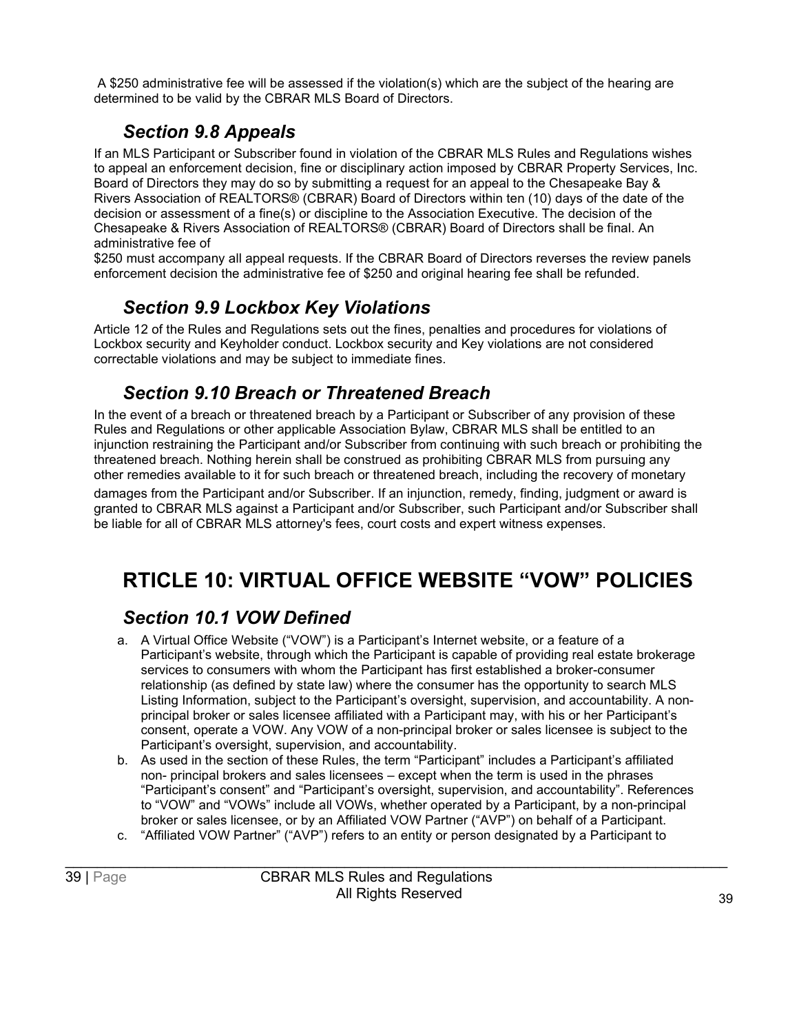A $250 administrative fee will be assessed if the violation(s) which are the subject of the hearing are determined to be valid by the CBRAR MLS Board of Directors.

## *Section 9.8 Appeals*

If an MLS Participant or Subscriber found in violation of the CBRAR MLS Rules and Regulations wishes to appeal an enforcement decision, fine or disciplinary action imposed by CBRAR Property Services, Inc. Board of Directors they may do so by submitting a request for an appeal to the Chesapeake Bay & Rivers Association of REALTORS® (CBRAR) Board of Directors within ten (10) days of the date of the decision or assessment of a fine(s) or discipline to the Association Executive. The decision of the Chesapeake & Rivers Association of REALTORS® (CBRAR) Board of Directors shall be final. An administrative fee of
$250 must accompany all appeal requests. If the CBRAR Board of Directors reverses the review panels enforcement decision the administrative fee of $250 and original hearing fee shall be refunded.

## *Section 9.9 Lockbox Key Violations*

Article 12 of the Rules and Regulations sets out the fines, penalties and procedures for violations of Lockbox security and Keyholder conduct. Lockbox security and Key violations are not considered correctable violations and may be subject to immediate fines.

## *Section 9.10 Breach or Threatened Breach*

In the event of a breach or threatened breach by a Participant or Subscriber of any provision of these Rules and Regulations or other applicable Association Bylaw, CBRAR MLS shall be entitled to an injunction restraining the Participant and/or Subscriber from continuing with such breach or prohibiting the threatened breach. Nothing herein shall be construed as prohibiting CBRAR MLS from pursuing any other remedies available to it for such breach or threatened breach, including the recovery of monetary damages from the Participant and/or Subscriber. If an injunction, remedy, finding, judgment or award is granted to CBRAR MLS against a Participant and/or Subscriber, such Participant and/or Subscriber shall be liable for all of CBRAR MLS attorney's fees, court costs and expert witness expenses.

# RTICLE 10: VIRTUAL OFFICE WEBSITE "VOW" POLICIES

## *Section 10.1 VOW Defined*

a. A Virtual Office Website ("VOW") is a Participant's Internet website, or a feature of a Participant's website, through which the Participant is capable of providing real estate brokerage services to consumers with whom the Participant has first established a broker-consumer relationship (as defined by state law) where the consumer has the opportunity to search MLS Listing Information, subject to the Participant's oversight, supervision, and accountability. A non-principal broker or sales licensee affiliated with a Participant may, with his or her Participant's consent, operate a VOW. Any VOW of a non-principal broker or sales licensee is subject to the Participant's oversight, supervision, and accountability.
b. As used in the section of these Rules, the term "Participant" includes a Participant's affiliated non- principal brokers and sales licensees – except when the term is used in the phrases "Participant's consent" and "Participant's oversight, supervision, and accountability". References to "VOW" and "VOWs" include all VOWs, whether operated by a Participant, by a non-principal broker or sales licensee, or by an Affiliated VOW Partner ("AVP") on behalf of a Participant.
c. "Affiliated VOW Partner" ("AVP") refers to an entity or person designated by a Participant to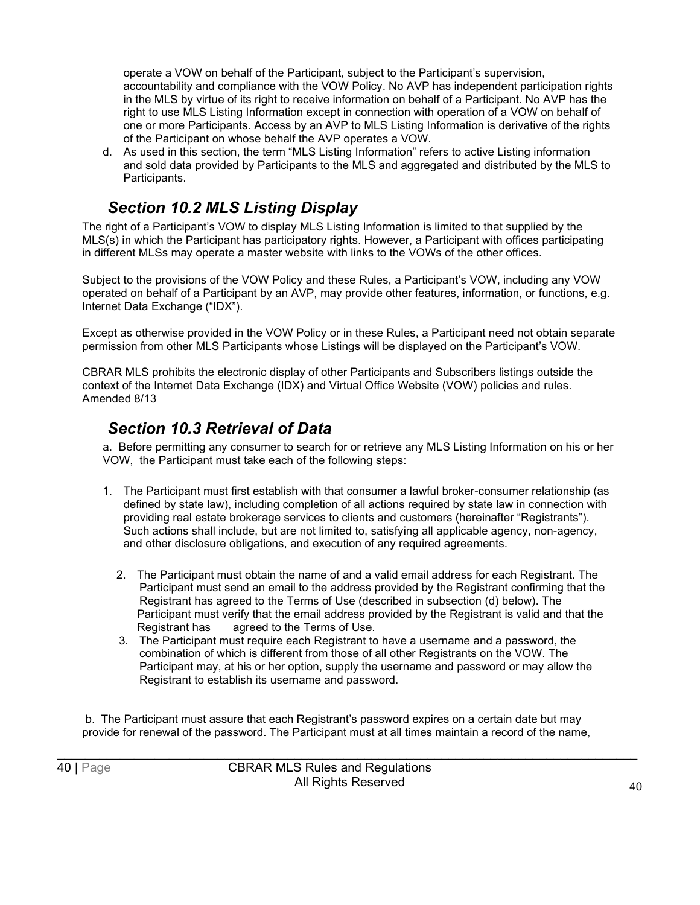operate a VOW on behalf of the Participant, subject to the Participant's supervision, accountability and compliance with the VOW Policy. No AVP has independent participation rights in the MLS by virtue of its right to receive information on behalf of a Participant. No AVP has the right to use MLS Listing Information except in connection with operation of a VOW on behalf of one or more Participants. Access by an AVP to MLS Listing Information is derivative of the rights of the Participant on whose behalf the AVP operates a VOW.

d. As used in this section, the term "MLS Listing Information" refers to active Listing information and sold data provided by Participants to the MLS and aggregated and distributed by the MLS to Participants.

## *Section 10.2 MLS Listing Display*

The right of a Participant's VOW to display MLS Listing Information is limited to that supplied by the MLS(s) in which the Participant has participatory rights. However, a Participant with offices participating in different MLSs may operate a master website with links to the VOWs of the other offices.

Subject to the provisions of the VOW Policy and these Rules, a Participant's VOW, including any VOW operated on behalf of a Participant by an AVP, may provide other features, information, or functions, e.g. Internet Data Exchange ("IDX").

Except as otherwise provided in the VOW Policy or in these Rules, a Participant need not obtain separate permission from other MLS Participants whose Listings will be displayed on the Participant's VOW.

CBRAR MLS prohibits the electronic display of other Participants and Subscribers listings outside the context of the Internet Data Exchange (IDX) and Virtual Office Website (VOW) policies and rules. Amended 8/13

## *Section 10.3 Retrieval of Data*

a. Before permitting any consumer to search for or retrieve any MLS Listing Information on his or her VOW, the Participant must take each of the following steps:

1. The Participant must first establish with that consumer a lawful broker-consumer relationship (as defined by state law), including completion of all actions required by state law in connection with providing real estate brokerage services to clients and customers (hereinafter "Registrants"). Such actions shall include, but are not limited to, satisfying all applicable agency, non-agency, and other disclosure obligations, and execution of any required agreements.
2. The Participant must obtain the name of and a valid email address for each Registrant. The Participant must send an email to the address provided by the Registrant confirming that the Registrant has agreed to the Terms of Use (described in subsection (d) below). The Participant must verify that the email address provided by the Registrant is valid and that the Registrant has agreed to the Terms of Use.
3. The Participant must require each Registrant to have a username and a password, the combination of which is different from those of all other Registrants on the VOW. The Participant may, at his or her option, supply the username and password or may allow the Registrant to establish its username and password.

b. The Participant must assure that each Registrant's password expires on a certain date but may provide for renewal of the password. The Participant must at all times maintain a record of the name,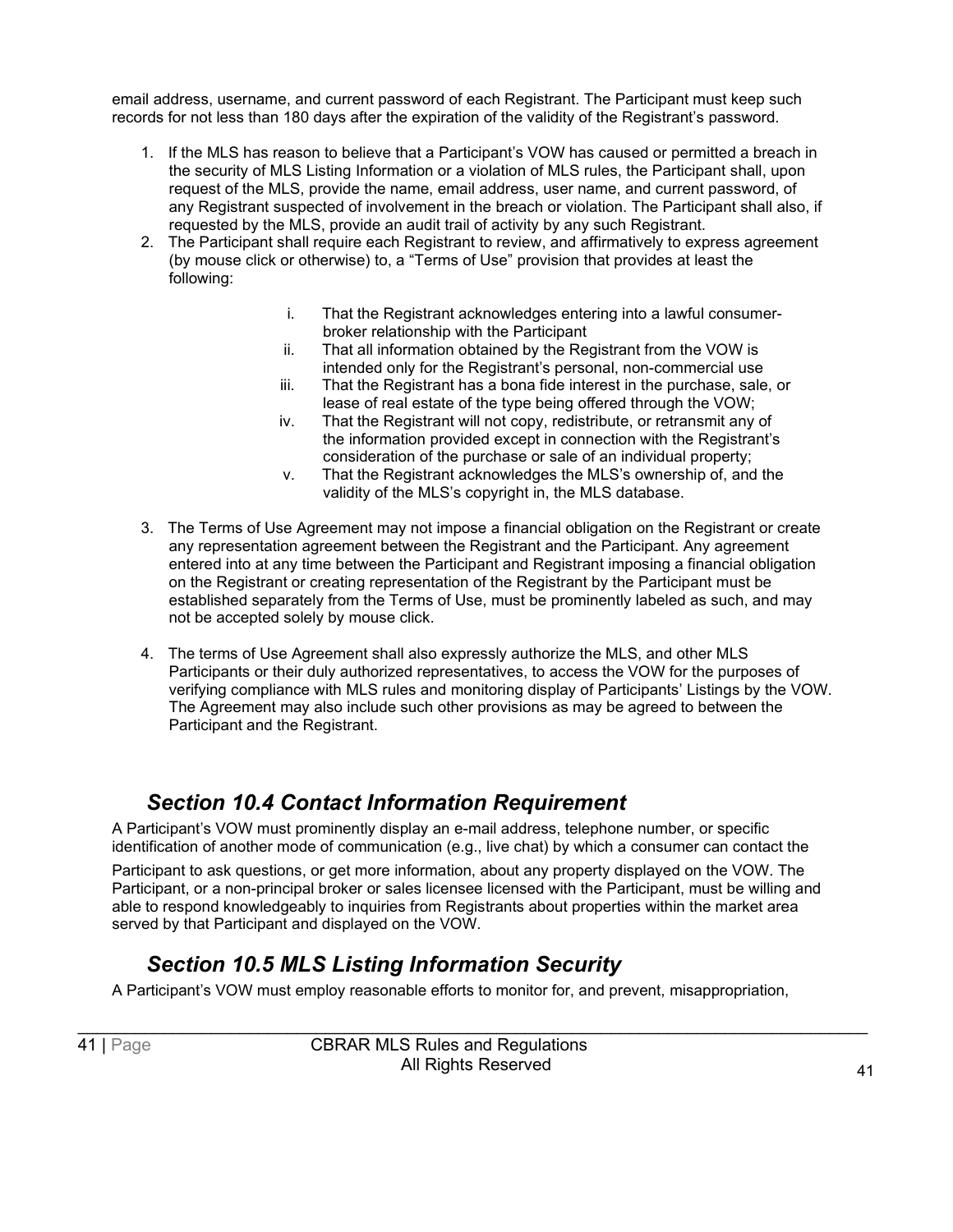email address, username, and current password of each Registrant. The Participant must keep such records for not less than 180 days after the expiration of the validity of the Registrant's password.

1. If the MLS has reason to believe that a Participant's VOW has caused or permitted a breach in the security of MLS Listing Information or a violation of MLS rules, the Participant shall, upon request of the MLS, provide the name, email address, user name, and current password, of any Registrant suspected of involvement in the breach or violation. The Participant shall also, if requested by the MLS, provide an audit trail of activity by any such Registrant.
2. The Participant shall require each Registrant to review, and affirmatively to express agreement (by mouse click or otherwise) to, a "Terms of Use" provision that provides at least the following:
   i. That the Registrant acknowledges entering into a lawful consumer-broker relationship with the Participant
   ii. That all information obtained by the Registrant from the VOW is intended only for the Registrant's personal, non-commercial use
   iii. That the Registrant has a bona fide interest in the purchase, sale, or lease of real estate of the type being offered through the VOW;
   iv. That the Registrant will not copy, redistribute, or retransmit any of the information provided except in connection with the Registrant's consideration of the purchase or sale of an individual property;
   v. That the Registrant acknowledges the MLS's ownership of, and the validity of the MLS's copyright in, the MLS database.
3. The Terms of Use Agreement may not impose a financial obligation on the Registrant or create any representation agreement between the Registrant and the Participant. Any agreement entered into at any time between the Participant and Registrant imposing a financial obligation on the Registrant or creating representation of the Registrant by the Participant must be established separately from the Terms of Use, must be prominently labeled as such, and may not be accepted solely by mouse click.
4. The terms of Use Agreement shall also expressly authorize the MLS, and other MLS Participants or their duly authorized representatives, to access the VOW for the purposes of verifying compliance with MLS rules and monitoring display of Participants' Listings by the VOW. The Agreement may also include such other provisions as may be agreed to between the Participant and the Registrant.

## *Section 10.4 Contact Information Requirement*

A Participant's VOW must prominently display an e-mail address, telephone number, or specific identification of another mode of communication (e.g., live chat) by which a consumer can contact the Participant to ask questions, or get more information, about any property displayed on the VOW. The Participant, or a non-principal broker or sales licensee licensed with the Participant, must be willing and able to respond knowledgeably to inquiries from Registrants about properties within the market area served by that Participant and displayed on the VOW.

## *Section 10.5 MLS Listing Information Security*

A Participant's VOW must employ reasonable efforts to monitor for, and prevent, misappropriation,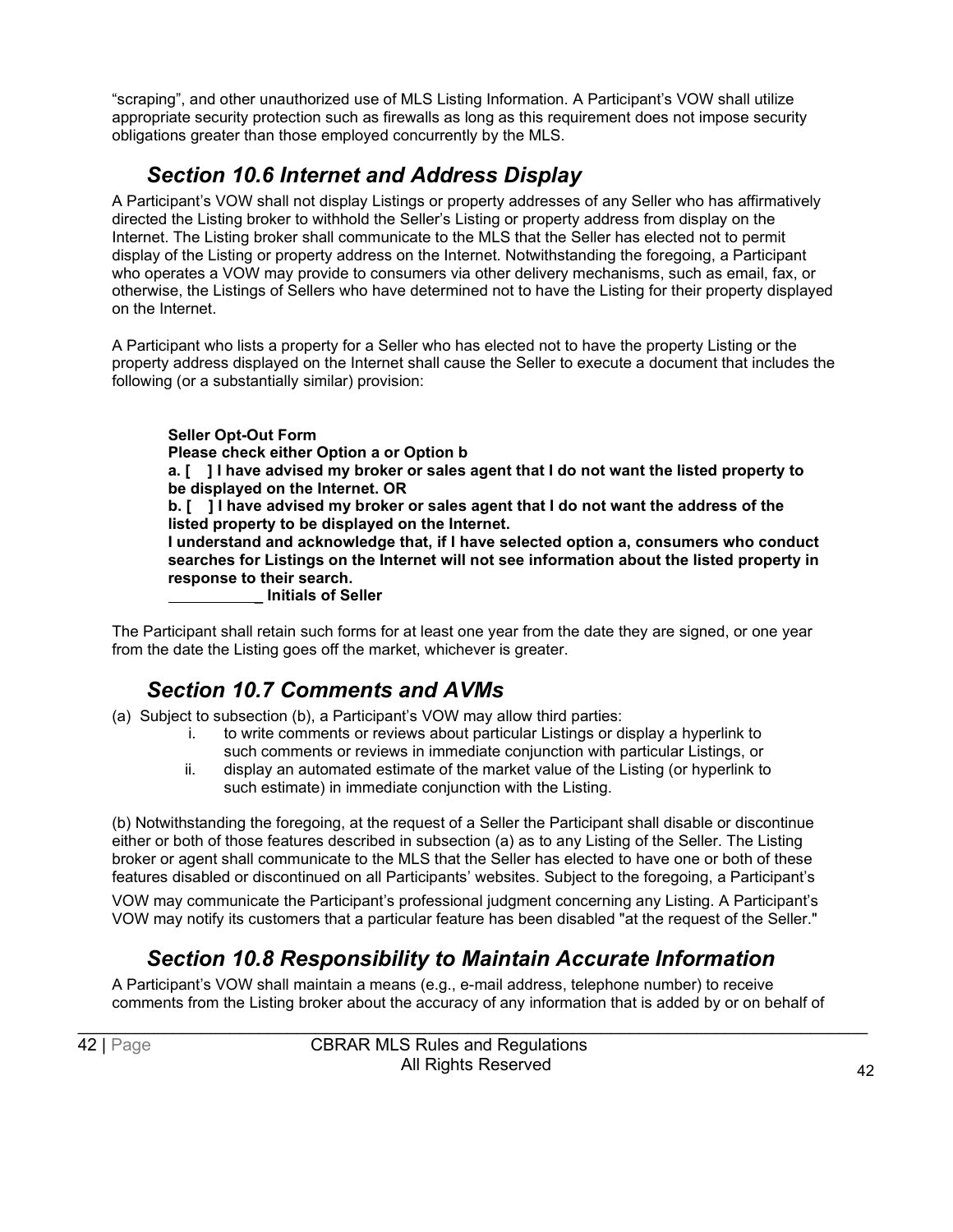“scraping”, and other unauthorized use of MLS Listing Information. A Participant’s VOW shall utilize appropriate security protection such as firewalls as long as this requirement does not impose security obligations greater than those employed concurrently by the MLS.

## *Section 10.6 Internet and Address Display*

A Participant’s VOW shall not display Listings or property addresses of any Seller who has affirmatively directed the Listing broker to withhold the Seller’s Listing or property address from display on the Internet. The Listing broker shall communicate to the MLS that the Seller has elected not to permit display of the Listing or property address on the Internet. Notwithstanding the foregoing, a Participant who operates a VOW may provide to consumers via other delivery mechanisms, such as email, fax, or otherwise, the Listings of Sellers who have determined not to have the Listing for their property displayed on the Internet.

A Participant who lists a property for a Seller who has elected not to have the property Listing or the property address displayed on the Internet shall cause the Seller to execute a document that includes the following (or a substantially similar) provision:

> **Seller Opt-Out Form**
> **Please check either Option a or Option b**
> **a. [ ] I have advised my broker or sales agent that I do not want the listed property to be displayed on the Internet. OR**
> **b. [ ] I have advised my broker or sales agent that I do not want the address of the listed property to be displayed on the Internet.**
> **I understand and acknowledge that, if I have selected option a, consumers who conduct searches for Listings on the Internet will not see information about the listed property in response to their search.**
> **___________ Initials of Seller**

The Participant shall retain such forms for at least one year from the date they are signed, or one year from the date the Listing goes off the market, whichever is greater.

## *Section 10.7 Comments and AVMs*

(a) Subject to subsection (b), a Participant’s VOW may allow third parties:

i. to write comments or reviews about particular Listings or display a hyperlink to such comments or reviews in immediate conjunction with particular Listings, or

ii. display an automated estimate of the market value of the Listing (or hyperlink to such estimate) in immediate conjunction with the Listing.

(b) Notwithstanding the foregoing, at the request of a Seller the Participant shall disable or discontinue either or both of those features described in subsection (a) as to any Listing of the Seller. The Listing broker or agent shall communicate to the MLS that the Seller has elected to have one or both of these features disabled or discontinued on all Participants’ websites. Subject to the foregoing, a Participant’s VOW may communicate the Participant’s professional judgment concerning any Listing. A Participant’s VOW may notify its customers that a particular feature has been disabled "at the request of the Seller."

## *Section 10.8 Responsibility to Maintain Accurate Information*

A Participant’s VOW shall maintain a means (e.g., e-mail address, telephone number) to receive comments from the Listing broker about the accuracy of any information that is added by or on behalf of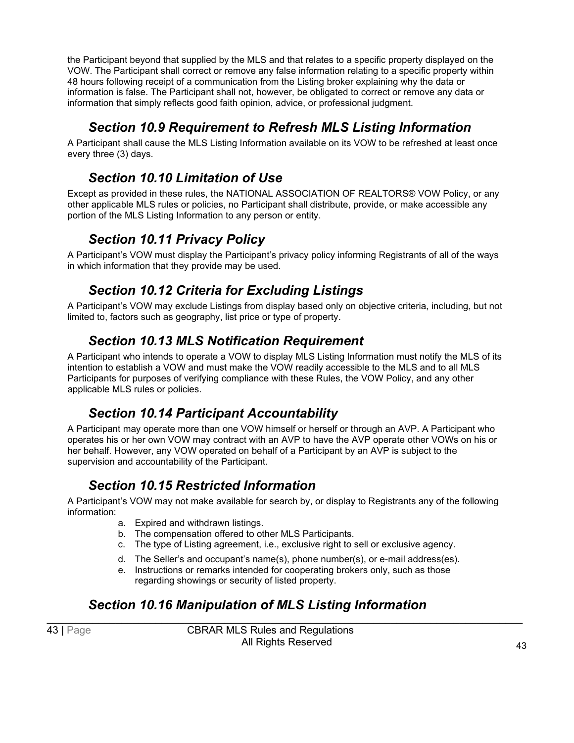the Participant beyond that supplied by the MLS and that relates to a specific property displayed on the VOW. The Participant shall correct or remove any false information relating to a specific property within 48 hours following receipt of a communication from the Listing broker explaining why the data or information is false. The Participant shall not, however, be obligated to correct or remove any data or information that simply reflects good faith opinion, advice, or professional judgment.

## *Section 10.9 Requirement to Refresh MLS Listing Information*

A Participant shall cause the MLS Listing Information available on its VOW to be refreshed at least once every three (3) days.

## *Section 10.10 Limitation of Use*

Except as provided in these rules, the NATIONAL ASSOCIATION OF REALTORS® VOW Policy, or any other applicable MLS rules or policies, no Participant shall distribute, provide, or make accessible any portion of the MLS Listing Information to any person or entity.

## *Section 10.11 Privacy Policy*

A Participant's VOW must display the Participant's privacy policy informing Registrants of all of the ways in which information that they provide may be used.

## *Section 10.12 Criteria for Excluding Listings*

A Participant's VOW may exclude Listings from display based only on objective criteria, including, but not limited to, factors such as geography, list price or type of property.

## *Section 10.13 MLS Notification Requirement*

A Participant who intends to operate a VOW to display MLS Listing Information must notify the MLS of its intention to establish a VOW and must make the VOW readily accessible to the MLS and to all MLS Participants for purposes of verifying compliance with these Rules, the VOW Policy, and any other applicable MLS rules or policies.

## *Section 10.14 Participant Accountability*

A Participant may operate more than one VOW himself or herself or through an AVP. A Participant who operates his or her own VOW may contract with an AVP to have the AVP operate other VOWs on his or her behalf. However, any VOW operated on behalf of a Participant by an AVP is subject to the supervision and accountability of the Participant.

## *Section 10.15 Restricted Information*

A Participant's VOW may not make available for search by, or display to Registrants any of the following information:

a. Expired and withdrawn listings.
b. The compensation offered to other MLS Participants.
c. The type of Listing agreement, i.e., exclusive right to sell or exclusive agency.
d. The Seller's and occupant's name(s), phone number(s), or e-mail address(es).
e. Instructions or remarks intended for cooperating brokers only, such as those regarding showings or security of listed property.

## *Section 10.16 Manipulation of MLS Listing Information*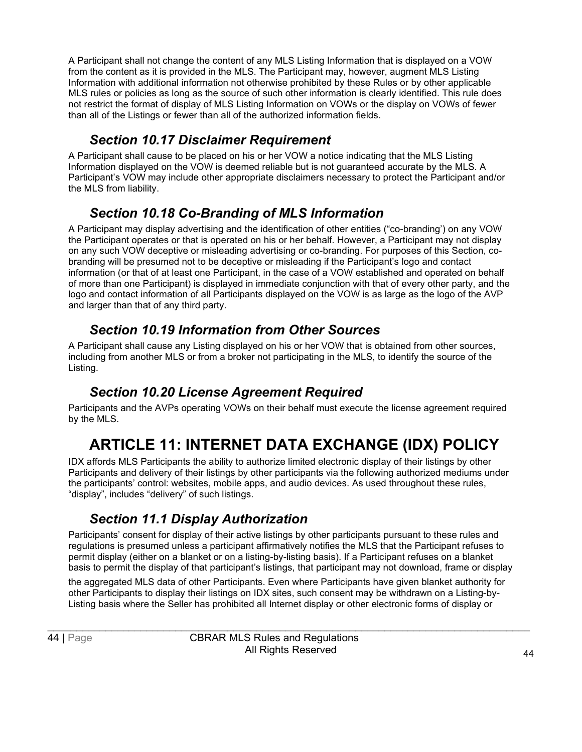A Participant shall not change the content of any MLS Listing Information that is displayed on a VOW from the content as it is provided in the MLS. The Participant may, however, augment MLS Listing Information with additional information not otherwise prohibited by these Rules or by other applicable MLS rules or policies as long as the source of such other information is clearly identified. This rule does not restrict the format of display of MLS Listing Information on VOWs or the display on VOWs of fewer than all of the Listings or fewer than all of the authorized information fields.

### *Section 10.17 Disclaimer Requirement*

A Participant shall cause to be placed on his or her VOW a notice indicating that the MLS Listing Information displayed on the VOW is deemed reliable but is not guaranteed accurate by the MLS. A Participant's VOW may include other appropriate disclaimers necessary to protect the Participant and/or the MLS from liability.

### *Section 10.18 Co-Branding of MLS Information*

A Participant may display advertising and the identification of other entities ("co-branding') on any VOW the Participant operates or that is operated on his or her behalf. However, a Participant may not display on any such VOW deceptive or misleading advertising or co-branding. For purposes of this Section, co-branding will be presumed not to be deceptive or misleading if the Participant's logo and contact information (or that of at least one Participant, in the case of a VOW established and operated on behalf of more than one Participant) is displayed in immediate conjunction with that of every other party, and the logo and contact information of all Participants displayed on the VOW is as large as the logo of the AVP and larger than that of any third party.

### *Section 10.19 Information from Other Sources*

A Participant shall cause any Listing displayed on his or her VOW that is obtained from other sources, including from another MLS or from a broker not participating in the MLS, to identify the source of the Listing.

### *Section 10.20 License Agreement Required*

Participants and the AVPs operating VOWs on their behalf must execute the license agreement required by the MLS.

## ARTICLE 11: INTERNET DATA EXCHANGE (IDX) POLICY

IDX affords MLS Participants the ability to authorize limited electronic display of their listings by other Participants and delivery of their listings by other participants via the following authorized mediums under the participants' control: websites, mobile apps, and audio devices. As used throughout these rules, "display", includes "delivery" of such listings.

### *Section 11.1 Display Authorization*

Participants' consent for display of their active listings by other participants pursuant to these rules and regulations is presumed unless a participant affirmatively notifies the MLS that the Participant refuses to permit display (either on a blanket or on a listing-by-listing basis). If a Participant refuses on a blanket basis to permit the display of that participant's listings, that participant may not download, frame or display the aggregated MLS data of other Participants. Even where Participants have given blanket authority for other Participants to display their listings on IDX sites, such consent may be withdrawn on a Listing-by-Listing basis where the Seller has prohibited all Internet display or other electronic forms of display or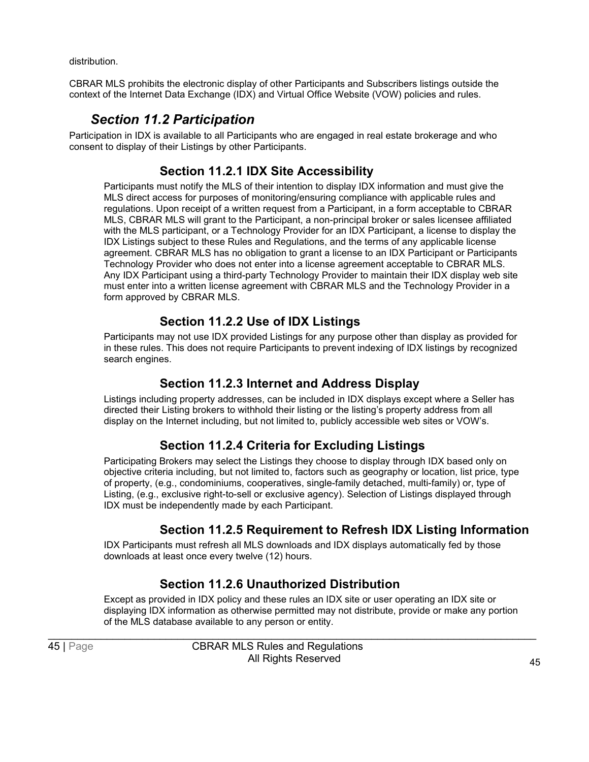distribution.

CBRAR MLS prohibits the electronic display of other Participants and Subscribers listings outside the context of the Internet Data Exchange (IDX) and Virtual Office Website (VOW) policies and rules.

## *Section 11.2 Participation*

Participation in IDX is available to all Participants who are engaged in real estate brokerage and who consent to display of their Listings by other Participants.

### Section 11.2.1 IDX Site Accessibility

Participants must notify the MLS of their intention to display IDX information and must give the MLS direct access for purposes of monitoring/ensuring compliance with applicable rules and regulations. Upon receipt of a written request from a Participant, in a form acceptable to CBRAR MLS, CBRAR MLS will grant to the Participant, a non-principal broker or sales licensee affiliated with the MLS participant, or a Technology Provider for an IDX Participant, a license to display the IDX Listings subject to these Rules and Regulations, and the terms of any applicable license agreement. CBRAR MLS has no obligation to grant a license to an IDX Participant or Participants Technology Provider who does not enter into a license agreement acceptable to CBRAR MLS. Any IDX Participant using a third-party Technology Provider to maintain their IDX display web site must enter into a written license agreement with CBRAR MLS and the Technology Provider in a form approved by CBRAR MLS.

### Section 11.2.2 Use of IDX Listings

Participants may not use IDX provided Listings for any purpose other than display as provided for in these rules. This does not require Participants to prevent indexing of IDX listings by recognized search engines.

### Section 11.2.3 Internet and Address Display

Listings including property addresses, can be included in IDX displays except where a Seller has directed their Listing brokers to withhold their listing or the listing's property address from all display on the Internet including, but not limited to, publicly accessible web sites or VOW's.

### Section 11.2.4 Criteria for Excluding Listings

Participating Brokers may select the Listings they choose to display through IDX based only on objective criteria including, but not limited to, factors such as geography or location, list price, type of property, (e.g., condominiums, cooperatives, single-family detached, multi-family) or, type of Listing, (e.g., exclusive right-to-sell or exclusive agency). Selection of Listings displayed through IDX must be independently made by each Participant.

### Section 11.2.5 Requirement to Refresh IDX Listing Information

IDX Participants must refresh all MLS downloads and IDX displays automatically fed by those downloads at least once every twelve (12) hours.

### Section 11.2.6 Unauthorized Distribution

Except as provided in IDX policy and these rules an IDX site or user operating an IDX site or displaying IDX information as otherwise permitted may not distribute, provide or make any portion of the MLS database available to any person or entity.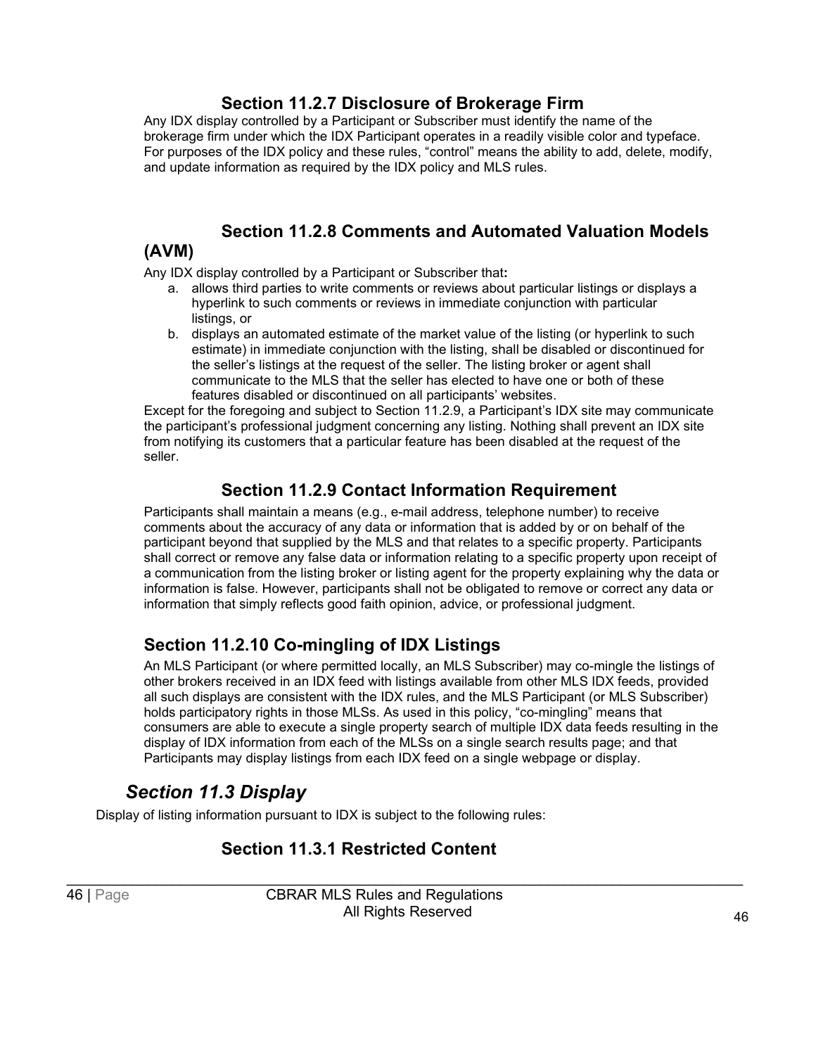### Section 11.2.7 Disclosure of Brokerage Firm

Any IDX display controlled by a Participant or Subscriber must identify the name of the brokerage firm under which the IDX Participant operates in a readily visible color and typeface. For purposes of the IDX policy and these rules, "control" means the ability to add, delete, modify, and update information as required by the IDX policy and MLS rules.

### Section 11.2.8 Comments and Automated Valuation Models (AVM)

Any IDX display controlled by a Participant or Subscriber that**:**

a. allows third parties to write comments or reviews about particular listings or displays a hyperlink to such comments or reviews in immediate conjunction with particular listings, or
b. displays an automated estimate of the market value of the listing (or hyperlink to such estimate) in immediate conjunction with the listing, shall be disabled or discontinued for the seller's listings at the request of the seller. The listing broker or agent shall communicate to the MLS that the seller has elected to have one or both of these features disabled or discontinued on all participants' websites.

Except for the foregoing and subject to Section 11.2.9, a Participant's IDX site may communicate the participant's professional judgment concerning any listing. Nothing shall prevent an IDX site from notifying its customers that a particular feature has been disabled at the request of the seller.

### Section 11.2.9 Contact Information Requirement

Participants shall maintain a means (e.g., e-mail address, telephone number) to receive comments about the accuracy of any data or information that is added by or on behalf of the participant beyond that supplied by the MLS and that relates to a specific property. Participants shall correct or remove any false data or information relating to a specific property upon receipt of a communication from the listing broker or listing agent for the property explaining why the data or information is false. However, participants shall not be obligated to remove or correct any data or information that simply reflects good faith opinion, advice, or professional judgment.

### Section 11.2.10 Co-mingling of IDX Listings

An MLS Participant (or where permitted locally, an MLS Subscriber) may co-mingle the listings of other brokers received in an IDX feed with listings available from other MLS IDX feeds, provided all such displays are consistent with the IDX rules, and the MLS Participant (or MLS Subscriber) holds participatory rights in those MLSs. As used in this policy, "co-mingling" means that consumers are able to execute a single property search of multiple IDX data feeds resulting in the display of IDX information from each of the MLSs on a single search results page; and that Participants may display listings from each IDX feed on a single webpage or display.

## *Section 11.3 Display*

Display of listing information pursuant to IDX is subject to the following rules:

### Section 11.3.1 Restricted Content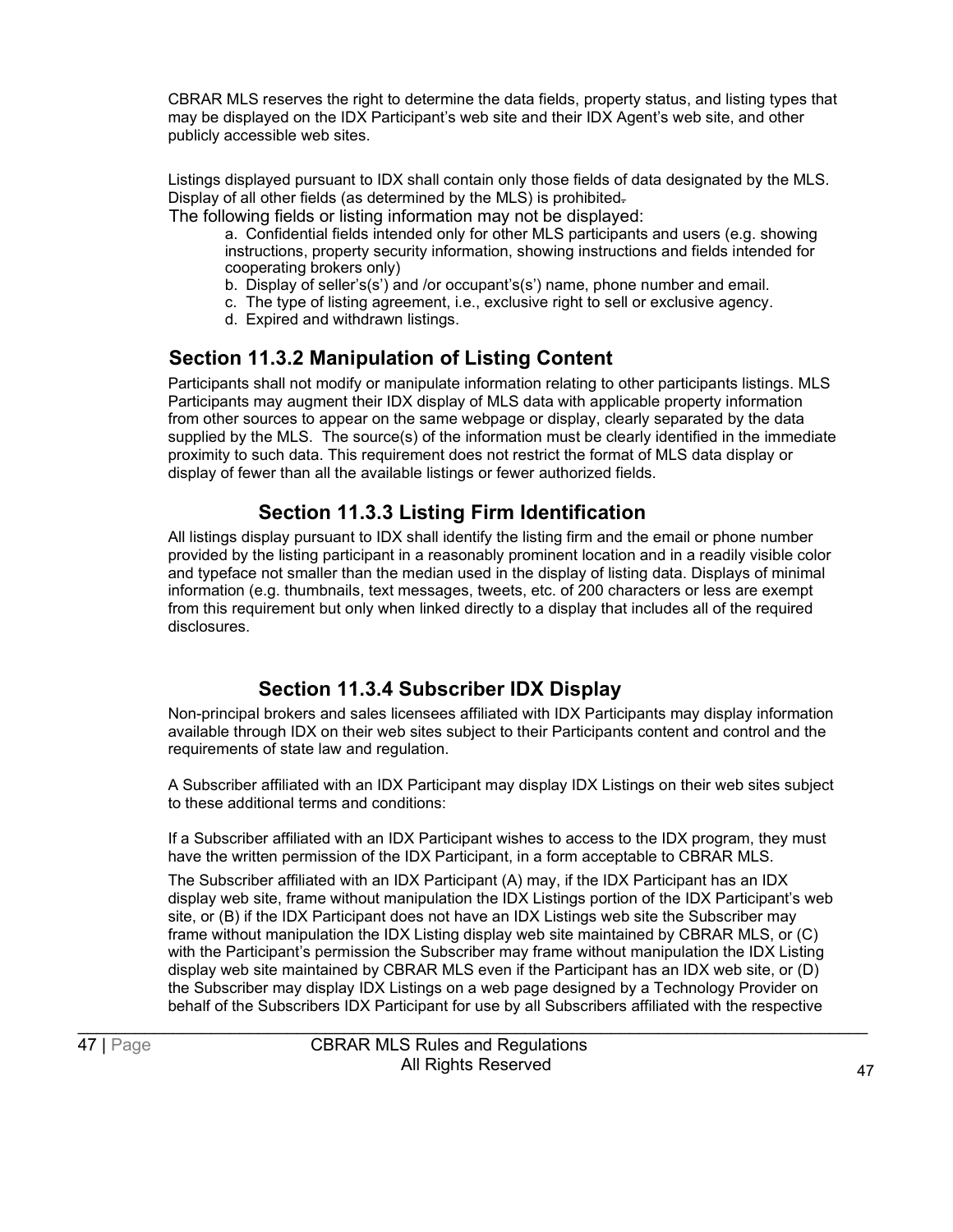CBRAR MLS reserves the right to determine the data fields, property status, and listing types that may be displayed on the IDX Participant's web site and their IDX Agent's web site, and other publicly accessible web sites.

Listings displayed pursuant to IDX shall contain only those fields of data designated by the MLS. Display of all other fields (as determined by the MLS) is prohibited.

The following fields or listing information may not be displayed:

a. Confidential fields intended only for other MLS participants and users (e.g. showing instructions, property security information, showing instructions and fields intended for cooperating brokers only)
b. Display of seller's(s') and /or occupant's(s') name, phone number and email.
c. The type of listing agreement, i.e., exclusive right to sell or exclusive agency.
d. Expired and withdrawn listings.

## Section 11.3.2 Manipulation of Listing Content

Participants shall not modify or manipulate information relating to other participants listings. MLS Participants may augment their IDX display of MLS data with applicable property information from other sources to appear on the same webpage or display, clearly separated by the data supplied by the MLS. The source(s) of the information must be clearly identified in the immediate proximity to such data. This requirement does not restrict the format of MLS data display or display of fewer than all the available listings or fewer authorized fields.

### Section 11.3.3 Listing Firm Identification

All listings display pursuant to IDX shall identify the listing firm and the email or phone number provided by the listing participant in a reasonably prominent location and in a readily visible color and typeface not smaller than the median used in the display of listing data. Displays of minimal information (e.g. thumbnails, text messages, tweets, etc. of 200 characters or less are exempt from this requirement but only when linked directly to a display that includes all of the required disclosures.

### Section 11.3.4 Subscriber IDX Display

Non-principal brokers and sales licensees affiliated with IDX Participants may display information available through IDX on their web sites subject to their Participants content and control and the requirements of state law and regulation.

A Subscriber affiliated with an IDX Participant may display IDX Listings on their web sites subject to these additional terms and conditions:

If a Subscriber affiliated with an IDX Participant wishes to access to the IDX program, they must have the written permission of the IDX Participant, in a form acceptable to CBRAR MLS.

The Subscriber affiliated with an IDX Participant (A) may, if the IDX Participant has an IDX display web site, frame without manipulation the IDX Listings portion of the IDX Participant's web site, or (B) if the IDX Participant does not have an IDX Listings web site the Subscriber may frame without manipulation the IDX Listing display web site maintained by CBRAR MLS, or (C) with the Participant's permission the Subscriber may frame without manipulation the IDX Listing display web site maintained by CBRAR MLS even if the Participant has an IDX web site, or (D) the Subscriber may display IDX Listings on a web page designed by a Technology Provider on behalf of the Subscribers IDX Participant for use by all Subscribers affiliated with the respective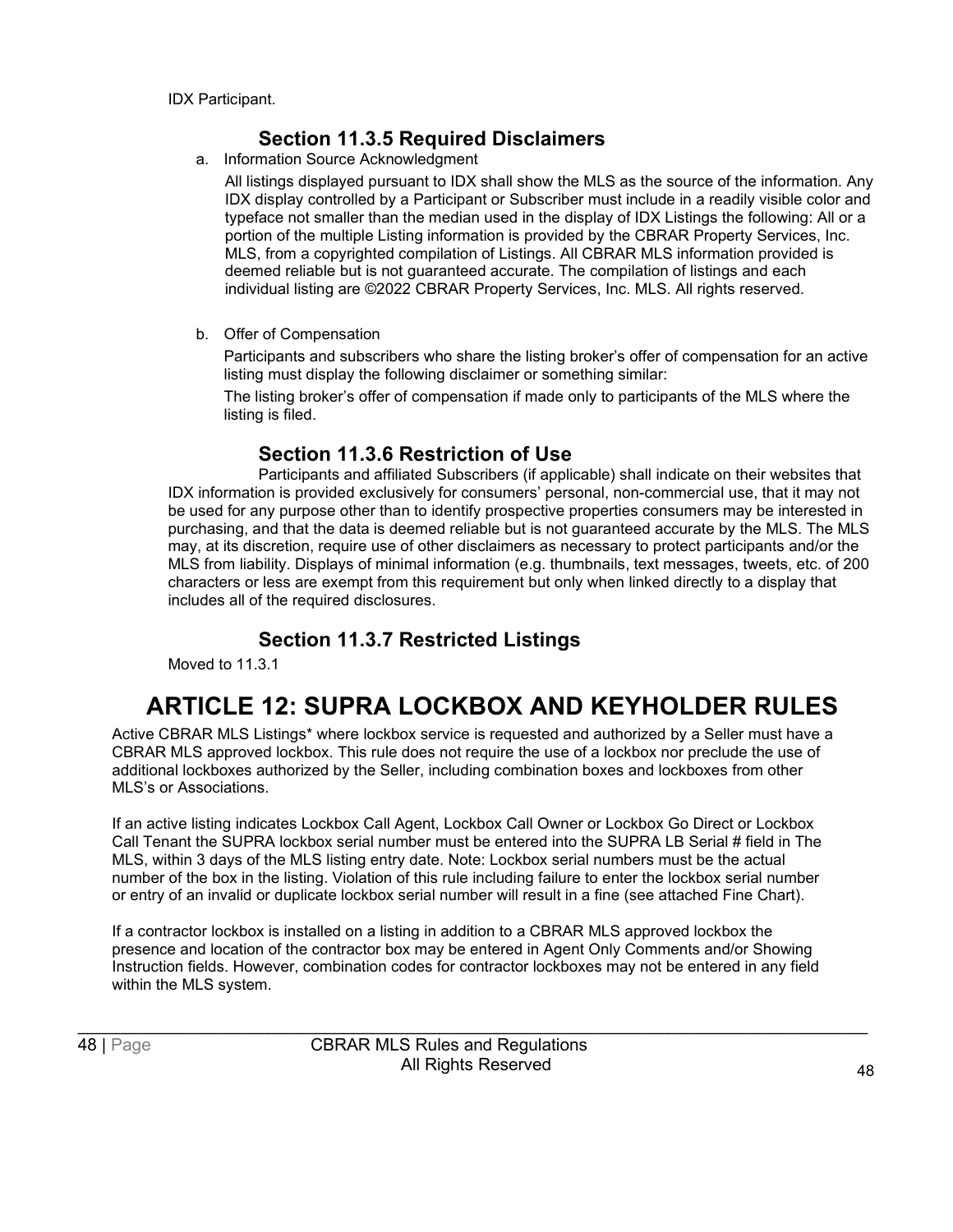IDX Participant.

### Section 11.3.5 Required Disclaimers

a. Information Source Acknowledgment

All listings displayed pursuant to IDX shall show the MLS as the source of the information. Any IDX display controlled by a Participant or Subscriber must include in a readily visible color and typeface not smaller than the median used in the display of IDX Listings the following: All or a portion of the multiple Listing information is provided by the CBRAR Property Services, Inc. MLS, from a copyrighted compilation of Listings. All CBRAR MLS information provided is deemed reliable but is not guaranteed accurate. The compilation of listings and each individual listing are ©2022 CBRAR Property Services, Inc. MLS. All rights reserved.

b. Offer of Compensation

Participants and subscribers who share the listing broker's offer of compensation for an active listing must display the following disclaimer or something similar:

The listing broker's offer of compensation if made only to participants of the MLS where the listing is filed.

### Section 11.3.6 Restriction of Use

Participants and affiliated Subscribers (if applicable) shall indicate on their websites that IDX information is provided exclusively for consumers' personal, non-commercial use, that it may not be used for any purpose other than to identify prospective properties consumers may be interested in purchasing, and that the data is deemed reliable but is not guaranteed accurate by the MLS. The MLS may, at its discretion, require use of other disclaimers as necessary to protect participants and/or the MLS from liability. Displays of minimal information (e.g. thumbnails, text messages, tweets, etc. of 200 characters or less are exempt from this requirement but only when linked directly to a display that includes all of the required disclosures.

### Section 11.3.7 Restricted Listings

Moved to 11.3.1

# ARTICLE 12: SUPRA LOCKBOX AND KEYHOLDER RULES

Active CBRAR MLS Listings* where lockbox service is requested and authorized by a Seller must have a CBRAR MLS approved lockbox. This rule does not require the use of a lockbox nor preclude the use of additional lockboxes authorized by the Seller, including combination boxes and lockboxes from other MLS's or Associations.

If an active listing indicates Lockbox Call Agent, Lockbox Call Owner or Lockbox Go Direct or Lockbox Call Tenant the SUPRA lockbox serial number must be entered into the SUPRA LB Serial # field in The MLS, within 3 days of the MLS listing entry date. Note: Lockbox serial numbers must be the actual number of the box in the listing. Violation of this rule including failure to enter the lockbox serial number or entry of an invalid or duplicate lockbox serial number will result in a fine (see attached Fine Chart).

If a contractor lockbox is installed on a listing in addition to a CBRAR MLS approved lockbox the presence and location of the contractor box may be entered in Agent Only Comments and/or Showing Instruction fields. However, combination codes for contractor lockboxes may not be entered in any field within the MLS system.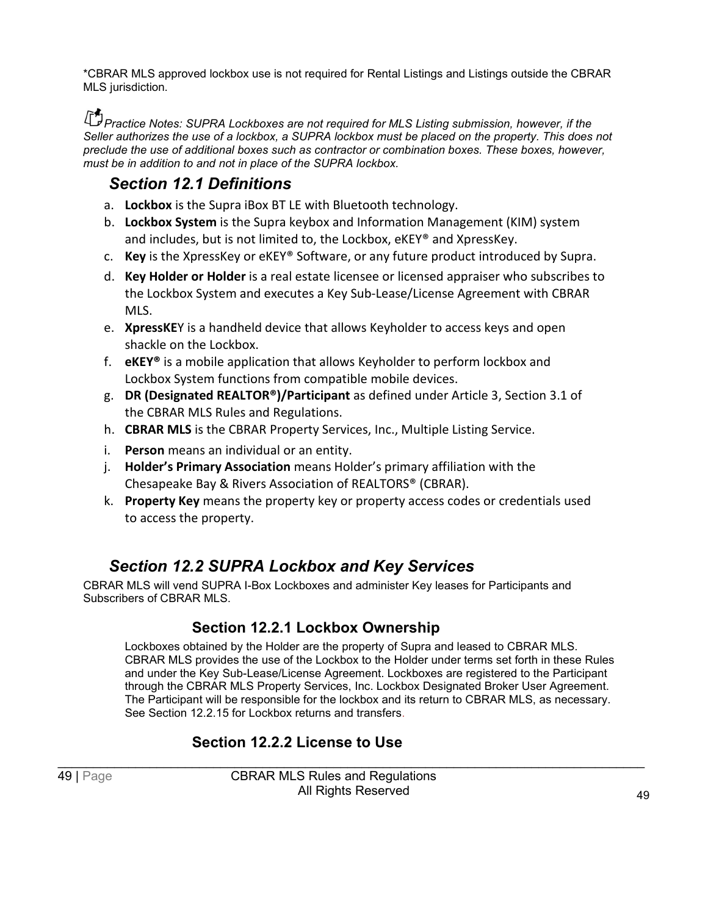*CBRAR MLS approved lockbox use is not required for Rental Listings and Listings outside the CBRAR MLS jurisdiction.

*Practice Notes: SUPRA Lockboxes are not required for MLS Listing submission, however, if the Seller authorizes the use of a lockbox, a SUPRA lockbox must be placed on the property. This does not preclude the use of additional boxes such as contractor or combination boxes. These boxes, however, must be in addition to and not in place of the SUPRA lockbox.*

## *Section 12.1 Definitions*

a. **Lockbox** is the Supra iBox BT LE with Bluetooth technology.
b. **Lockbox System** is the Supra keybox and Information Management (KIM) system and includes, but is not limited to, the Lockbox, eKEY® and XpressKey.
c. **Key** is the XpressKey or eKEY® Software, or any future product introduced by Supra.
d. **Key Holder or Holder** is a real estate licensee or licensed appraiser who subscribes to the Lockbox System and executes a Key Sub-Lease/License Agreement with CBRAR MLS.
e. **XpressKE**Y is a handheld device that allows Keyholder to access keys and open shackle on the Lockbox.
f. **eKEY®** is a mobile application that allows Keyholder to perform lockbox and Lockbox System functions from compatible mobile devices.
g. **DR (Designated REALTOR®)/Participant** as defined under Article 3, Section 3.1 of the CBRAR MLS Rules and Regulations.
h. **CBRAR MLS** is the CBRAR Property Services, Inc., Multiple Listing Service.
i. **Person** means an individual or an entity.
j. **Holder's Primary Association** means Holder's primary affiliation with the Chesapeake Bay & Rivers Association of REALTORS® (CBRAR).
k. **Property Key** means the property key or property access codes or credentials used to access the property.

## *Section 12.2 SUPRA Lockbox and Key Services*

CBRAR MLS will vend SUPRA I-Box Lockboxes and administer Key leases for Participants and Subscribers of CBRAR MLS.

### Section 12.2.1 Lockbox Ownership

Lockboxes obtained by the Holder are the property of Supra and leased to CBRAR MLS. CBRAR MLS provides the use of the Lockbox to the Holder under terms set forth in these Rules and under the Key Sub-Lease/License Agreement. Lockboxes are registered to the Participant through the CBRAR MLS Property Services, Inc. Lockbox Designated Broker User Agreement. The Participant will be responsible for the lockbox and its return to CBRAR MLS, as necessary. See Section 12.2.15 for Lockbox returns and transfers.

### Section 12.2.2 License to Use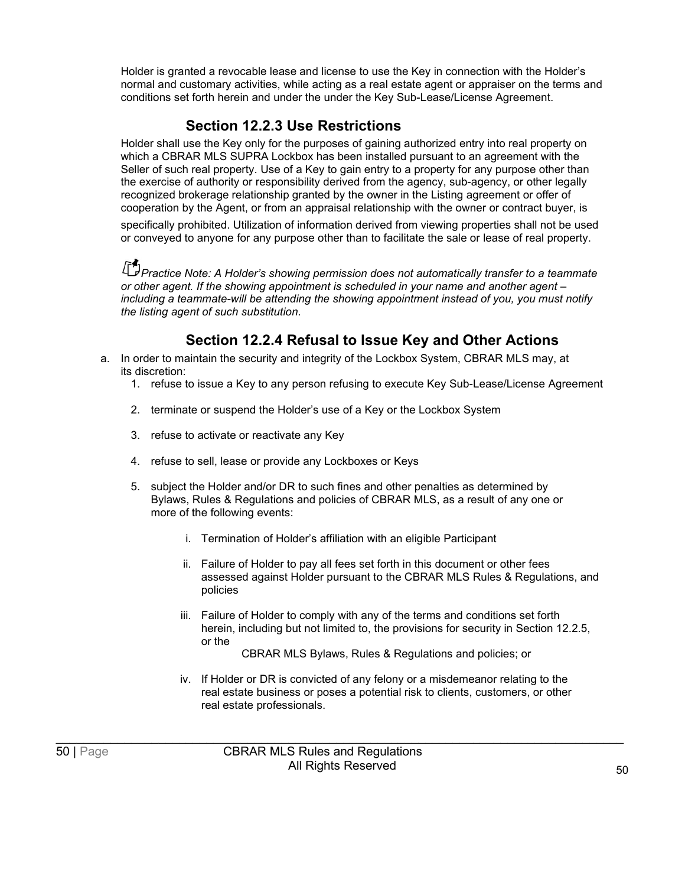Holder is granted a revocable lease and license to use the Key in connection with the Holder's normal and customary activities, while acting as a real estate agent or appraiser on the terms and conditions set forth herein and under the under the Key Sub-Lease/License Agreement.

### Section 12.2.3 Use Restrictions

Holder shall use the Key only for the purposes of gaining authorized entry into real property on which a CBRAR MLS SUPRA Lockbox has been installed pursuant to an agreement with the Seller of such real property. Use of a Key to gain entry to a property for any purpose other than the exercise of authority or responsibility derived from the agency, sub-agency, or other legally recognized brokerage relationship granted by the owner in the Listing agreement or offer of cooperation by the Agent, or from an appraisal relationship with the owner or contract buyer, is specifically prohibited. Utilization of information derived from viewing properties shall not be used or conveyed to anyone for any purpose other than to facilitate the sale or lease of real property.

*Practice Note: A Holder's showing permission does not automatically transfer to a teammate or other agent. If the showing appointment is scheduled in your name and another agent – including a teammate-will be attending the showing appointment instead of you, you must notify the listing agent of such substitution.*

### Section 12.2.4 Refusal to Issue Key and Other Actions

a. In order to maintain the security and integrity of the Lockbox System, CBRAR MLS may, at its discretion:
   1. refuse to issue a Key to any person refusing to execute Key Sub-Lease/License Agreement
   2. terminate or suspend the Holder's use of a Key or the Lockbox System
   3. refuse to activate or reactivate any Key
   4. refuse to sell, lease or provide any Lockboxes or Keys
   5. subject the Holder and/or DR to such fines and other penalties as determined by Bylaws, Rules & Regulations and policies of CBRAR MLS, as a result of any one or more of the following events:
      i. Termination of Holder's affiliation with an eligible Participant
      ii. Failure of Holder to pay all fees set forth in this document or other fees assessed against Holder pursuant to the CBRAR MLS Rules & Regulations, and policies
      iii. Failure of Holder to comply with any of the terms and conditions set forth herein, including but not limited to, the provisions for security in Section 12.2.5, or the CBRAR MLS Bylaws, Rules & Regulations and policies; or
      iv. If Holder or DR is convicted of any felony or a misdemeanor relating to the real estate business or poses a potential risk to clients, customers, or other real estate professionals.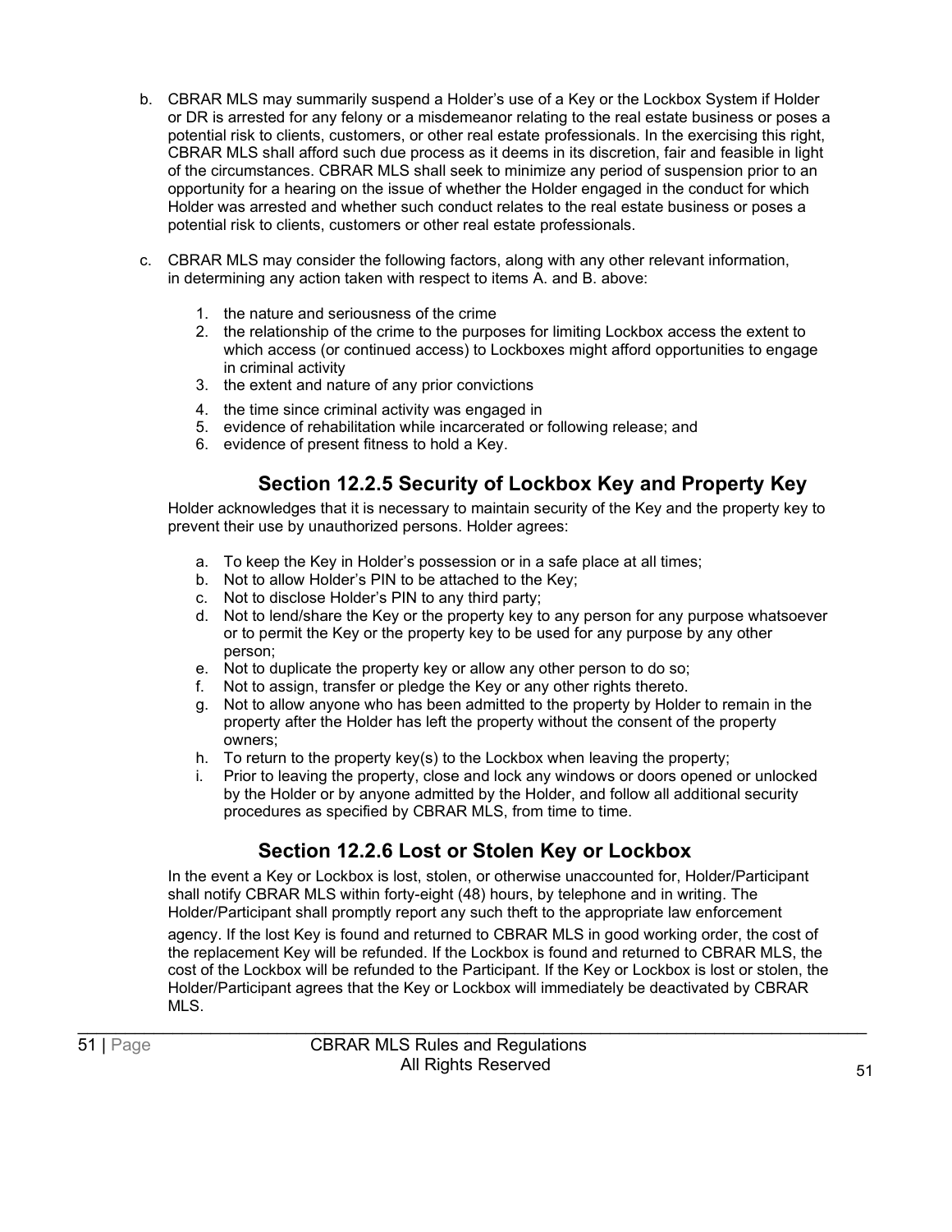b. CBRAR MLS may summarily suspend a Holder's use of a Key or the Lockbox System if Holder or DR is arrested for any felony or a misdemeanor relating to the real estate business or poses a potential risk to clients, customers, or other real estate professionals. In the exercising this right, CBRAR MLS shall afford such due process as it deems in its discretion, fair and feasible in light of the circumstances. CBRAR MLS shall seek to minimize any period of suspension prior to an opportunity for a hearing on the issue of whether the Holder engaged in the conduct for which Holder was arrested and whether such conduct relates to the real estate business or poses a potential risk to clients, customers or other real estate professionals.

c. CBRAR MLS may consider the following factors, along with any other relevant information, in determining any action taken with respect to items A. and B. above:

   1. the nature and seriousness of the crime
   2. the relationship of the crime to the purposes for limiting Lockbox access the extent to which access (or continued access) to Lockboxes might afford opportunities to engage in criminal activity
   3. the extent and nature of any prior convictions
   4. the time since criminal activity was engaged in
   5. evidence of rehabilitation while incarcerated or following release; and
   6. evidence of present fitness to hold a Key.

## Section 12.2.5 Security of Lockbox Key and Property Key

Holder acknowledges that it is necessary to maintain security of the Key and the property key to prevent their use by unauthorized persons. Holder agrees:

a. To keep the Key in Holder's possession or in a safe place at all times;
b. Not to allow Holder's PIN to be attached to the Key;
c. Not to disclose Holder's PIN to any third party;
d. Not to lend/share the Key or the property key to any person for any purpose whatsoever or to permit the Key or the property key to be used for any purpose by any other person;
e. Not to duplicate the property key or allow any other person to do so;
f. Not to assign, transfer or pledge the Key or any other rights thereto.
g. Not to allow anyone who has been admitted to the property by Holder to remain in the property after the Holder has left the property without the consent of the property owners;
h. To return to the property key(s) to the Lockbox when leaving the property;
i. Prior to leaving the property, close and lock any windows or doors opened or unlocked by the Holder or by anyone admitted by the Holder, and follow all additional security procedures as specified by CBRAR MLS, from time to time.

## Section 12.2.6 Lost or Stolen Key or Lockbox

In the event a Key or Lockbox is lost, stolen, or otherwise unaccounted for, Holder/Participant shall notify CBRAR MLS within forty-eight (48) hours, by telephone and in writing. The Holder/Participant shall promptly report any such theft to the appropriate law enforcement agency. If the lost Key is found and returned to CBRAR MLS in good working order, the cost of the replacement Key will be refunded. If the Lockbox is found and returned to CBRAR MLS, the cost of the Lockbox will be refunded to the Participant. If the Key or Lockbox is lost or stolen, the Holder/Participant agrees that the Key or Lockbox will immediately be deactivated by CBRAR MLS.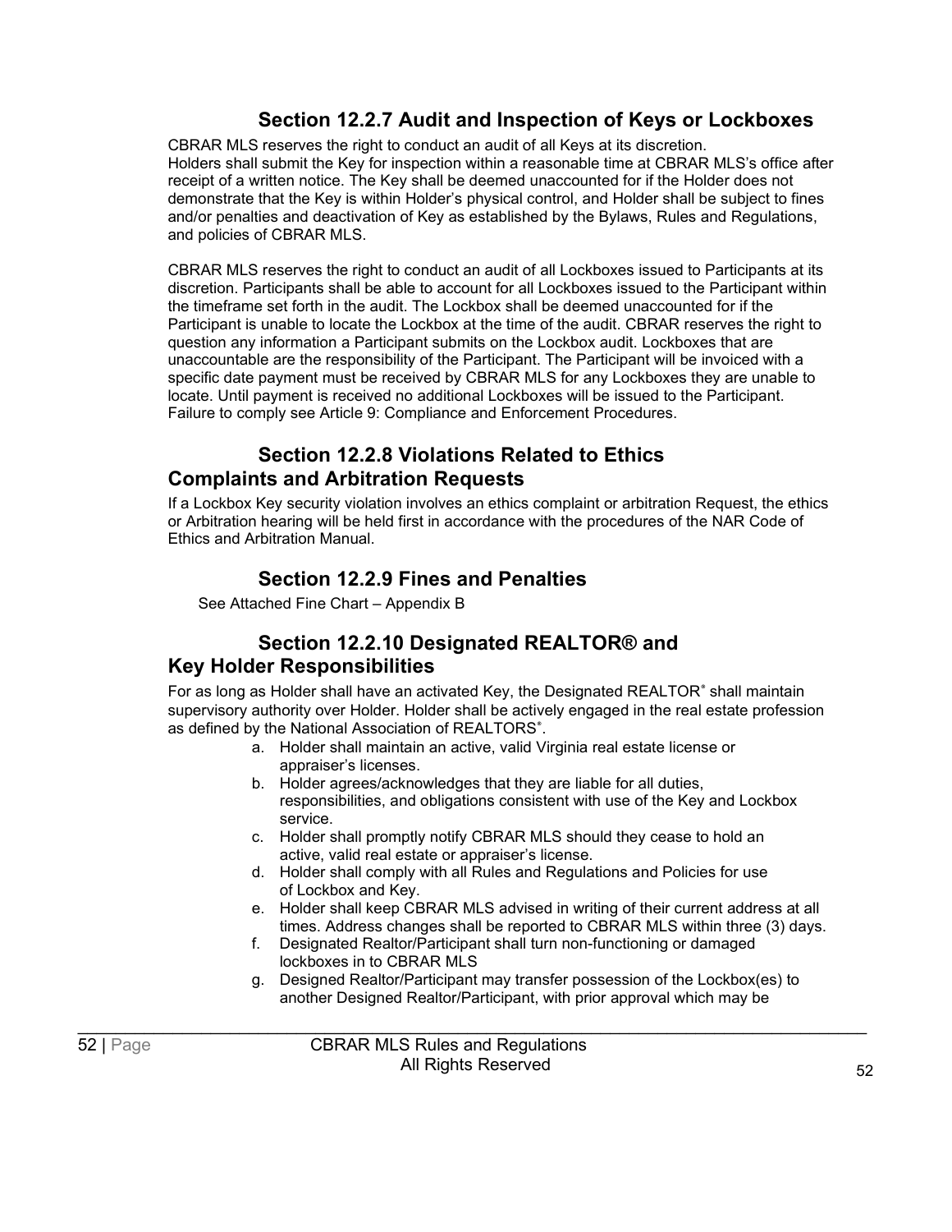### Section 12.2.7 Audit and Inspection of Keys or Lockboxes

CBRAR MLS reserves the right to conduct an audit of all Keys at its discretion.
Holders shall submit the Key for inspection within a reasonable time at CBRAR MLS's office after receipt of a written notice. The Key shall be deemed unaccounted for if the Holder does not demonstrate that the Key is within Holder's physical control, and Holder shall be subject to fines and/or penalties and deactivation of Key as established by the Bylaws, Rules and Regulations, and policies of CBRAR MLS.

CBRAR MLS reserves the right to conduct an audit of all Lockboxes issued to Participants at its discretion. Participants shall be able to account for all Lockboxes issued to the Participant within the timeframe set forth in the audit. The Lockbox shall be deemed unaccounted for if the Participant is unable to locate the Lockbox at the time of the audit. CBRAR reserves the right to question any information a Participant submits on the Lockbox audit. Lockboxes that are unaccountable are the responsibility of the Participant. The Participant will be invoiced with a specific date payment must be received by CBRAR MLS for any Lockboxes they are unable to locate. Until payment is received no additional Lockboxes will be issued to the Participant. Failure to comply see Article 9: Compliance and Enforcement Procedures.

### Section 12.2.8 Violations Related to Ethics Complaints and Arbitration Requests

If a Lockbox Key security violation involves an ethics complaint or arbitration Request, the ethics or Arbitration hearing will be held first in accordance with the procedures of the NAR Code of Ethics and Arbitration Manual.

### Section 12.2.9 Fines and Penalties

See Attached Fine Chart – Appendix B

### Section 12.2.10 Designated REALTOR® and Key Holder Responsibilities

For as long as Holder shall have an activated Key, the Designated REALTOR® shall maintain supervisory authority over Holder. Holder shall be actively engaged in the real estate profession as defined by the National Association of REALTORS®.

a. Holder shall maintain an active, valid Virginia real estate license or appraiser's licenses.
b. Holder agrees/acknowledges that they are liable for all duties, responsibilities, and obligations consistent with use of the Key and Lockbox service.
c. Holder shall promptly notify CBRAR MLS should they cease to hold an active, valid real estate or appraiser's license.
d. Holder shall comply with all Rules and Regulations and Policies for use of Lockbox and Key.
e. Holder shall keep CBRAR MLS advised in writing of their current address at all times. Address changes shall be reported to CBRAR MLS within three (3) days.
f. Designated Realtor/Participant shall turn non-functioning or damaged lockboxes in to CBRAR MLS
g. Designed Realtor/Participant may transfer possession of the Lockbox(es) to another Designed Realtor/Participant, with prior approval which may be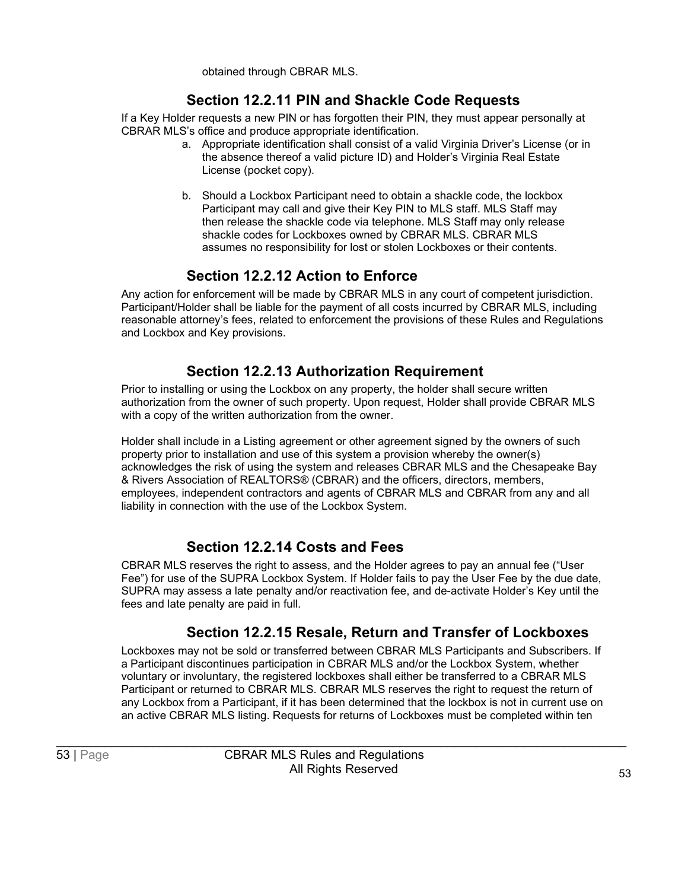obtained through CBRAR MLS.

### Section 12.2.11 PIN and Shackle Code Requests

If a Key Holder requests a new PIN or has forgotten their PIN, they must appear personally at CBRAR MLS's office and produce appropriate identification.

a. Appropriate identification shall consist of a valid Virginia Driver's License (or in the absence thereof a valid picture ID) and Holder's Virginia Real Estate License (pocket copy).

b. Should a Lockbox Participant need to obtain a shackle code, the lockbox Participant may call and give their Key PIN to MLS staff. MLS Staff may then release the shackle code via telephone. MLS Staff may only release shackle codes for Lockboxes owned by CBRAR MLS. CBRAR MLS assumes no responsibility for lost or stolen Lockboxes or their contents.

### Section 12.2.12 Action to Enforce

Any action for enforcement will be made by CBRAR MLS in any court of competent jurisdiction. Participant/Holder shall be liable for the payment of all costs incurred by CBRAR MLS, including reasonable attorney's fees, related to enforcement the provisions of these Rules and Regulations and Lockbox and Key provisions.

### Section 12.2.13 Authorization Requirement

Prior to installing or using the Lockbox on any property, the holder shall secure written authorization from the owner of such property. Upon request, Holder shall provide CBRAR MLS with a copy of the written authorization from the owner.

Holder shall include in a Listing agreement or other agreement signed by the owners of such property prior to installation and use of this system a provision whereby the owner(s) acknowledges the risk of using the system and releases CBRAR MLS and the Chesapeake Bay & Rivers Association of REALTORS® (CBRAR) and the officers, directors, members, employees, independent contractors and agents of CBRAR MLS and CBRAR from any and all liability in connection with the use of the Lockbox System.

### Section 12.2.14 Costs and Fees

CBRAR MLS reserves the right to assess, and the Holder agrees to pay an annual fee ("User Fee") for use of the SUPRA Lockbox System. If Holder fails to pay the User Fee by the due date, SUPRA may assess a late penalty and/or reactivation fee, and de-activate Holder's Key until the fees and late penalty are paid in full.

### Section 12.2.15 Resale, Return and Transfer of Lockboxes

Lockboxes may not be sold or transferred between CBRAR MLS Participants and Subscribers. If a Participant discontinues participation in CBRAR MLS and/or the Lockbox System, whether voluntary or involuntary, the registered lockboxes shall either be transferred to a CBRAR MLS Participant or returned to CBRAR MLS. CBRAR MLS reserves the right to request the return of any Lockbox from a Participant, if it has been determined that the lockbox is not in current use on an active CBRAR MLS listing. Requests for returns of Lockboxes must be completed within ten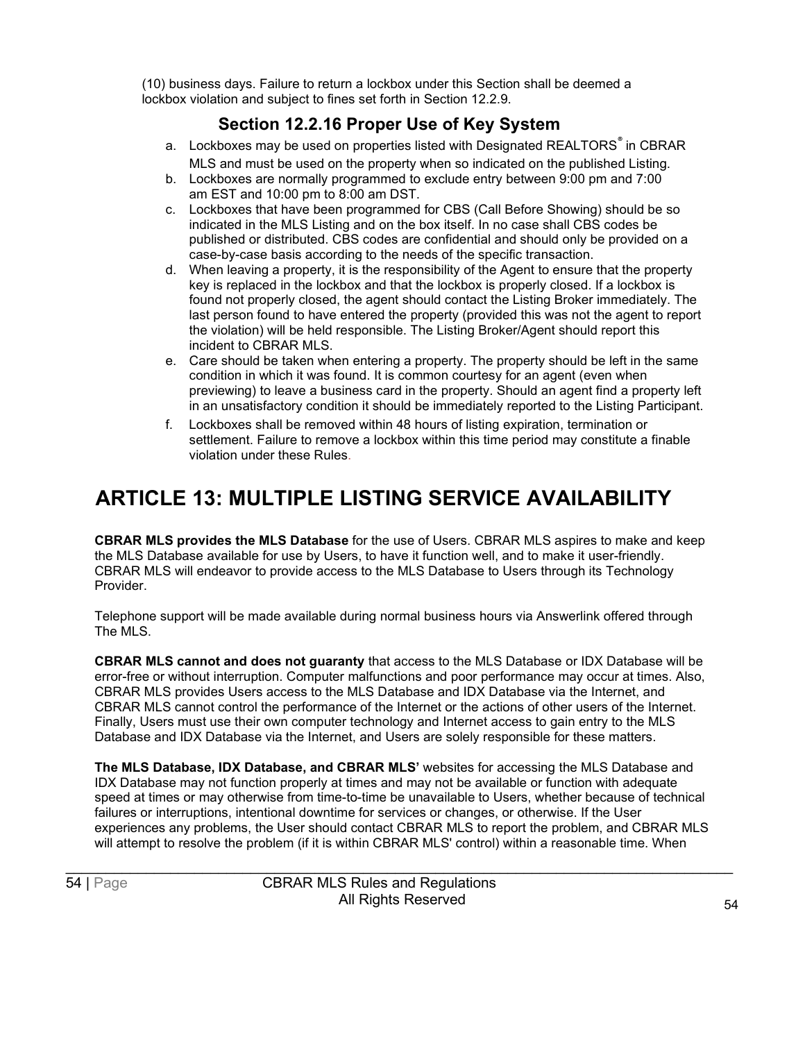(10) business days. Failure to return a lockbox under this Section shall be deemed a lockbox violation and subject to fines set forth in Section 12.2.9.

### Section 12.2.16 Proper Use of Key System

a. Lockboxes may be used on properties listed with Designated REALTORS® in CBRAR MLS and must be used on the property when so indicated on the published Listing.
b. Lockboxes are normally programmed to exclude entry between 9:00 pm and 7:00 am EST and 10:00 pm to 8:00 am DST.
c. Lockboxes that have been programmed for CBS (Call Before Showing) should be so indicated in the MLS Listing and on the box itself. In no case shall CBS codes be published or distributed. CBS codes are confidential and should only be provided on a case-by-case basis according to the needs of the specific transaction.
d. When leaving a property, it is the responsibility of the Agent to ensure that the property key is replaced in the lockbox and that the lockbox is properly closed. If a lockbox is found not properly closed, the agent should contact the Listing Broker immediately. The last person found to have entered the property (provided this was not the agent to report the violation) will be held responsible. The Listing Broker/Agent should report this incident to CBRAR MLS.
e. Care should be taken when entering a property. The property should be left in the same condition in which it was found. It is common courtesy for an agent (even when previewing) to leave a business card in the property. Should an agent find a property left in an unsatisfactory condition it should be immediately reported to the Listing Participant.
f. Lockboxes shall be removed within 48 hours of listing expiration, termination or settlement. Failure to remove a lockbox within this time period may constitute a finable violation under these Rules.

# ARTICLE 13: MULTIPLE LISTING SERVICE AVAILABILITY

**CBRAR MLS provides the MLS Database** for the use of Users. CBRAR MLS aspires to make and keep the MLS Database available for use by Users, to have it function well, and to make it user-friendly. CBRAR MLS will endeavor to provide access to the MLS Database to Users through its Technology Provider.

Telephone support will be made available during normal business hours via Answerlink offered through The MLS.

**CBRAR MLS cannot and does not guaranty** that access to the MLS Database or IDX Database will be error-free or without interruption. Computer malfunctions and poor performance may occur at times. Also, CBRAR MLS provides Users access to the MLS Database and IDX Database via the Internet, and CBRAR MLS cannot control the performance of the Internet or the actions of other users of the Internet. Finally, Users must use their own computer technology and Internet access to gain entry to the MLS Database and IDX Database via the Internet, and Users are solely responsible for these matters.

**The MLS Database, IDX Database, and CBRAR MLS'** websites for accessing the MLS Database and IDX Database may not function properly at times and may not be available or function with adequate speed at times or may otherwise from time-to-time be unavailable to Users, whether because of technical failures or interruptions, intentional downtime for services or changes, or otherwise. If the User experiences any problems, the User should contact CBRAR MLS to report the problem, and CBRAR MLS will attempt to resolve the problem (if it is within CBRAR MLS' control) within a reasonable time. When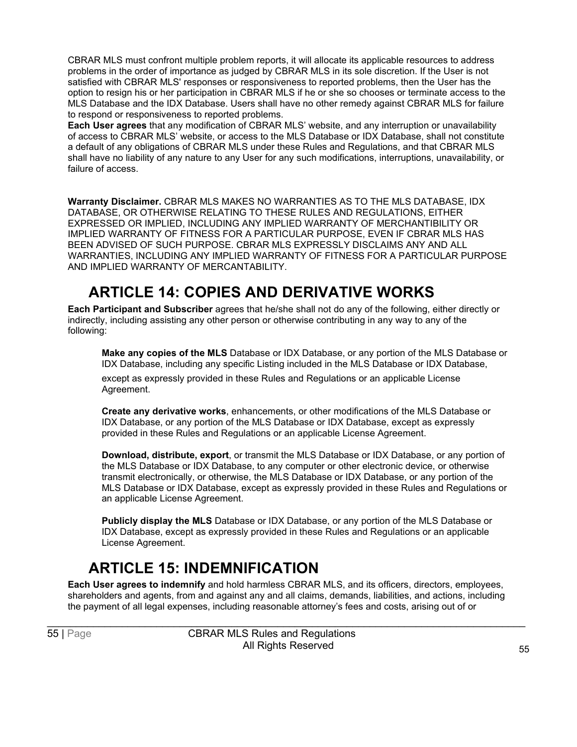CBRAR MLS must confront multiple problem reports, it will allocate its applicable resources to address problems in the order of importance as judged by CBRAR MLS in its sole discretion. If the User is not satisfied with CBRAR MLS' responses or responsiveness to reported problems, then the User has the option to resign his or her participation in CBRAR MLS if he or she so chooses or terminate access to the MLS Database and the IDX Database. Users shall have no other remedy against CBRAR MLS for failure to respond or responsiveness to reported problems.

**Each User agrees** that any modification of CBRAR MLS' website, and any interruption or unavailability of access to CBRAR MLS' website, or access to the MLS Database or IDX Database, shall not constitute a default of any obligations of CBRAR MLS under these Rules and Regulations, and that CBRAR MLS shall have no liability of any nature to any User for any such modifications, interruptions, unavailability, or failure of access.

**Warranty Disclaimer.** CBRAR MLS MAKES NO WARRANTIES AS TO THE MLS DATABASE, IDX DATABASE, OR OTHERWISE RELATING TO THESE RULES AND REGULATIONS, EITHER EXPRESSED OR IMPLIED, INCLUDING ANY IMPLIED WARRANTY OF MERCHANTIBILITY OR IMPLIED WARRANTY OF FITNESS FOR A PARTICULAR PURPOSE, EVEN IF CBRAR MLS HAS BEEN ADVISED OF SUCH PURPOSE. CBRAR MLS EXPRESSLY DISCLAIMS ANY AND ALL WARRANTIES, INCLUDING ANY IMPLIED WARRANTY OF FITNESS FOR A PARTICULAR PURPOSE AND IMPLIED WARRANTY OF MERCANTABILITY.

# ARTICLE 14: COPIES AND DERIVATIVE WORKS

**Each Participant and Subscriber** agrees that he/she shall not do any of the following, either directly or indirectly, including assisting any other person or otherwise contributing in any way to any of the following:

> **Make any copies of the MLS** Database or IDX Database, or any portion of the MLS Database or IDX Database, including any specific Listing included in the MLS Database or IDX Database, except as expressly provided in these Rules and Regulations or an applicable License Agreement.
>
> **Create any derivative works**, enhancements, or other modifications of the MLS Database or IDX Database, or any portion of the MLS Database or IDX Database, except as expressly provided in these Rules and Regulations or an applicable License Agreement.
>
> **Download, distribute, export**, or transmit the MLS Database or IDX Database, or any portion of the MLS Database or IDX Database, to any computer or other electronic device, or otherwise transmit electronically, or otherwise, the MLS Database or IDX Database, or any portion of the MLS Database or IDX Database, except as expressly provided in these Rules and Regulations or an applicable License Agreement.
>
> **Publicly display the MLS** Database or IDX Database, or any portion of the MLS Database or IDX Database, except as expressly provided in these Rules and Regulations or an applicable License Agreement.

# ARTICLE 15: INDEMNIFICATION

**Each User agrees to indemnify** and hold harmless CBRAR MLS, and its officers, directors, employees, shareholders and agents, from and against any and all claims, demands, liabilities, and actions, including the payment of all legal expenses, including reasonable attorney's fees and costs, arising out of or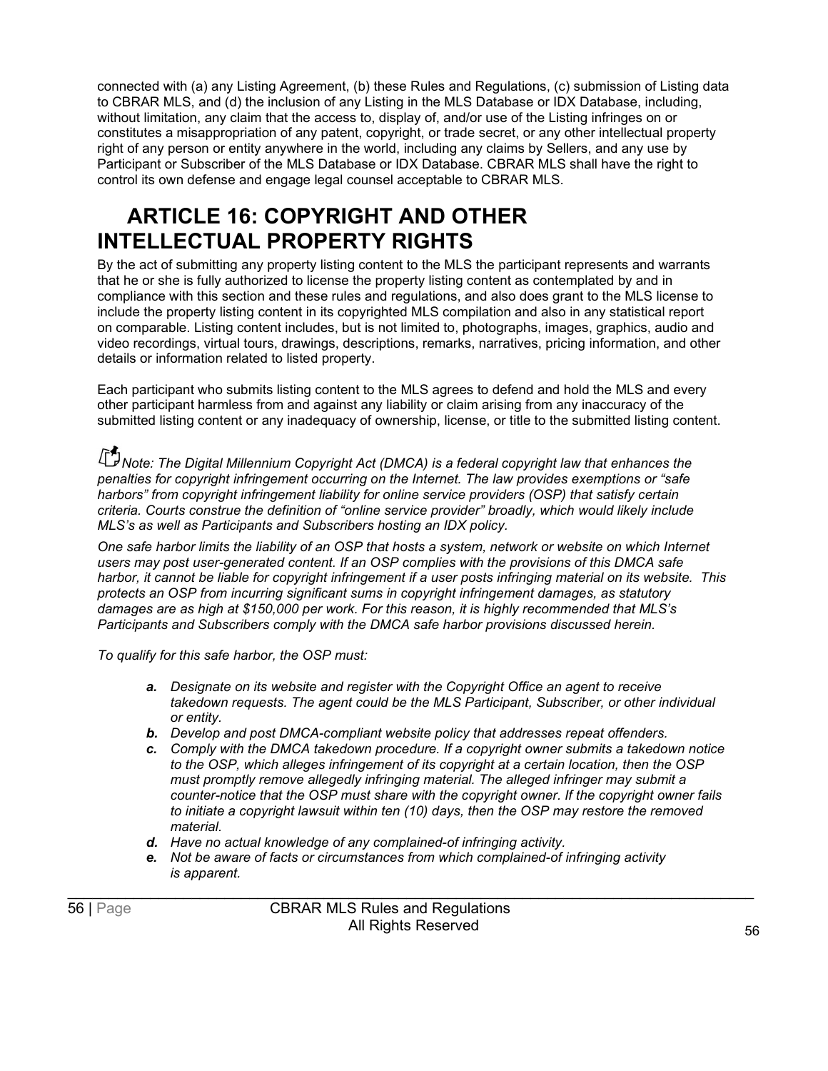connected with (a) any Listing Agreement, (b) these Rules and Regulations, (c) submission of Listing data to CBRAR MLS, and (d) the inclusion of any Listing in the MLS Database or IDX Database, including, without limitation, any claim that the access to, display of, and/or use of the Listing infringes on or constitutes a misappropriation of any patent, copyright, or trade secret, or any other intellectual property right of any person or entity anywhere in the world, including any claims by Sellers, and any use by Participant or Subscriber of the MLS Database or IDX Database. CBRAR MLS shall have the right to control its own defense and engage legal counsel acceptable to CBRAR MLS.

# ARTICLE 16: COPYRIGHT AND OTHER INTELLECTUAL PROPERTY RIGHTS

By the act of submitting any property listing content to the MLS the participant represents and warrants that he or she is fully authorized to license the property listing content as contemplated by and in compliance with this section and these rules and regulations, and also does grant to the MLS license to include the property listing content in its copyrighted MLS compilation and also in any statistical report on comparable. Listing content includes, but is not limited to, photographs, images, graphics, audio and video recordings, virtual tours, drawings, descriptions, remarks, narratives, pricing information, and other details or information related to listed property.

Each participant who submits listing content to the MLS agrees to defend and hold the MLS and every other participant harmless from and against any liability or claim arising from any inaccuracy of the submitted listing content or any inadequacy of ownership, license, or title to the submitted listing content.

*Note: The Digital Millennium Copyright Act (DMCA) is a federal copyright law that enhances the penalties for copyright infringement occurring on the Internet. The law provides exemptions or "safe harbors" from copyright infringement liability for online service providers (OSP) that satisfy certain criteria. Courts construe the definition of "online service provider" broadly, which would likely include MLS's as well as Participants and Subscribers hosting an IDX policy.*

*One safe harbor limits the liability of an OSP that hosts a system, network or website on which Internet users may post user-generated content. If an OSP complies with the provisions of this DMCA safe harbor, it cannot be liable for copyright infringement if a user posts infringing material on its website. This protects an OSP from incurring significant sums in copyright infringement damages, as statutory damages are as high at $150,000 per work. For this reason, it is highly recommended that MLS's Participants and Subscribers comply with the DMCA safe harbor provisions discussed herein.*

*To qualify for this safe harbor, the OSP must:*

- ***a.*** *Designate on its website and register with the Copyright Office an agent to receive takedown requests. The agent could be the MLS Participant, Subscriber, or other individual or entity.*
- ***b.*** *Develop and post DMCA-compliant website policy that addresses repeat offenders.*
- ***c.*** *Comply with the DMCA takedown procedure. If a copyright owner submits a takedown notice to the OSP, which alleges infringement of its copyright at a certain location, then the OSP must promptly remove allegedly infringing material. The alleged infringer may submit a counter-notice that the OSP must share with the copyright owner. If the copyright owner fails to initiate a copyright lawsuit within ten (10) days, then the OSP may restore the removed material.*
- ***d.*** *Have no actual knowledge of any complained-of infringing activity.*
- ***e.*** *Not be aware of facts or circumstances from which complained-of infringing activity is apparent.*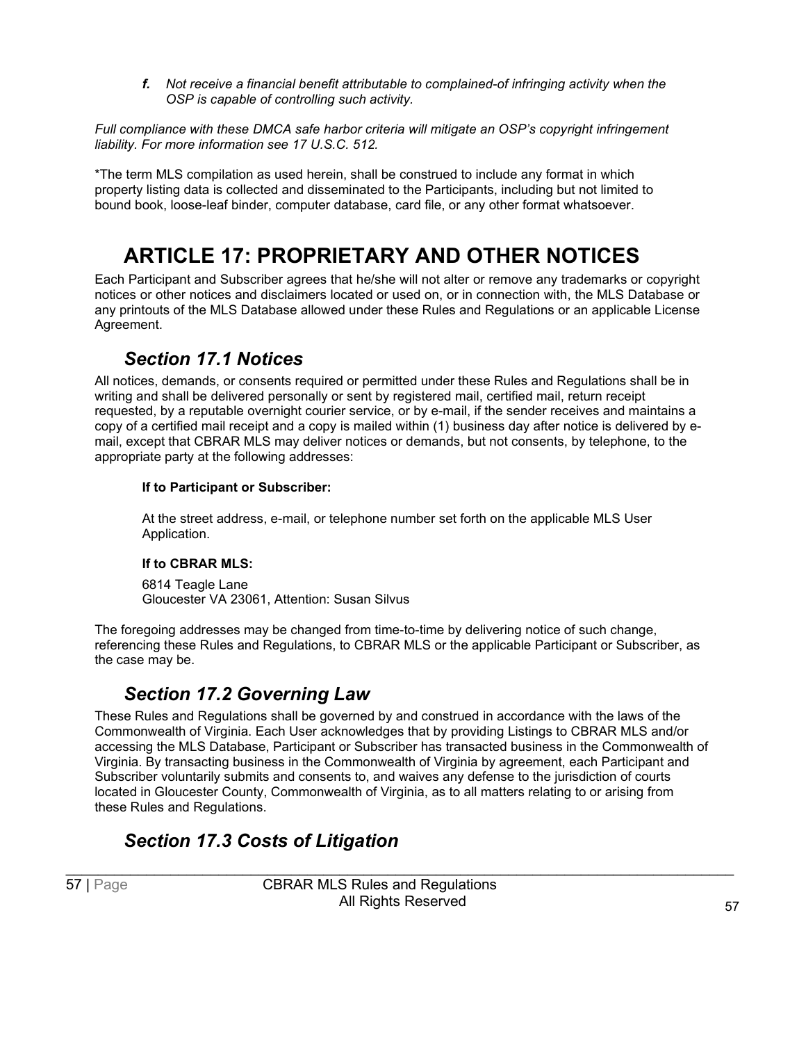***f.*** *Not receive a financial benefit attributable to complained-of infringing activity when the OSP is capable of controlling such activity.*

*Full compliance with these DMCA safe harbor criteria will mitigate an OSP's copyright infringement liability. For more information see 17 U.S.C. 512.*

*The term MLS compilation as used herein, shall be construed to include any format in which property listing data is collected and disseminated to the Participants, including but not limited to bound book, loose-leaf binder, computer database, card file, or any other format whatsoever.

# ARTICLE 17: PROPRIETARY AND OTHER NOTICES

Each Participant and Subscriber agrees that he/she will not alter or remove any trademarks or copyright notices or other notices and disclaimers located or used on, or in connection with, the MLS Database or any printouts of the MLS Database allowed under these Rules and Regulations or an applicable License Agreement.

## *Section 17.1 Notices*

All notices, demands, or consents required or permitted under these Rules and Regulations shall be in writing and shall be delivered personally or sent by registered mail, certified mail, return receipt requested, by a reputable overnight courier service, or by e-mail, if the sender receives and maintains a copy of a certified mail receipt and a copy is mailed within (1) business day after notice is delivered by e-mail, except that CBRAR MLS may deliver notices or demands, but not consents, by telephone, to the appropriate party at the following addresses:

**If to Participant or Subscriber:**

At the street address, e-mail, or telephone number set forth on the applicable MLS User Application.

**If to CBRAR MLS:**

6814 Teagle Lane
Gloucester VA 23061, Attention: Susan Silvus

The foregoing addresses may be changed from time-to-time by delivering notice of such change, referencing these Rules and Regulations, to CBRAR MLS or the applicable Participant or Subscriber, as the case may be.

## *Section 17.2 Governing Law*

These Rules and Regulations shall be governed by and construed in accordance with the laws of the Commonwealth of Virginia. Each User acknowledges that by providing Listings to CBRAR MLS and/or accessing the MLS Database, Participant or Subscriber has transacted business in the Commonwealth of Virginia. By transacting business in the Commonwealth of Virginia by agreement, each Participant and Subscriber voluntarily submits and consents to, and waives any defense to the jurisdiction of courts located in Gloucester County, Commonwealth of Virginia, as to all matters relating to or arising from these Rules and Regulations.

## *Section 17.3 Costs of Litigation*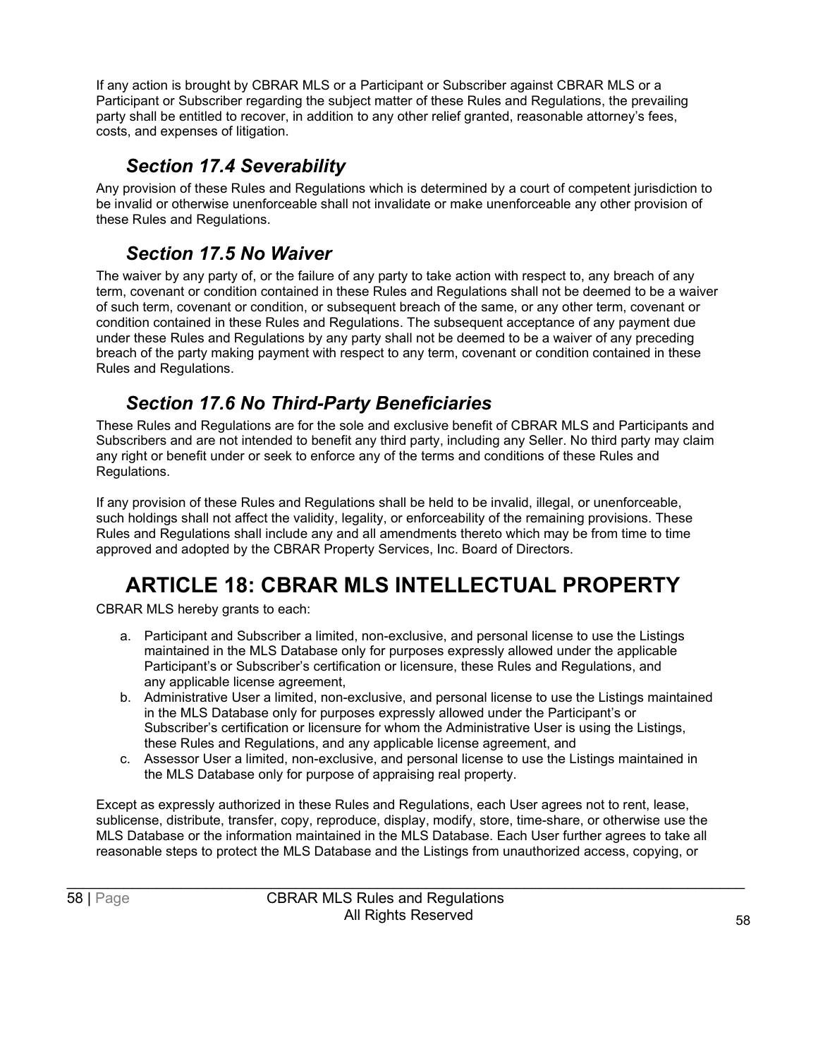If any action is brought by CBRAR MLS or a Participant or Subscriber against CBRAR MLS or a Participant or Subscriber regarding the subject matter of these Rules and Regulations, the prevailing party shall be entitled to recover, in addition to any other relief granted, reasonable attorney's fees, costs, and expenses of litigation.

### *Section 17.4 Severability*

Any provision of these Rules and Regulations which is determined by a court of competent jurisdiction to be invalid or otherwise unenforceable shall not invalidate or make unenforceable any other provision of these Rules and Regulations.

### *Section 17.5 No Waiver*

The waiver by any party of, or the failure of any party to take action with respect to, any breach of any term, covenant or condition contained in these Rules and Regulations shall not be deemed to be a waiver of such term, covenant or condition, or subsequent breach of the same, or any other term, covenant or condition contained in these Rules and Regulations. The subsequent acceptance of any payment due under these Rules and Regulations by any party shall not be deemed to be a waiver of any preceding breach of the party making payment with respect to any term, covenant or condition contained in these Rules and Regulations.

### *Section 17.6 No Third-Party Beneficiaries*

These Rules and Regulations are for the sole and exclusive benefit of CBRAR MLS and Participants and Subscribers and are not intended to benefit any third party, including any Seller. No third party may claim any right or benefit under or seek to enforce any of the terms and conditions of these Rules and Regulations.

If any provision of these Rules and Regulations shall be held to be invalid, illegal, or unenforceable, such holdings shall not affect the validity, legality, or enforceability of the remaining provisions. These Rules and Regulations shall include any and all amendments thereto which may be from time to time approved and adopted by the CBRAR Property Services, Inc. Board of Directors.

## ARTICLE 18: CBRAR MLS INTELLECTUAL PROPERTY

CBRAR MLS hereby grants to each:

a. Participant and Subscriber a limited, non-exclusive, and personal license to use the Listings maintained in the MLS Database only for purposes expressly allowed under the applicable Participant's or Subscriber's certification or licensure, these Rules and Regulations, and any applicable license agreement,
b. Administrative User a limited, non-exclusive, and personal license to use the Listings maintained in the MLS Database only for purposes expressly allowed under the Participant's or Subscriber's certification or licensure for whom the Administrative User is using the Listings, these Rules and Regulations, and any applicable license agreement, and
c. Assessor User a limited, non-exclusive, and personal license to use the Listings maintained in the MLS Database only for purpose of appraising real property.

Except as expressly authorized in these Rules and Regulations, each User agrees not to rent, lease, sublicense, distribute, transfer, copy, reproduce, display, modify, store, time-share, or otherwise use the MLS Database or the information maintained in the MLS Database. Each User further agrees to take all reasonable steps to protect the MLS Database and the Listings from unauthorized access, copying, or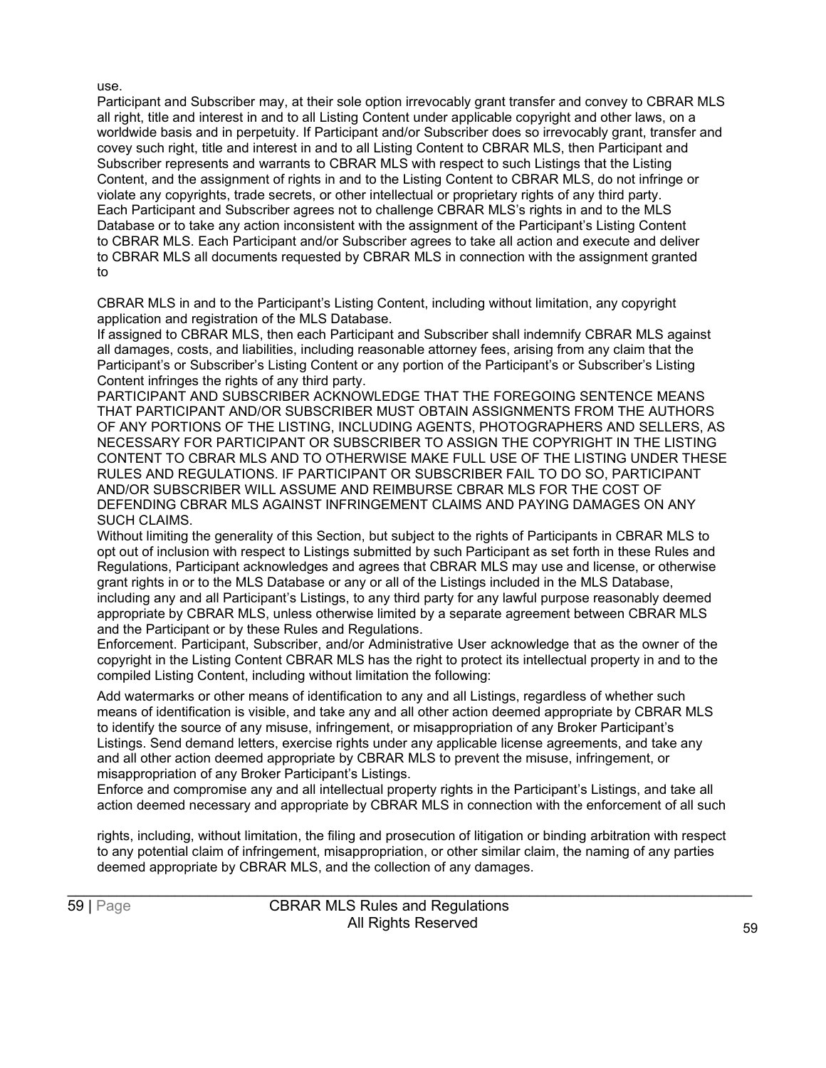use.

Participant and Subscriber may, at their sole option irrevocably grant transfer and convey to CBRAR MLS all right, title and interest in and to all Listing Content under applicable copyright and other laws, on a worldwide basis and in perpetuity. If Participant and/or Subscriber does so irrevocably grant, transfer and covey such right, title and interest in and to all Listing Content to CBRAR MLS, then Participant and Subscriber represents and warrants to CBRAR MLS with respect to such Listings that the Listing Content, and the assignment of rights in and to the Listing Content to CBRAR MLS, do not infringe or violate any copyrights, trade secrets, or other intellectual or proprietary rights of any third party.

Each Participant and Subscriber agrees not to challenge CBRAR MLS's rights in and to the MLS Database or to take any action inconsistent with the assignment of the Participant's Listing Content to CBRAR MLS. Each Participant and/or Subscriber agrees to take all action and execute and deliver to CBRAR MLS all documents requested by CBRAR MLS in connection with the assignment granted to CBRAR MLS in and to the Participant's Listing Content, including without limitation, any copyright application and registration of the MLS Database.

If assigned to CBRAR MLS, then each Participant and Subscriber shall indemnify CBRAR MLS against all damages, costs, and liabilities, including reasonable attorney fees, arising from any claim that the Participant's or Subscriber's Listing Content or any portion of the Participant's or Subscriber's Listing Content infringes the rights of any third party.

PARTICIPANT AND SUBSCRIBER ACKNOWLEDGE THAT THE FOREGOING SENTENCE MEANS THAT PARTICIPANT AND/OR SUBSCRIBER MUST OBTAIN ASSIGNMENTS FROM THE AUTHORS OF ANY PORTIONS OF THE LISTING, INCLUDING AGENTS, PHOTOGRAPHERS AND SELLERS, AS NECESSARY FOR PARTICIPANT OR SUBSCRIBER TO ASSIGN THE COPYRIGHT IN THE LISTING CONTENT TO CBRAR MLS AND TO OTHERWISE MAKE FULL USE OF THE LISTING UNDER THESE RULES AND REGULATIONS. IF PARTICIPANT OR SUBSCRIBER FAIL TO DO SO, PARTICIPANT AND/OR SUBSCRIBER WILL ASSUME AND REIMBURSE CBRAR MLS FOR THE COST OF DEFENDING CBRAR MLS AGAINST INFRINGEMENT CLAIMS AND PAYING DAMAGES ON ANY SUCH CLAIMS.

Without limiting the generality of this Section, but subject to the rights of Participants in CBRAR MLS to opt out of inclusion with respect to Listings submitted by such Participant as set forth in these Rules and Regulations, Participant acknowledges and agrees that CBRAR MLS may use and license, or otherwise grant rights in or to the MLS Database or any or all of the Listings included in the MLS Database, including any and all Participant's Listings, to any third party for any lawful purpose reasonably deemed appropriate by CBRAR MLS, unless otherwise limited by a separate agreement between CBRAR MLS and the Participant or by these Rules and Regulations.

Enforcement. Participant, Subscriber, and/or Administrative User acknowledge that as the owner of the copyright in the Listing Content CBRAR MLS has the right to protect its intellectual property in and to the compiled Listing Content, including without limitation the following:

Add watermarks or other means of identification to any and all Listings, regardless of whether such means of identification is visible, and take any and all other action deemed appropriate by CBRAR MLS to identify the source of any misuse, infringement, or misappropriation of any Broker Participant's Listings. Send demand letters, exercise rights under any applicable license agreements, and take any and all other action deemed appropriate by CBRAR MLS to prevent the misuse, infringement, or misappropriation of any Broker Participant's Listings.

Enforce and compromise any and all intellectual property rights in the Participant's Listings, and take all action deemed necessary and appropriate by CBRAR MLS in connection with the enforcement of all such rights, including, without limitation, the filing and prosecution of litigation or binding arbitration with respect to any potential claim of infringement, misappropriation, or other similar claim, the naming of any parties deemed appropriate by CBRAR MLS, and the collection of any damages.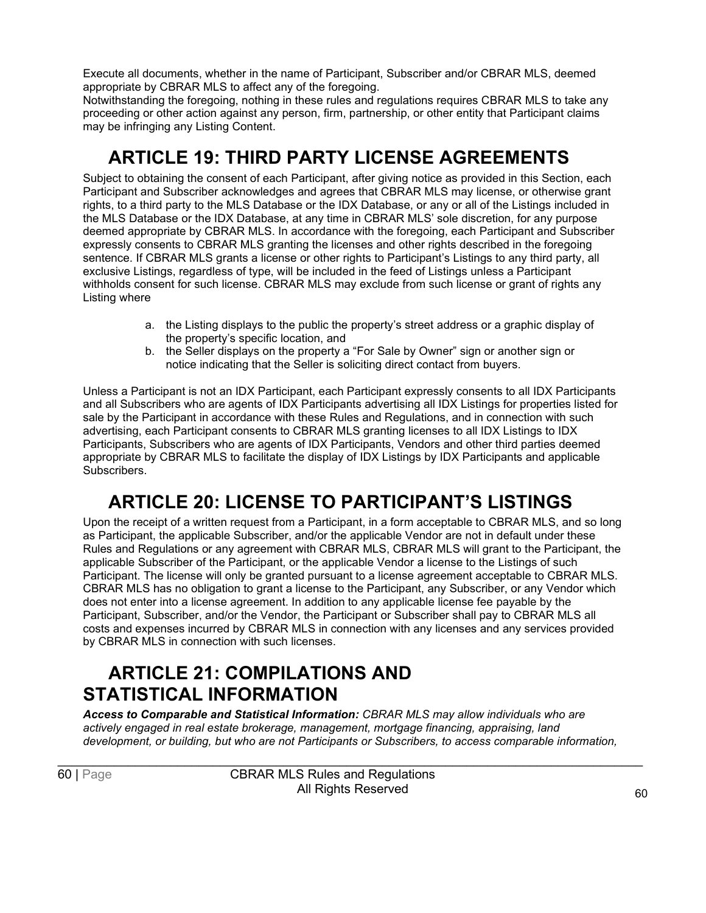Execute all documents, whether in the name of Participant, Subscriber and/or CBRAR MLS, deemed appropriate by CBRAR MLS to affect any of the foregoing.
Notwithstanding the foregoing, nothing in these rules and regulations requires CBRAR MLS to take any proceeding or other action against any person, firm, partnership, or other entity that Participant claims may be infringing any Listing Content.

# ARTICLE 19: THIRD PARTY LICENSE AGREEMENTS

Subject to obtaining the consent of each Participant, after giving notice as provided in this Section, each Participant and Subscriber acknowledges and agrees that CBRAR MLS may license, or otherwise grant rights, to a third party to the MLS Database or the IDX Database, or any or all of the Listings included in the MLS Database or the IDX Database, at any time in CBRAR MLS' sole discretion, for any purpose deemed appropriate by CBRAR MLS. In accordance with the foregoing, each Participant and Subscriber expressly consents to CBRAR MLS granting the licenses and other rights described in the foregoing sentence. If CBRAR MLS grants a license or other rights to Participant's Listings to any third party, all exclusive Listings, regardless of type, will be included in the feed of Listings unless a Participant withholds consent for such license. CBRAR MLS may exclude from such license or grant of rights any Listing where

a. the Listing displays to the public the property's street address or a graphic display of the property's specific location, and
b. the Seller displays on the property a "For Sale by Owner" sign or another sign or notice indicating that the Seller is soliciting direct contact from buyers.

Unless a Participant is not an IDX Participant, each Participant expressly consents to all IDX Participants and all Subscribers who are agents of IDX Participants advertising all IDX Listings for properties listed for sale by the Participant in accordance with these Rules and Regulations, and in connection with such advertising, each Participant consents to CBRAR MLS granting licenses to all IDX Listings to IDX Participants, Subscribers who are agents of IDX Participants, Vendors and other third parties deemed appropriate by CBRAR MLS to facilitate the display of IDX Listings by IDX Participants and applicable Subscribers.

# ARTICLE 20: LICENSE TO PARTICIPANT'S LISTINGS

Upon the receipt of a written request from a Participant, in a form acceptable to CBRAR MLS, and so long as Participant, the applicable Subscriber, and/or the applicable Vendor are not in default under these Rules and Regulations or any agreement with CBRAR MLS, CBRAR MLS will grant to the Participant, the applicable Subscriber of the Participant, or the applicable Vendor a license to the Listings of such Participant. The license will only be granted pursuant to a license agreement acceptable to CBRAR MLS. CBRAR MLS has no obligation to grant a license to the Participant, any Subscriber, or any Vendor which does not enter into a license agreement. In addition to any applicable license fee payable by the Participant, Subscriber, and/or the Vendor, the Participant or Subscriber shall pay to CBRAR MLS all costs and expenses incurred by CBRAR MLS in connection with any licenses and any services provided by CBRAR MLS in connection with such licenses.

# ARTICLE 21: COMPILATIONS AND STATISTICAL INFORMATION

***Access to Comparable and Statistical Information:*** *CBRAR MLS may allow individuals who are actively engaged in real estate brokerage, management, mortgage financing, appraising, land development, or building, but who are not Participants or Subscribers, to access comparable information,*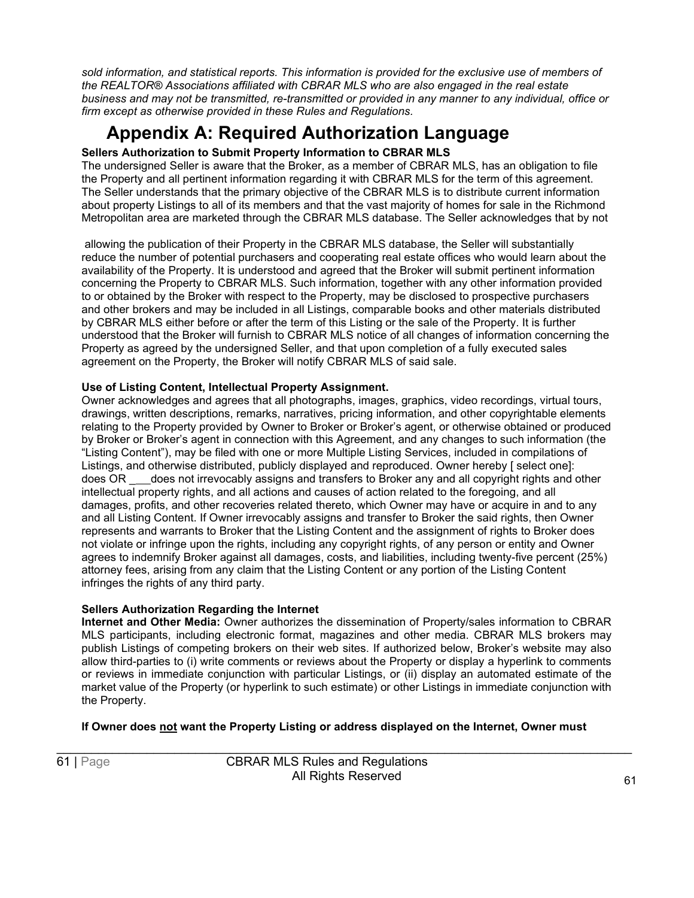*sold information, and statistical reports. This information is provided for the exclusive use of members of the REALTOR® Associations affiliated with CBRAR MLS who are also engaged in the real estate business and may not be transmitted, re-transmitted or provided in any manner to any individual, office or firm except as otherwise provided in these Rules and Regulations.*

# Appendix A: Required Authorization Language

**Sellers Authorization to Submit Property Information to CBRAR MLS**

The undersigned Seller is aware that the Broker, as a member of CBRAR MLS, has an obligation to file the Property and all pertinent information regarding it with CBRAR MLS for the term of this agreement. The Seller understands that the primary objective of the CBRAR MLS is to distribute current information about property Listings to all of its members and that the vast majority of homes for sale in the Richmond Metropolitan area are marketed through the CBRAR MLS database. The Seller acknowledges that by not allowing the publication of their Property in the CBRAR MLS database, the Seller will substantially reduce the number of potential purchasers and cooperating real estate offices who would learn about the availability of the Property. It is understood and agreed that the Broker will submit pertinent information concerning the Property to CBRAR MLS. Such information, together with any other information provided to or obtained by the Broker with respect to the Property, may be disclosed to prospective purchasers and other brokers and may be included in all Listings, comparable books and other materials distributed by CBRAR MLS either before or after the term of this Listing or the sale of the Property. It is further understood that the Broker will furnish to CBRAR MLS notice of all changes of information concerning the Property as agreed by the undersigned Seller, and that upon completion of a fully executed sales agreement on the Property, the Broker will notify CBRAR MLS of said sale.

**Use of Listing Content, Intellectual Property Assignment.**

Owner acknowledges and agrees that all photographs, images, graphics, video recordings, virtual tours, drawings, written descriptions, remarks, narratives, pricing information, and other copyrightable elements relating to the Property provided by Owner to Broker or Broker's agent, or otherwise obtained or produced by Broker or Broker's agent in connection with this Agreement, and any changes to such information (the "Listing Content"), may be filed with one or more Multiple Listing Services, included in compilations of Listings, and otherwise distributed, publicly displayed and reproduced. Owner hereby [ select one]: does OR ___does not irrevocably assigns and transfers to Broker any and all copyright rights and other intellectual property rights, and all actions and causes of action related to the foregoing, and all damages, profits, and other recoveries related thereto, which Owner may have or acquire in and to any and all Listing Content. If Owner irrevocably assigns and transfer to Broker the said rights, then Owner represents and warrants to Broker that the Listing Content and the assignment of rights to Broker does not violate or infringe upon the rights, including any copyright rights, of any person or entity and Owner agrees to indemnify Broker against all damages, costs, and liabilities, including twenty-five percent (25%) attorney fees, arising from any claim that the Listing Content or any portion of the Listing Content infringes the rights of any third party.

**Sellers Authorization Regarding the Internet**

**Internet and Other Media:** Owner authorizes the dissemination of Property/sales information to CBRAR MLS participants, including electronic format, magazines and other media. CBRAR MLS brokers may publish Listings of competing brokers on their web sites. If authorized below, Broker's website may also allow third-parties to (i) write comments or reviews about the Property or display a hyperlink to comments or reviews in immediate conjunction with particular Listings, or (ii) display an automated estimate of the market value of the Property (or hyperlink to such estimate) or other Listings in immediate conjunction with the Property.

**If Owner does <u>not</u> want the Property Listing or address displayed on the Internet, Owner must**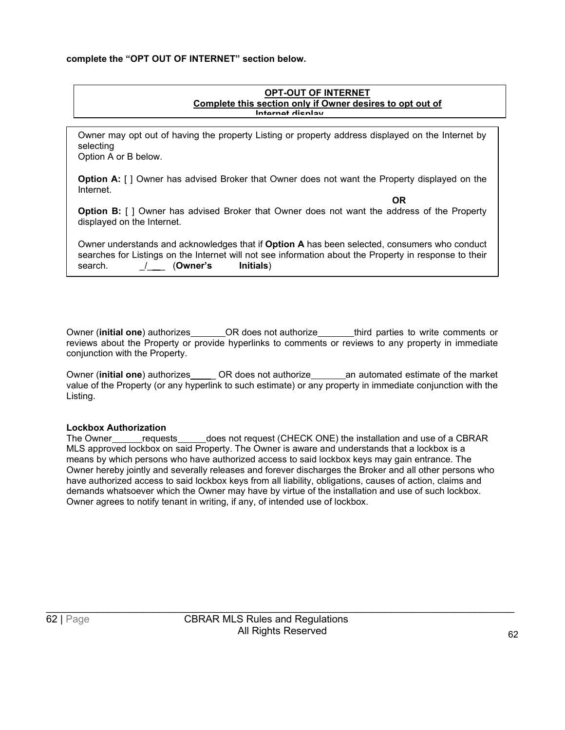**complete the “OPT OUT OF INTERNET” section below.**

**OPT-OUT OF INTERNET**
**Complete this section only if Owner desires to opt out of Internet display**

Owner may opt out of having the property Listing or property address displayed on the Internet by selecting
Option A or B below.

**Option A:** [ ] Owner has advised Broker that Owner does not want the Property displayed on the Internet.

**OR**

**Option B:** [ ] Owner has advised Broker that Owner does not want the address of the Property displayed on the Internet.

Owner understands and acknowledges that if **Option A** has been selected, consumers who conduct searches for Listings on the Internet will not see information about the Property in response to their search. _/___ (**Owner’s Initials**)

Owner (**initial one**) authorizes_______OR does not authorize_______third parties to write comments or reviews about the Property or provide hyperlinks to comments or reviews to any property in immediate conjunction with the Property.

Owner (**initial one**) authorizes_____ OR does not authorize_______an automated estimate of the market value of the Property (or any hyperlink to such estimate) or any property in immediate conjunction with the Listing.

**Lockbox Authorization**

The Owner______requests______does not request (CHECK ONE) the installation and use of a CBRAR MLS approved lockbox on said Property. The Owner is aware and understands that a lockbox is a means by which persons who have authorized access to said lockbox keys may gain entrance. The Owner hereby jointly and severally releases and forever discharges the Broker and all other persons who have authorized access to said lockbox keys from all liability, obligations, causes of action, claims and demands whatsoever which the Owner may have by virtue of the installation and use of such lockbox. Owner agrees to notify tenant in writing, if any, of intended use of lockbox.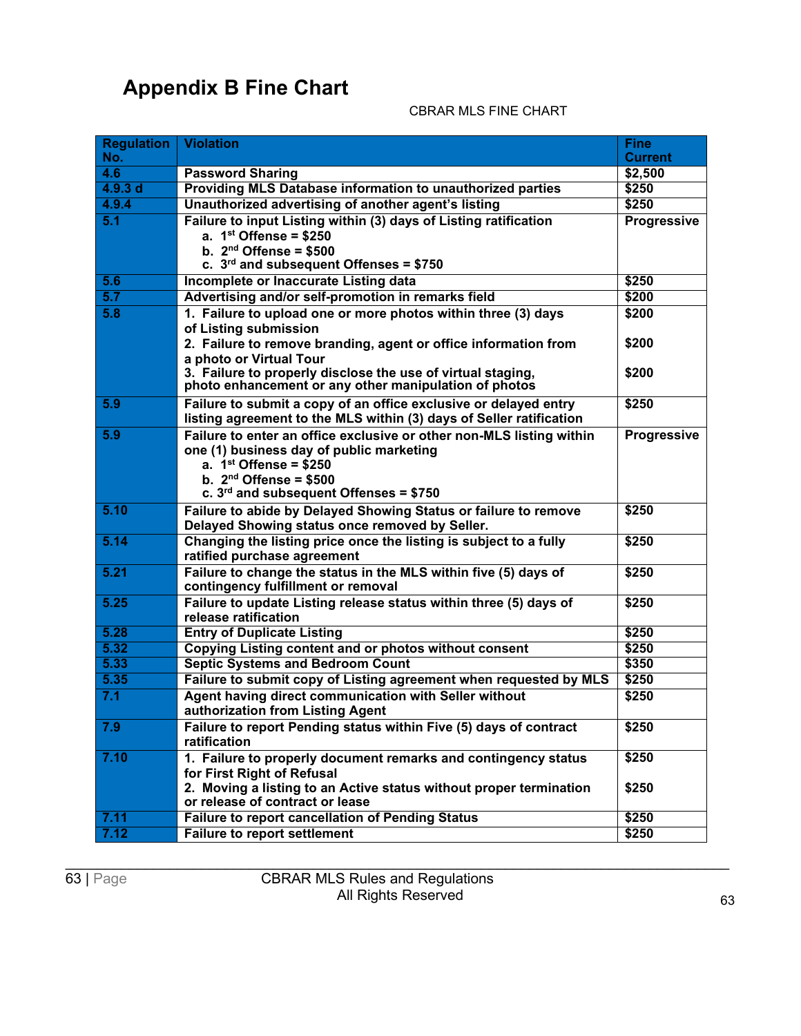# Appendix B Fine Chart

CBRAR MLS FINE CHART

| Regulation No. | Violation | Fine Current |
|---|---|---|
| 4.6 | **Password Sharing** | **$2,500** |
| 4.9.3 d | **Providing MLS Database information to unauthorized parties** | **$250** |
| 4.9.4 | **Unauthorized advertising of another agent's listing** | **$250** |
| 5.1 | **Failure to input Listing within (3) days of Listing ratification**<br>a. 1st Offense = $250<br>b. 2nd Offense = $500<br>c. 3rd and subsequent Offenses = $750 | **Progressive** |
| 5.6 | **Incomplete or Inaccurate Listing data** | **$250** |
| 5.7 | **Advertising and/or self-promotion in remarks field** | **$200** |
| 5.8 | **1. Failure to upload one or more photos within three (3) days of Listing submission**<br>**2. Failure to remove branding, agent or office information from a photo or Virtual Tour**<br>**3. Failure to properly disclose the use of virtual staging, photo enhancement or any other manipulation of photos** | **$200**<br>**$200**<br>**$200** |
| 5.9 | **Failure to submit a copy of an office exclusive or delayed entry listing agreement to the MLS within (3) days of Seller ratification** | **$250** |
| 5.9 | **Failure to enter an office exclusive or other non-MLS listing within one (1) business day of public marketing**<br>a. 1st Offense = $250<br>b. 2nd Offense = $500<br>c. 3rd and subsequent Offenses = $750 | **Progressive** |
| 5.10 | **Failure to abide by Delayed Showing Status or failure to remove Delayed Showing status once removed by Seller.** | **$250** |
| 5.14 | **Changing the listing price once the listing is subject to a fully ratified purchase agreement** | **$250** |
| 5.21 | **Failure to change the status in the MLS within five (5) days of contingency fulfillment or removal** | **$250** |
| 5.25 | **Failure to update Listing release status within three (5) days of release ratification** | **$250** |
| 5.28 | **Entry of Duplicate Listing** | **$250** |
| 5.32 | **Copying Listing content and or photos without consent** | **$250** |
| 5.33 | **Septic Systems and Bedroom Count** | **$350** |
| 5.35 | **Failure to submit copy of Listing agreement when requested by MLS** | **$250** |
| 7.1 | **Agent having direct communication with Seller without authorization from Listing Agent** | **$250** |
| 7.9 | **Failure to report Pending status within Five (5) days of contract ratification** | **$250** |
| 7.10 | **1. Failure to properly document remarks and contingency status for First Right of Refusal**<br>**2. Moving a listing to an Active status without proper termination or release of contract or lease** | **$250**<br>**$250** |
| 7.11 | **Failure to report cancellation of Pending Status** | **$250** |
| 7.12 | **Failure to report settlement** | **$250** |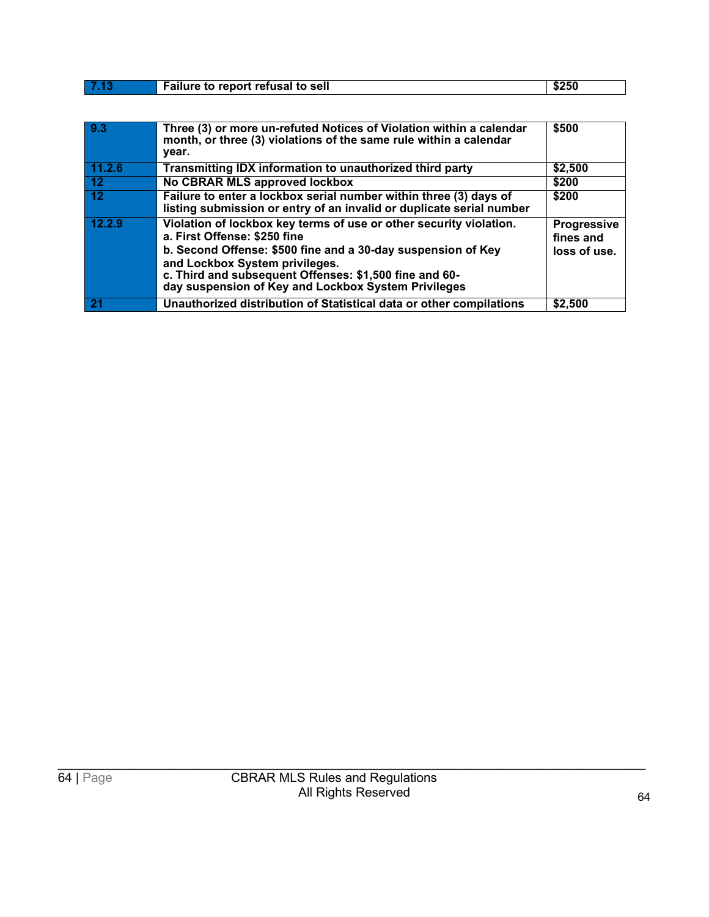| | | |
|---|---|---|
| 7.13 | **Failure to report refusal to sell** | **$250** |

| | | |
|---|---|---|
| 9.3 | **Three (3) or more un-refuted Notices of Violation within a calendar month, or three (3) violations of the same rule within a calendar year.** | **$500** |
| 11.2.6 | **Transmitting IDX information to unauthorized third party** | **$2,500** |
| 12 | **No CBRAR MLS approved lockbox** | **$200** |
| 12 | **Failure to enter a lockbox serial number within three (3) days of listing submission or entry of an invalid or duplicate serial number** | **$200** |
| 12.2.9 | **Violation of lockbox key terms of use or other security violation.**<br>**a. First Offense: $250 fine**<br>**b. Second Offense: $500 fine and a 30-day suspension of Key and Lockbox System privileges.**<br>**c. Third and subsequent Offenses: $1,500 fine and 60-day suspension of Key and Lockbox System Privileges** | **Progressive fines and loss of use.** |
| 21 | **Unauthorized distribution of Statistical data or other compilations** | **$2,500** |